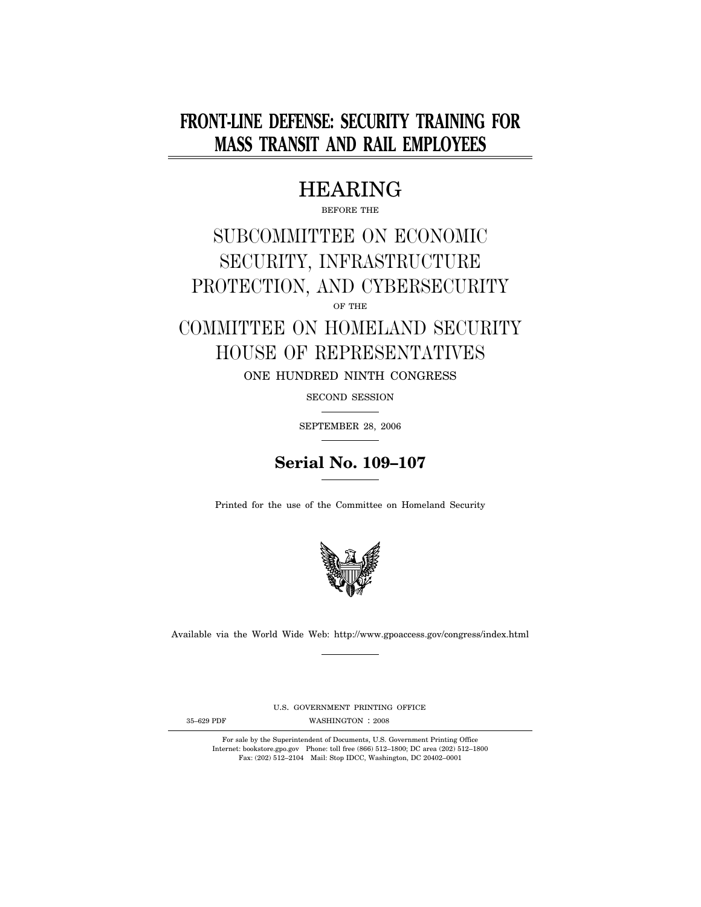# FRONT-LINE DEFENSE: SECURITY TRAINING FOR MASS TRANSIT AND RAIL EMPLOYEES

## HEARING

BEFORE THE

## SUBCOMMITTEE ON ECONOMIC SECURITY, INFRASTRUCTURE PROTECTION, AND CYBERSECURITY

OF THE

## COMMITTEE ON HOMELAND SECURITY HOUSE OF REPRESENTATIVES

ONE HUNDRED NINTH CONGRESS

SECOND SESSION

SEPTEMBER 28, 2006

**Serial No. 109–107**

Printed for the use of the Committee on Homeland Security

Available via the World Wide Web: http://www.gpoaccess.gov/congress/index.html

U.S. GOVERNMENT PRINTING OFFICE

35–629 PDF WASHINGTON : 2008

For sale by the Superintendent of Documents, U.S. Government Printing Office
Internet: bookstore.gpo.gov Phone: toll free (866) 512–1800; DC area (202) 512–1800
Fax: (202) 512–2104 Mail: Stop IDCC, Washington, DC 20402–0001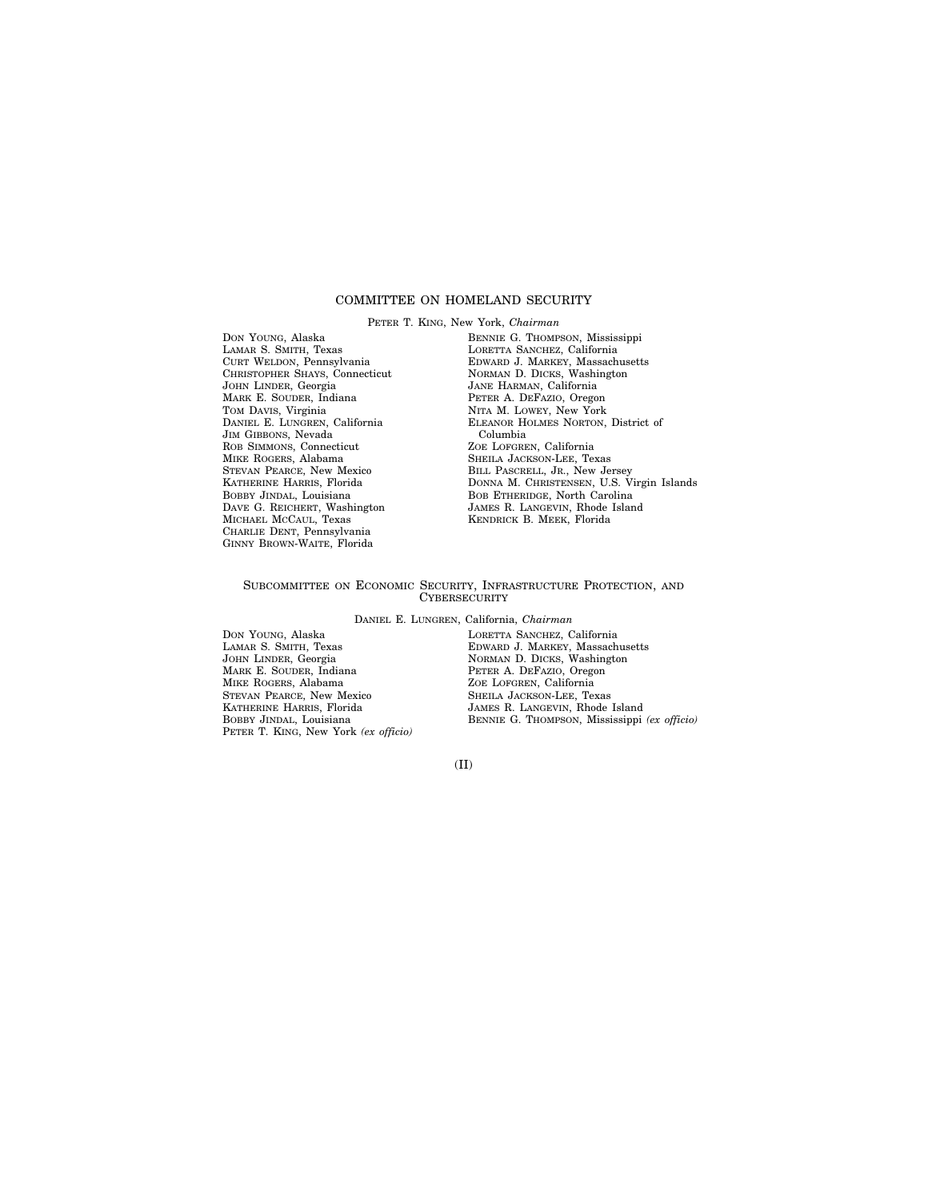# COMMITTEE ON HOMELAND SECURITY

PETER T. KING, New York, *Chairman*

DON YOUNG, Alaska
LAMAR S. SMITH, Texas
CURT WELDON, Pennsylvania
CHRISTOPHER SHAYS, Connecticut
JOHN LINDER, Georgia
MARK E. SOUDER, Indiana
TOM DAVIS, Virginia
DANIEL E. LUNGREN, California
JIM GIBBONS, Nevada
ROB SIMMONS, Connecticut
MIKE ROGERS, Alabama
STEVAN PEARCE, New Mexico
KATHERINE HARRIS, Florida
BOBBY JINDAL, Louisiana
DAVE G. REICHERT, Washington
MICHAEL MCCAUL, Texas
CHARLIE DENT, Pennsylvania
GINNY BROWN-WAITE, Florida

BENNIE G. THOMPSON, Mississippi
LORETTA SANCHEZ, California
EDWARD J. MARKEY, Massachusetts
NORMAN D. DICKS, Washington
JANE HARMAN, California
PETER A. DEFAZIO, Oregon
NITA M. LOWEY, New York
ELEANOR HOLMES NORTON, District of Columbia
ZOE LOFGREN, California
SHEILA JACKSON-LEE, Texas
BILL PASCRELL, JR., New Jersey
DONNA M. CHRISTENSEN, U.S. Virgin Islands
BOB ETHERIDGE, North Carolina
JAMES R. LANGEVIN, Rhode Island
KENDRICK B. MEEK, Florida

## SUBCOMMITTEE ON ECONOMIC SECURITY, INFRASTRUCTURE PROTECTION, AND CYBERSECURITY

DANIEL E. LUNGREN, California, *Chairman*

DON YOUNG, Alaska
LAMAR S. SMITH, Texas
JOHN LINDER, Georgia
MARK E. SOUDER, Indiana
MIKE ROGERS, Alabama
STEVAN PEARCE, New Mexico
KATHERINE HARRIS, Florida
BOBBY JINDAL, Louisiana
PETER T. KING, New York *(ex officio)*

LORETTA SANCHEZ, California
EDWARD J. MARKEY, Massachusetts
NORMAN D. DICKS, Washington
PETER A. DEFAZIO, Oregon
ZOE LOFGREN, California
SHEILA JACKSON-LEE, Texas
JAMES R. LANGEVIN, Rhode Island
BENNIE G. THOMPSON, Mississippi *(ex officio)*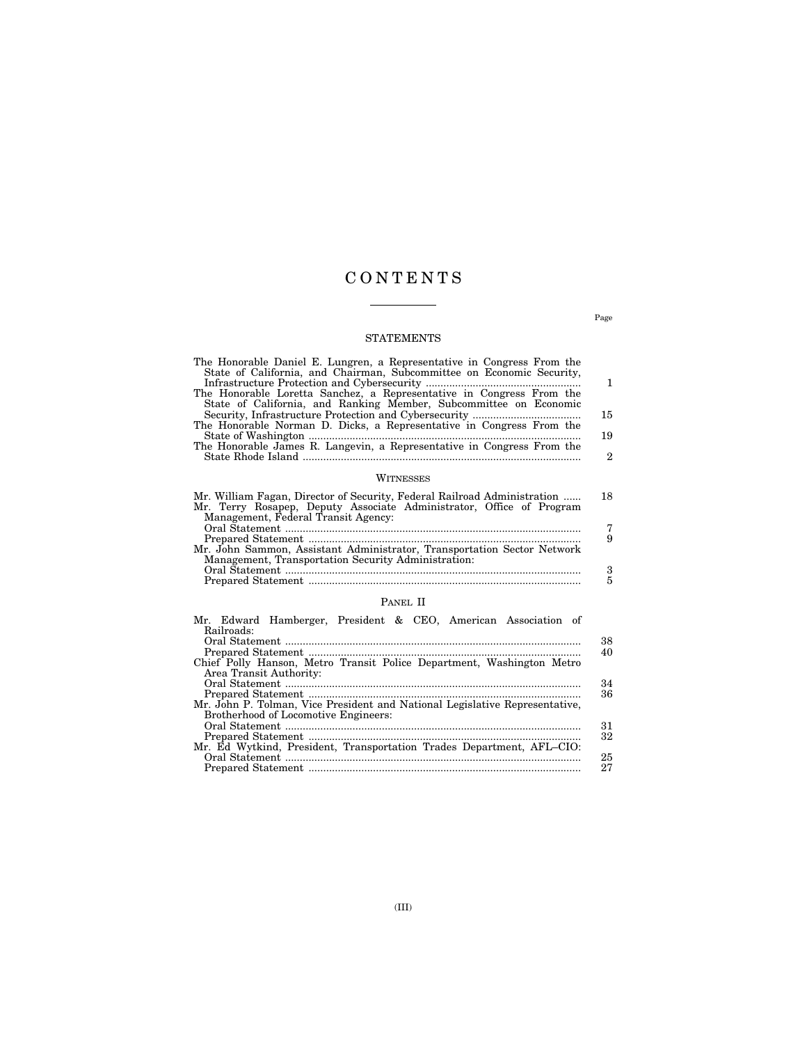# CONTENTS

Page

## STATEMENTS

| | Page |
|---|---|
| The Honorable Daniel E. Lungren, a Representative in Congress From the State of California, and Chairman, Subcommittee on Economic Security, Infrastructure Protection and Cybersecurity | 1 |
| The Honorable Loretta Sanchez, a Representative in Congress From the State of California, and Ranking Member, Subcommittee on Economic Security, Infrastructure Protection and Cybersecurity | 15 |
| The Honorable Norman D. Dicks, a Representative in Congress From the State of Washington | 19 |
| The Honorable James R. Langevin, a Representative in Congress From the State Rhode Island | 2 |

## WITNESSES

| | Page |
|---|---|
| Mr. William Fagan, Director of Security, Federal Railroad Administration | 18 |
| Mr. Terry Rosapep, Deputy Associate Administrator, Office of Program Management, Federal Transit Agency: | |
| Oral Statement | 7 |
| Prepared Statement | 9 |
| Mr. John Sammon, Assistant Administrator, Transportation Sector Network Management, Transportation Security Administration: | |
| Oral Statement | 3 |
| Prepared Statement | 5 |

## PANEL II

| | Page |
|---|---|
| Mr. Edward Hamberger, President & CEO, American Association of Railroads: | |
| Oral Statement | 38 |
| Prepared Statement | 40 |
| Chief Polly Hanson, Metro Transit Police Department, Washington Metro Area Transit Authority: | |
| Oral Statement | 34 |
| Prepared Statement | 36 |
| Mr. John P. Tolman, Vice President and National Legislative Representative, Brotherhood of Locomotive Engineers: | |
| Oral Statement | 31 |
| Prepared Statement | 32 |
| Mr. Ed Wytkind, President, Transportation Trades Department, AFL–CIO: | |
| Oral Statement | 25 |
| Prepared Statement | 27 |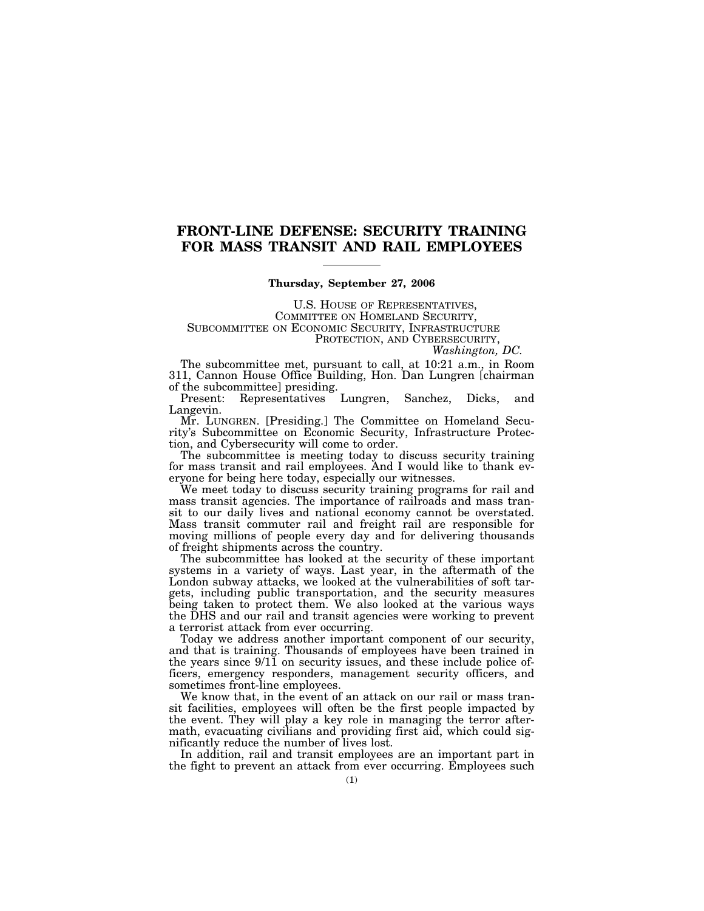# FRONT-LINE DEFENSE: SECURITY TRAINING FOR MASS TRANSIT AND RAIL EMPLOYEES

**Thursday, September 27, 2006**

U.S. HOUSE OF REPRESENTATIVES,
COMMITTEE ON HOMELAND SECURITY,
SUBCOMMITTEE ON ECONOMIC SECURITY, INFRASTRUCTURE PROTECTION, AND CYBERSECURITY,
*Washington, DC.*

The subcommittee met, pursuant to call, at 10:21 a.m., in Room 311, Cannon House Office Building, Hon. Dan Lungren [chairman of the subcommittee] presiding.

Present: Representatives Lungren, Sanchez, Dicks, and Langevin.

Mr. LUNGREN. [Presiding.] The Committee on Homeland Security's Subcommittee on Economic Security, Infrastructure Protection, and Cybersecurity will come to order.

The subcommittee is meeting today to discuss security training for mass transit and rail employees. And I would like to thank everyone for being here today, especially our witnesses.

We meet today to discuss security training programs for rail and mass transit agencies. The importance of railroads and mass transit to our daily lives and national economy cannot be overstated. Mass transit commuter rail and freight rail are responsible for moving millions of people every day and for delivering thousands of freight shipments across the country.

The subcommittee has looked at the security of these important systems in a variety of ways. Last year, in the aftermath of the London subway attacks, we looked at the vulnerabilities of soft targets, including public transportation, and the security measures being taken to protect them. We also looked at the various ways the DHS and our rail and transit agencies were working to prevent a terrorist attack from ever occurring.

Today we address another important component of our security, and that is training. Thousands of employees have been trained in the years since 9/11 on security issues, and these include police officers, emergency responders, management security officers, and sometimes front-line employees.

We know that, in the event of an attack on our rail or mass transit facilities, employees will often be the first people impacted by the event. They will play a key role in managing the terror aftermath, evacuating civilians and providing first aid, which could significantly reduce the number of lives lost.

In addition, rail and transit employees are an important part in the fight to prevent an attack from ever occurring. Employees such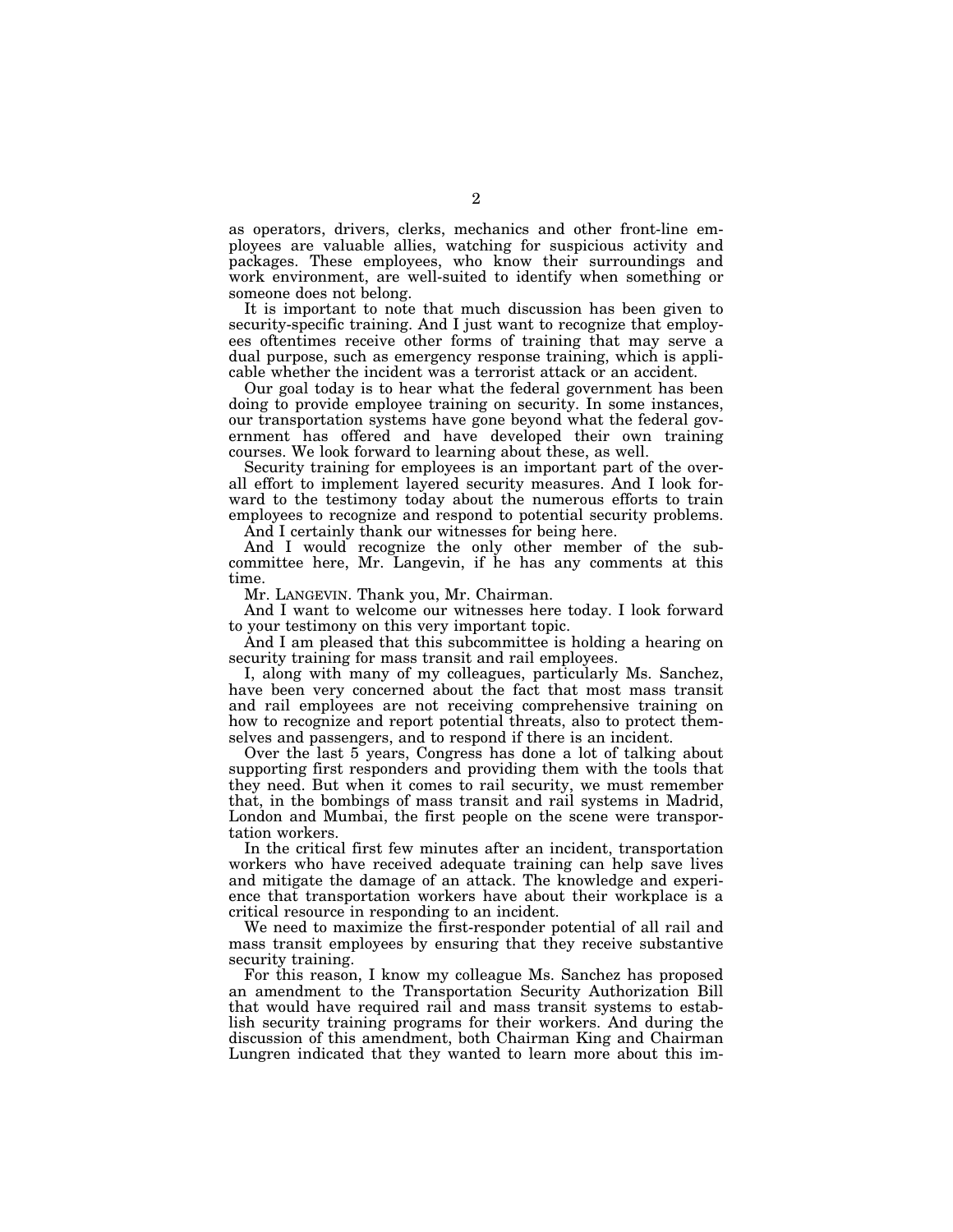as operators, drivers, clerks, mechanics and other front-line employees are valuable allies, watching for suspicious activity and packages. These employees, who know their surroundings and work environment, are well-suited to identify when something or someone does not belong.

It is important to note that much discussion has been given to security-specific training. And I just want to recognize that employees oftentimes receive other forms of training that may serve a dual purpose, such as emergency response training, which is applicable whether the incident was a terrorist attack or an accident.

Our goal today is to hear what the federal government has been doing to provide employee training on security. In some instances, our transportation systems have gone beyond what the federal government has offered and have developed their own training courses. We look forward to learning about these, as well.

Security training for employees is an important part of the overall effort to implement layered security measures. And I look forward to the testimony today about the numerous efforts to train employees to recognize and respond to potential security problems.

And I certainly thank our witnesses for being here.

And I would recognize the only other member of the subcommittee here, Mr. Langevin, if he has any comments at this time.

Mr. LANGEVIN. Thank you, Mr. Chairman.

And I want to welcome our witnesses here today. I look forward to your testimony on this very important topic.

And I am pleased that this subcommittee is holding a hearing on security training for mass transit and rail employees.

I, along with many of my colleagues, particularly Ms. Sanchez, have been very concerned about the fact that most mass transit and rail employees are not receiving comprehensive training on how to recognize and report potential threats, also to protect themselves and passengers, and to respond if there is an incident.

Over the last 5 years, Congress has done a lot of talking about supporting first responders and providing them with the tools that they need. But when it comes to rail security, we must remember that, in the bombings of mass transit and rail systems in Madrid, London and Mumbai, the first people on the scene were transportation workers.

In the critical first few minutes after an incident, transportation workers who have received adequate training can help save lives and mitigate the damage of an attack. The knowledge and experience that transportation workers have about their workplace is a critical resource in responding to an incident.

We need to maximize the first-responder potential of all rail and mass transit employees by ensuring that they receive substantive security training.

For this reason, I know my colleague Ms. Sanchez has proposed an amendment to the Transportation Security Authorization Bill that would have required rail and mass transit systems to establish security training programs for their workers. And during the discussion of this amendment, both Chairman King and Chairman Lungren indicated that they wanted to learn more about this im-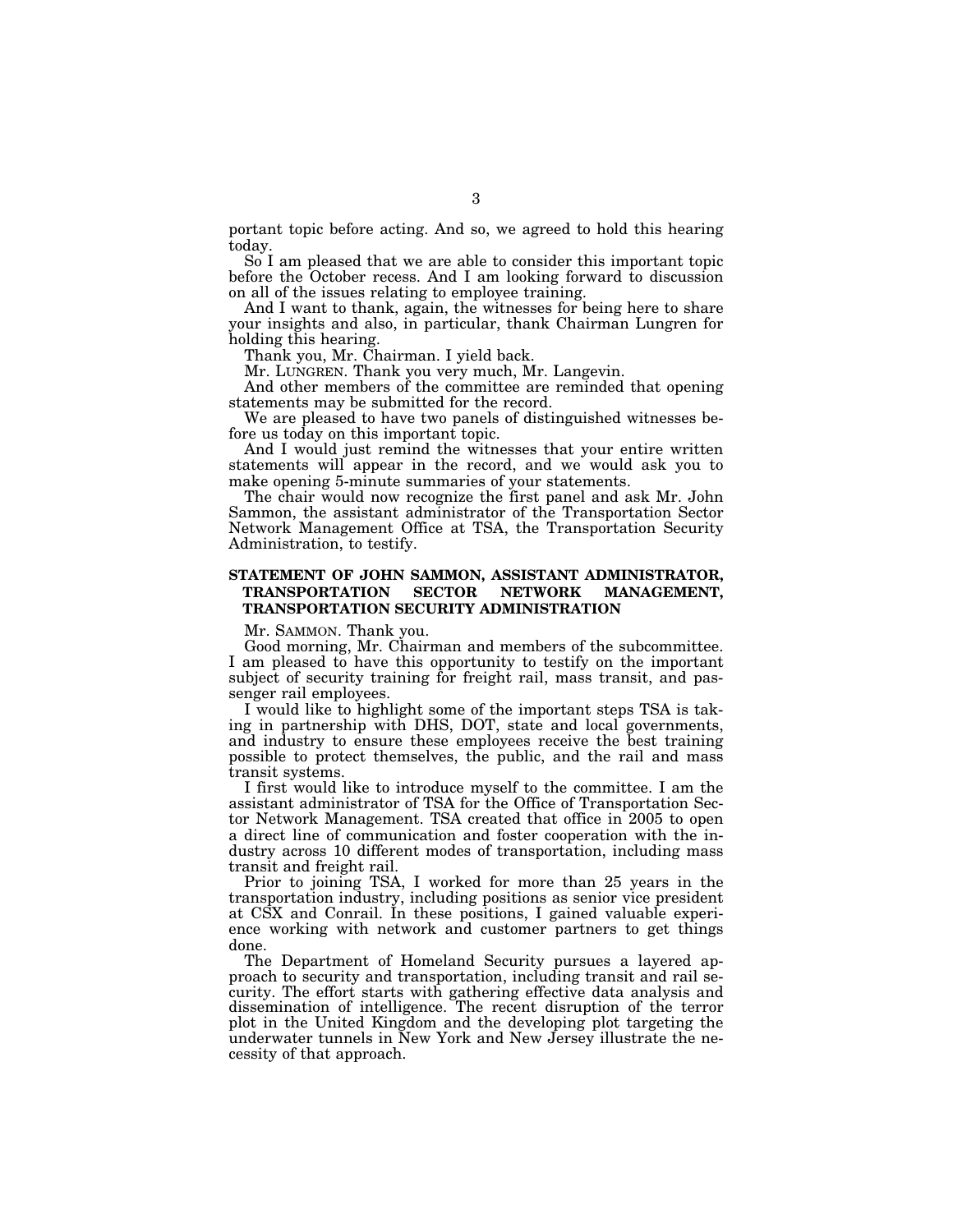portant topic before acting. And so, we agreed to hold this hearing today.

So I am pleased that we are able to consider this important topic before the October recess. And I am looking forward to discussion on all of the issues relating to employee training.

And I want to thank, again, the witnesses for being here to share your insights and also, in particular, thank Chairman Lungren for holding this hearing.

Thank you, Mr. Chairman. I yield back.

Mr. LUNGREN. Thank you very much, Mr. Langevin.

And other members of the committee are reminded that opening statements may be submitted for the record.

We are pleased to have two panels of distinguished witnesses before us today on this important topic.

And I would just remind the witnesses that your entire written statements will appear in the record, and we would ask you to make opening 5-minute summaries of your statements.

The chair would now recognize the first panel and ask Mr. John Sammon, the assistant administrator of the Transportation Sector Network Management Office at TSA, the Transportation Security Administration, to testify.

## STATEMENT OF JOHN SAMMON, ASSISTANT ADMINISTRATOR, TRANSPORTATION SECTOR NETWORK MANAGEMENT, TRANSPORTATION SECURITY ADMINISTRATION

Mr. SAMMON. Thank you.

Good morning, Mr. Chairman and members of the subcommittee. I am pleased to have this opportunity to testify on the important subject of security training for freight rail, mass transit, and passenger rail employees.

I would like to highlight some of the important steps TSA is taking in partnership with DHS, DOT, state and local governments, and industry to ensure these employees receive the best training possible to protect themselves, the public, and the rail and mass transit systems.

I first would like to introduce myself to the committee. I am the assistant administrator of TSA for the Office of Transportation Sector Network Management. TSA created that office in 2005 to open a direct line of communication and foster cooperation with the industry across 10 different modes of transportation, including mass transit and freight rail.

Prior to joining TSA, I worked for more than 25 years in the transportation industry, including positions as senior vice president at CSX and Conrail. In these positions, I gained valuable experience working with network and customer partners to get things done.

The Department of Homeland Security pursues a layered approach to security and transportation, including transit and rail security. The effort starts with gathering effective data analysis and dissemination of intelligence. The recent disruption of the terror plot in the United Kingdom and the developing plot targeting the underwater tunnels in New York and New Jersey illustrate the necessity of that approach.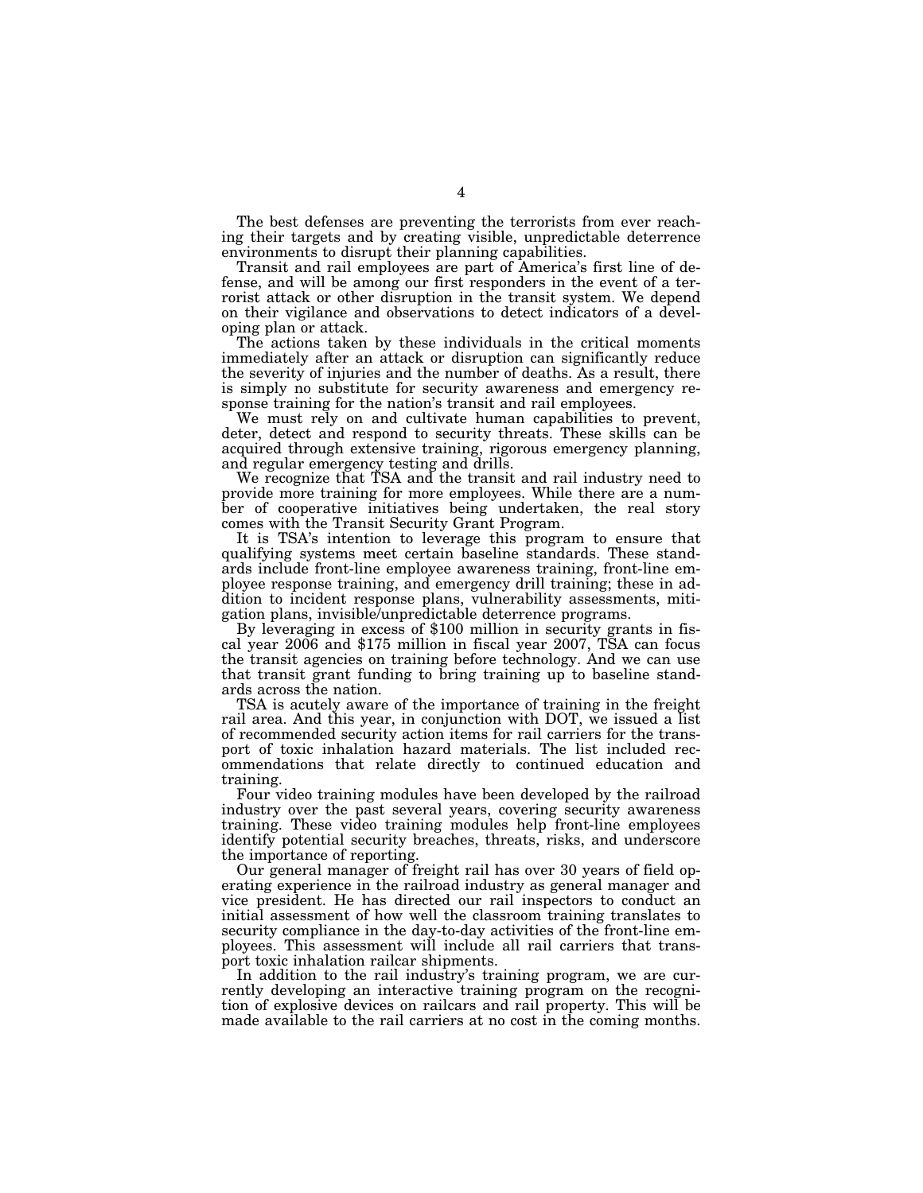The best defenses are preventing the terrorists from ever reaching their targets and by creating visible, unpredictable deterrence environments to disrupt their planning capabilities.

Transit and rail employees are part of America's first line of defense, and will be among our first responders in the event of a terrorist attack or other disruption in the transit system. We depend on their vigilance and observations to detect indicators of a developing plan or attack.

The actions taken by these individuals in the critical moments immediately after an attack or disruption can significantly reduce the severity of injuries and the number of deaths. As a result, there is simply no substitute for security awareness and emergency response training for the nation's transit and rail employees.

We must rely on and cultivate human capabilities to prevent, deter, detect and respond to security threats. These skills can be acquired through extensive training, rigorous emergency planning, and regular emergency testing and drills.

We recognize that TSA and the transit and rail industry need to provide more training for more employees. While there are a number of cooperative initiatives being undertaken, the real story comes with the Transit Security Grant Program.

It is TSA's intention to leverage this program to ensure that qualifying systems meet certain baseline standards. These standards include front-line employee awareness training, front-line employee response training, and emergency drill training; these in addition to incident response plans, vulnerability assessments, mitigation plans, invisible/unpredictable deterrence programs.

By leveraging in excess of $100 million in security grants in fiscal year 2006 and $175 million in fiscal year 2007, TSA can focus the transit agencies on training before technology. And we can use that transit grant funding to bring training up to baseline standards across the nation.

TSA is acutely aware of the importance of training in the freight rail area. And this year, in conjunction with DOT, we issued a list of recommended security action items for rail carriers for the transport of toxic inhalation hazard materials. The list included recommendations that relate directly to continued education and training.

Four video training modules have been developed by the railroad industry over the past several years, covering security awareness training. These video training modules help front-line employees identify potential security breaches, threats, risks, and underscore the importance of reporting.

Our general manager of freight rail has over 30 years of field operating experience in the railroad industry as general manager and vice president. He has directed our rail inspectors to conduct an initial assessment of how well the classroom training translates to security compliance in the day-to-day activities of the front-line employees. This assessment will include all rail carriers that transport toxic inhalation railcar shipments.

In addition to the rail industry's training program, we are currently developing an interactive training program on the recognition of explosive devices on railcars and rail property. This will be made available to the rail carriers at no cost in the coming months.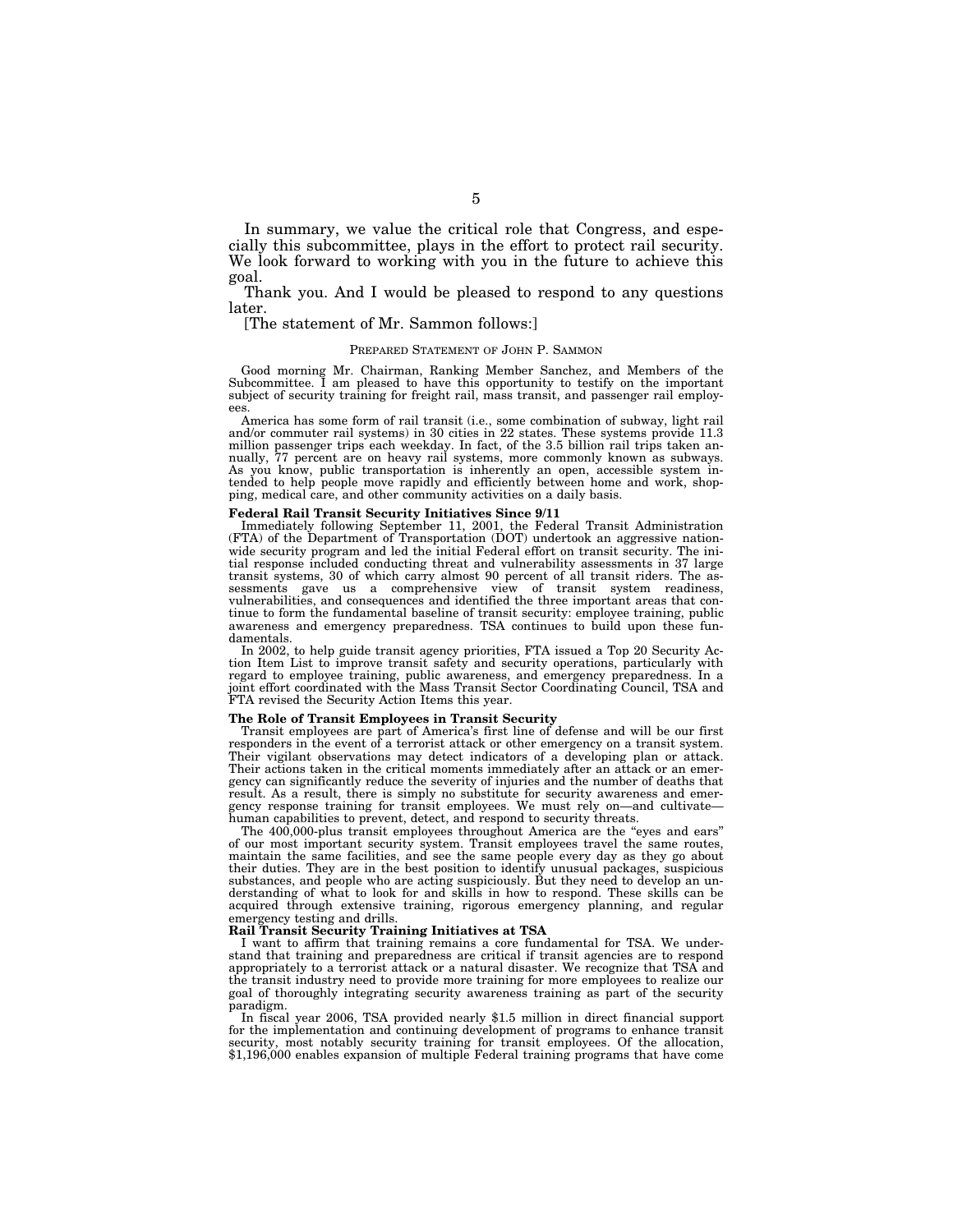In summary, we value the critical role that Congress, and especially this subcommittee, plays in the effort to protect rail security. We look forward to working with you in the future to achieve this goal.

Thank you. And I would be pleased to respond to any questions later.

[The statement of Mr. Sammon follows:]

PREPARED STATEMENT OF JOHN P. SAMMON

Good morning Mr. Chairman, Ranking Member Sanchez, and Members of the Subcommittee. I am pleased to have this opportunity to testify on the important subject of security training for freight rail, mass transit, and passenger rail employees.

America has some form of rail transit (i.e., some combination of subway, light rail and/or commuter rail systems) in 30 cities in 22 states. These systems provide 11.3 million passenger trips each weekday. In fact, of the 3.5 billion rail trips taken annually, 77 percent are on heavy rail systems, more commonly known as subways. As you know, public transportation is inherently an open, accessible system intended to help people move rapidly and efficiently between home and work, shopping, medical care, and other community activities on a daily basis.

**Federal Rail Transit Security Initiatives Since 9/11**

Immediately following September 11, 2001, the Federal Transit Administration (FTA) of the Department of Transportation (DOT) undertook an aggressive nationwide security program and led the initial Federal effort on transit security. The initial response included conducting threat and vulnerability assessments in 37 large transit systems, 30 of which carry almost 90 percent of all transit riders. The assessments gave us a comprehensive view of transit system readiness, vulnerabilities, and consequences and identified the three important areas that continue to form the fundamental baseline of transit security: employee training, public awareness and emergency preparedness. TSA continues to build upon these fundamentals.

In 2002, to help guide transit agency priorities, FTA issued a Top 20 Security Action Item List to improve transit safety and security operations, particularly with regard to employee training, public awareness, and emergency preparedness. In a joint effort coordinated with the Mass Transit Sector Coordinating Council, TSA and FTA revised the Security Action Items this year.

**The Role of Transit Employees in Transit Security**

Transit employees are part of America's first line of defense and will be our first responders in the event of a terrorist attack or other emergency on a transit system. Their vigilant observations may detect indicators of a developing plan or attack. Their actions taken in the critical moments immediately after an attack or an emergency can significantly reduce the severity of injuries and the number of deaths that result. As a result, there is simply no substitute for security awareness and emergency response training for transit employees. We must rely on—and cultivate—human capabilities to prevent, detect, and respond to security threats.

The 400,000-plus transit employees throughout America are the "eyes and ears" of our most important security system. Transit employees travel the same routes, maintain the same facilities, and see the same people every day as they go about their duties. They are in the best position to identify unusual packages, suspicious substances, and people who are acting suspiciously. But they need to develop an understanding of what to look for and skills in how to respond. These skills can be acquired through extensive training, rigorous emergency planning, and regular emergency testing and drills.

**Rail Transit Security Training Initiatives at TSA**

I want to affirm that training remains a core fundamental for TSA. We understand that training and preparedness are critical if transit agencies are to respond appropriately to a terrorist attack or a natural disaster. We recognize that TSA and the transit industry need to provide more training for more employees to realize our goal of thoroughly integrating security awareness training as part of the security paradigm.

In fiscal year 2006, TSA provided nearly $1.5 million in direct financial support for the implementation and continuing development of programs to enhance transit security, most notably security training for transit employees. Of the allocation, $1,196,000 enables expansion of multiple Federal training programs that have come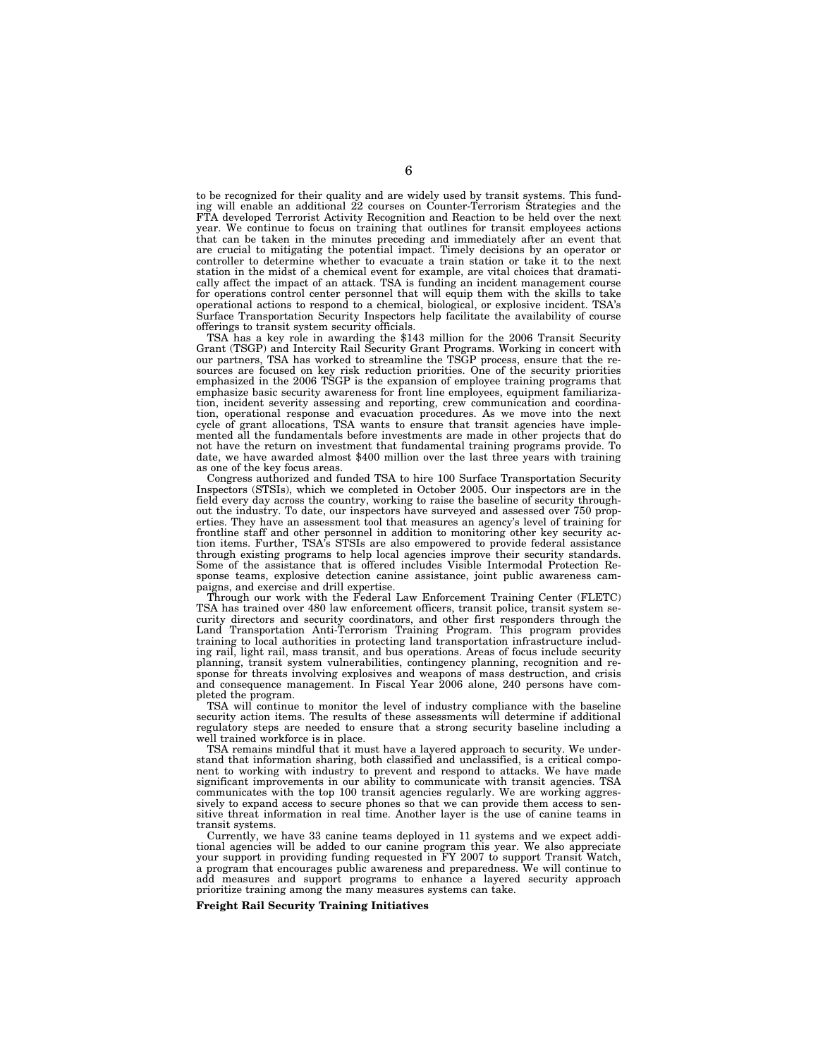to be recognized for their quality and are widely used by transit systems. This funding will enable an additional 22 courses on Counter-Terrorism Strategies and the FTA developed Terrorist Activity Recognition and Reaction to be held over the next year. We continue to focus on training that outlines for transit employees actions that can be taken in the minutes preceding and immediately after an event that are crucial to mitigating the potential impact. Timely decisions by an operator or controller to determine whether to evacuate a train station or take it to the next station in the midst of a chemical event for example, are vital choices that dramatically affect the impact of an attack. TSA is funding an incident management course for operations control center personnel that will equip them with the skills to take operational actions to respond to a chemical, biological, or explosive incident. TSA's Surface Transportation Security Inspectors help facilitate the availability of course offerings to transit system security officials.

TSA has a key role in awarding the $143 million for the 2006 Transit Security Grant (TSGP) and Intercity Rail Security Grant Programs. Working in concert with our partners, TSA has worked to streamline the TSGP process, ensure that the resources are focused on key risk reduction priorities. One of the security priorities emphasized in the 2006 TSGP is the expansion of employee training programs that emphasize basic security awareness for front line employees, equipment familiarization, incident severity assessing and reporting, crew communication and coordination, operational response and evacuation procedures. As we move into the next cycle of grant allocations, TSA wants to ensure that transit agencies have implemented all the fundamentals before investments are made in other projects that do not have the return on investment that fundamental training programs provide. To date, we have awarded almost $400 million over the last three years with training as one of the key focus areas.

Congress authorized and funded TSA to hire 100 Surface Transportation Security Inspectors (STSIs), which we completed in October 2005. Our inspectors are in the field every day across the country, working to raise the baseline of security throughout the industry. To date, our inspectors have surveyed and assessed over 750 properties. They have an assessment tool that measures an agency's level of training for frontline staff and other personnel in addition to monitoring other key security action items. Further, TSA's STSIs are also empowered to provide federal assistance through existing programs to help local agencies improve their security standards. Some of the assistance that is offered includes Visible Intermodal Protection Response teams, explosive detection canine assistance, joint public awareness campaigns, and exercise and drill expertise.

Through our work with the Federal Law Enforcement Training Center (FLETC) TSA has trained over 480 law enforcement officers, transit police, transit system security directors and security coordinators, and other first responders through the Land Transportation Anti-Terrorism Training Program. This program provides training to local authorities in protecting land transportation infrastructure including rail, light rail, mass transit, and bus operations. Areas of focus include security planning, transit system vulnerabilities, contingency planning, recognition and response for threats involving explosives and weapons of mass destruction, and crisis and consequence management. In Fiscal Year 2006 alone, 240 persons have completed the program.

TSA will continue to monitor the level of industry compliance with the baseline security action items. The results of these assessments will determine if additional regulatory steps are needed to ensure that a strong security baseline including a well trained workforce is in place.

TSA remains mindful that it must have a layered approach to security. We understand that information sharing, both classified and unclassified, is a critical component to working with industry to prevent and respond to attacks. We have made significant improvements in our ability to communicate with transit agencies. TSA communicates with the top 100 transit agencies regularly. We are working aggressively to expand access to secure phones so that we can provide them access to sensitive threat information in real time. Another layer is the use of canine teams in transit systems.

Currently, we have 33 canine teams deployed in 11 systems and we expect additional agencies will be added to our canine program this year. We also appreciate your support in providing funding requested in FY 2007 to support Transit Watch, a program that encourages public awareness and preparedness. We will continue to add measures and support programs to enhance a layered security approach prioritize training among the many measures systems can take.

**Freight Rail Security Training Initiatives**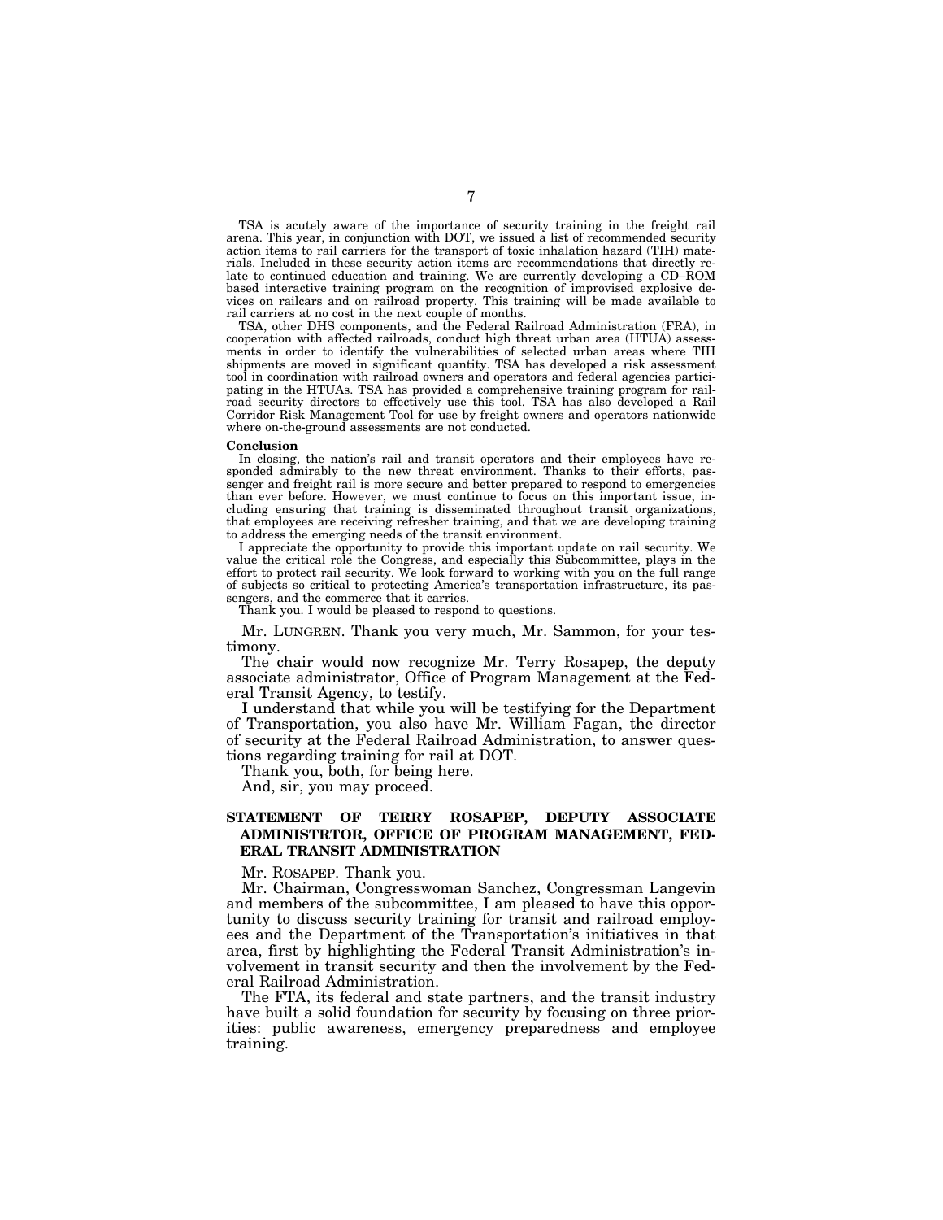TSA is acutely aware of the importance of security training in the freight rail arena. This year, in conjunction with DOT, we issued a list of recommended security action items to rail carriers for the transport of toxic inhalation hazard (TIH) materials. Included in these security action items are recommendations that directly relate to continued education and training. We are currently developing a CD–ROM based interactive training program on the recognition of improvised explosive devices on railcars and on railroad property. This training will be made available to rail carriers at no cost in the next couple of months.

TSA, other DHS components, and the Federal Railroad Administration (FRA), in cooperation with affected railroads, conduct high threat urban area (HTUA) assessments in order to identify the vulnerabilities of selected urban areas where TIH shipments are moved in significant quantity. TSA has developed a risk assessment tool in coordination with railroad owners and operators and federal agencies participating in the HTUAs. TSA has provided a comprehensive training program for railroad security directors to effectively use this tool. TSA has also developed a Rail Corridor Risk Management Tool for use by freight owners and operators nationwide where on-the-ground assessments are not conducted.

**Conclusion**

In closing, the nation's rail and transit operators and their employees have responded admirably to the new threat environment. Thanks to their efforts, passenger and freight rail is more secure and better prepared to respond to emergencies than ever before. However, we must continue to focus on this important issue, including ensuring that training is disseminated throughout transit organizations, that employees are receiving refresher training, and that we are developing training to address the emerging needs of the transit environment.

I appreciate the opportunity to provide this important update on rail security. We value the critical role the Congress, and especially this Subcommittee, plays in the effort to protect rail security. We look forward to working with you on the full range of subjects so critical to protecting America's transportation infrastructure, its passengers, and the commerce that it carries.

Thank you. I would be pleased to respond to questions.

Mr. LUNGREN. Thank you very much, Mr. Sammon, for your testimony.

The chair would now recognize Mr. Terry Rosapep, the deputy associate administrator, Office of Program Management at the Federal Transit Agency, to testify.

I understand that while you will be testifying for the Department of Transportation, you also have Mr. William Fagan, the director of security at the Federal Railroad Administration, to answer questions regarding training for rail at DOT.

Thank you, both, for being here.

And, sir, you may proceed.

## STATEMENT OF TERRY ROSAPEP, DEPUTY ASSOCIATE ADMINISTRTOR, OFFICE OF PROGRAM MANAGEMENT, FEDERAL TRANSIT ADMINISTRATION

Mr. ROSAPEP. Thank you.

Mr. Chairman, Congresswoman Sanchez, Congressman Langevin and members of the subcommittee, I am pleased to have this opportunity to discuss security training for transit and railroad employees and the Department of the Transportation's initiatives in that area, first by highlighting the Federal Transit Administration's involvement in transit security and then the involvement by the Federal Railroad Administration.

The FTA, its federal and state partners, and the transit industry have built a solid foundation for security by focusing on three priorities: public awareness, emergency preparedness and employee training.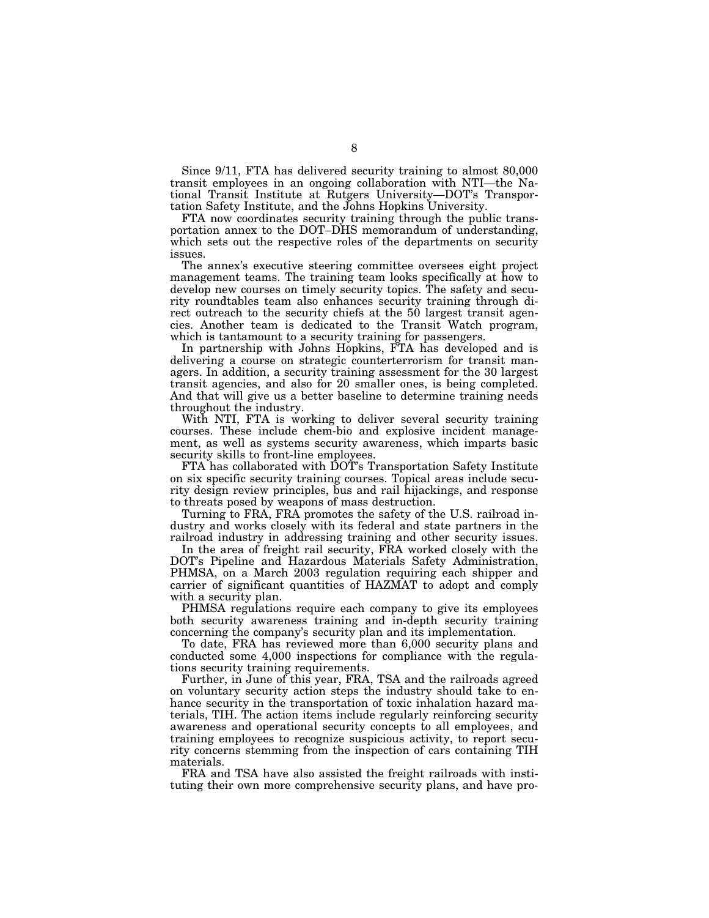Since 9/11, FTA has delivered security training to almost 80,000 transit employees in an ongoing collaboration with NTI—the National Transit Institute at Rutgers University—DOT's Transportation Safety Institute, and the Johns Hopkins University.

FTA now coordinates security training through the public transportation annex to the DOT–DHS memorandum of understanding, which sets out the respective roles of the departments on security issues.

The annex's executive steering committee oversees eight project management teams. The training team looks specifically at how to develop new courses on timely security topics. The safety and security roundtables team also enhances security training through direct outreach to the security chiefs at the 50 largest transit agencies. Another team is dedicated to the Transit Watch program, which is tantamount to a security training for passengers.

In partnership with Johns Hopkins, FTA has developed and is delivering a course on strategic counterterrorism for transit managers. In addition, a security training assessment for the 30 largest transit agencies, and also for 20 smaller ones, is being completed. And that will give us a better baseline to determine training needs throughout the industry.

With NTI, FTA is working to deliver several security training courses. These include chem-bio and explosive incident management, as well as systems security awareness, which imparts basic security skills to front-line employees.

FTA has collaborated with DOT's Transportation Safety Institute on six specific security training courses. Topical areas include security design review principles, bus and rail hijackings, and response to threats posed by weapons of mass destruction.

Turning to FRA, FRA promotes the safety of the U.S. railroad industry and works closely with its federal and state partners in the railroad industry in addressing training and other security issues.

In the area of freight rail security, FRA worked closely with the DOT's Pipeline and Hazardous Materials Safety Administration, PHMSA, on a March 2003 regulation requiring each shipper and carrier of significant quantities of HAZMAT to adopt and comply with a security plan.

PHMSA regulations require each company to give its employees both security awareness training and in-depth security training concerning the company's security plan and its implementation.

To date, FRA has reviewed more than 6,000 security plans and conducted some 4,000 inspections for compliance with the regulations security training requirements.

Further, in June of this year, FRA, TSA and the railroads agreed on voluntary security action steps the industry should take to enhance security in the transportation of toxic inhalation hazard materials, TIH. The action items include regularly reinforcing security awareness and operational security concepts to all employees, and training employees to recognize suspicious activity, to report security concerns stemming from the inspection of cars containing TIH materials.

FRA and TSA have also assisted the freight railroads with instituting their own more comprehensive security plans, and have pro-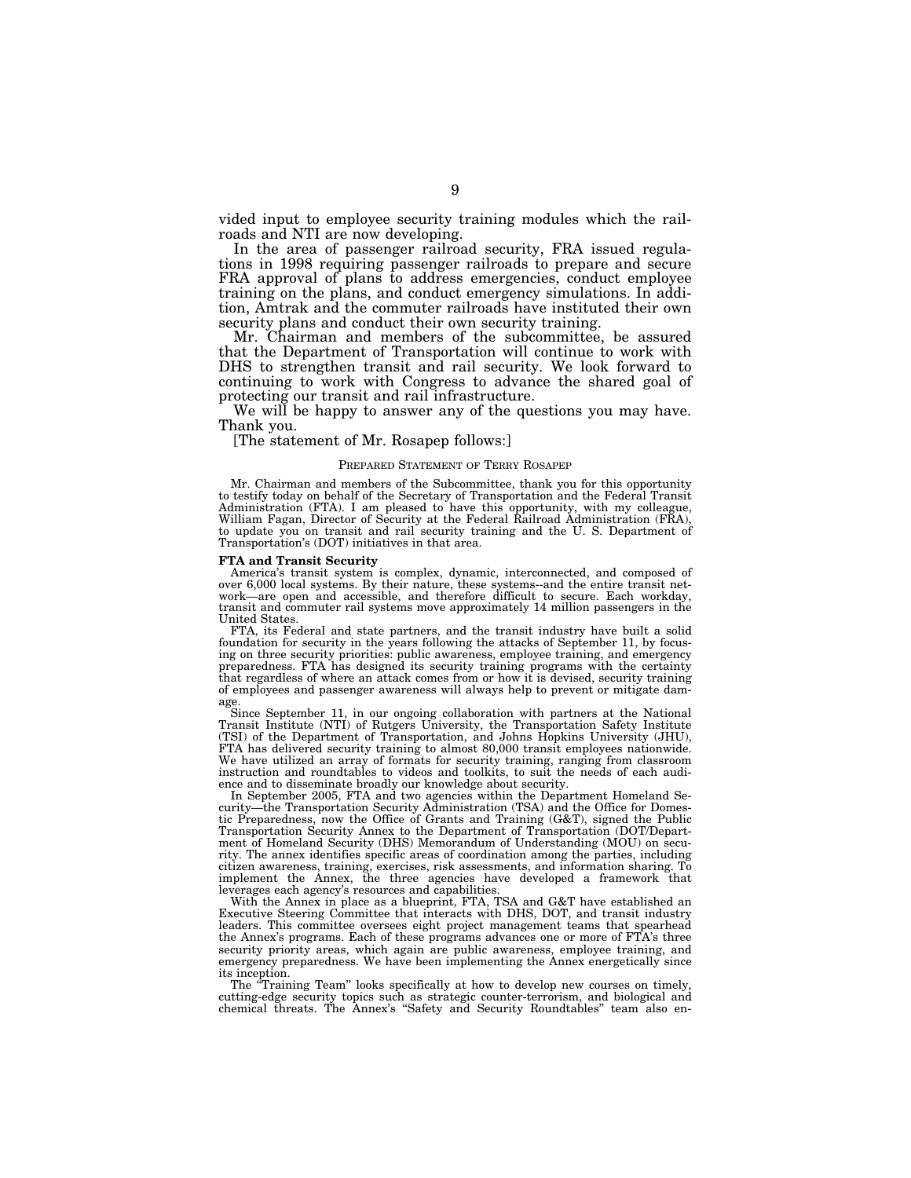vided input to employee security training modules which the railroads and NTI are now developing.

In the area of passenger railroad security, FRA issued regulations in 1998 requiring passenger railroads to prepare and secure FRA approval of plans to address emergencies, conduct employee training on the plans, and conduct emergency simulations. In addition, Amtrak and the commuter railroads have instituted their own security plans and conduct their own security training.

Mr. Chairman and members of the subcommittee, be assured that the Department of Transportation will continue to work with DHS to strengthen transit and rail security. We look forward to continuing to work with Congress to advance the shared goal of protecting our transit and rail infrastructure.

We will be happy to answer any of the questions you may have. Thank you.

[The statement of Mr. Rosapep follows:]

PREPARED STATEMENT OF TERRY ROSAPEP

Mr. Chairman and members of the Subcommittee, thank you for this opportunity to testify today on behalf of the Secretary of Transportation and the Federal Transit Administration (FTA). I am pleased to have this opportunity, with my colleague, William Fagan, Director of Security at the Federal Railroad Administration (FRA), to update you on transit and rail security training and the U. S. Department of Transportation's (DOT) initiatives in that area.

**FTA and Transit Security**

America's transit system is complex, dynamic, interconnected, and composed of over 6,000 local systems. By their nature, these systems--and the entire transit network—are open and accessible, and therefore difficult to secure. Each workday, transit and commuter rail systems move approximately 14 million passengers in the United States.

FTA, its Federal and state partners, and the transit industry have built a solid foundation for security in the years following the attacks of September 11, by focusing on three security priorities: public awareness, employee training, and emergency preparedness. FTA has designed its security training programs with the certainty that regardless of where an attack comes from or how it is devised, security training of employees and passenger awareness will always help to prevent or mitigate damage.

Since September 11, in our ongoing collaboration with partners at the National Transit Institute (NTI) of Rutgers University, the Transportation Safety Institute (TSI) of the Department of Transportation, and Johns Hopkins University (JHU), FTA has delivered security training to almost 80,000 transit employees nationwide. We have utilized an array of formats for security training, ranging from classroom instruction and roundtables to videos and toolkits, to suit the needs of each audience and to disseminate broadly our knowledge about security.

In September 2005, FTA and two agencies within the Department Homeland Security—the Transportation Security Administration (TSA) and the Office for Domestic Preparedness, now the Office of Grants and Training (G&T), signed the Public Transportation Security Annex to the Department of Transportation (DOT/Department of Homeland Security (DHS) Memorandum of Understanding (MOU) on security. The annex identifies specific areas of coordination among the parties, including citizen awareness, training, exercises, risk assessments, and information sharing. To implement the Annex, the three agencies have developed a framework that leverages each agency's resources and capabilities.

With the Annex in place as a blueprint, FTA, TSA and G&T have established an Executive Steering Committee that interacts with DHS, DOT, and transit industry leaders. This committee oversees eight project management teams that spearhead the Annex's programs. Each of these programs advances one or more of FTA's three security priority areas, which again are public awareness, employee training, and emergency preparedness. We have been implementing the Annex energetically since its inception.

The "Training Team" looks specifically at how to develop new courses on timely, cutting-edge security topics such as strategic counter-terrorism, and biological and chemical threats. The Annex's "Safety and Security Roundtables" team also en-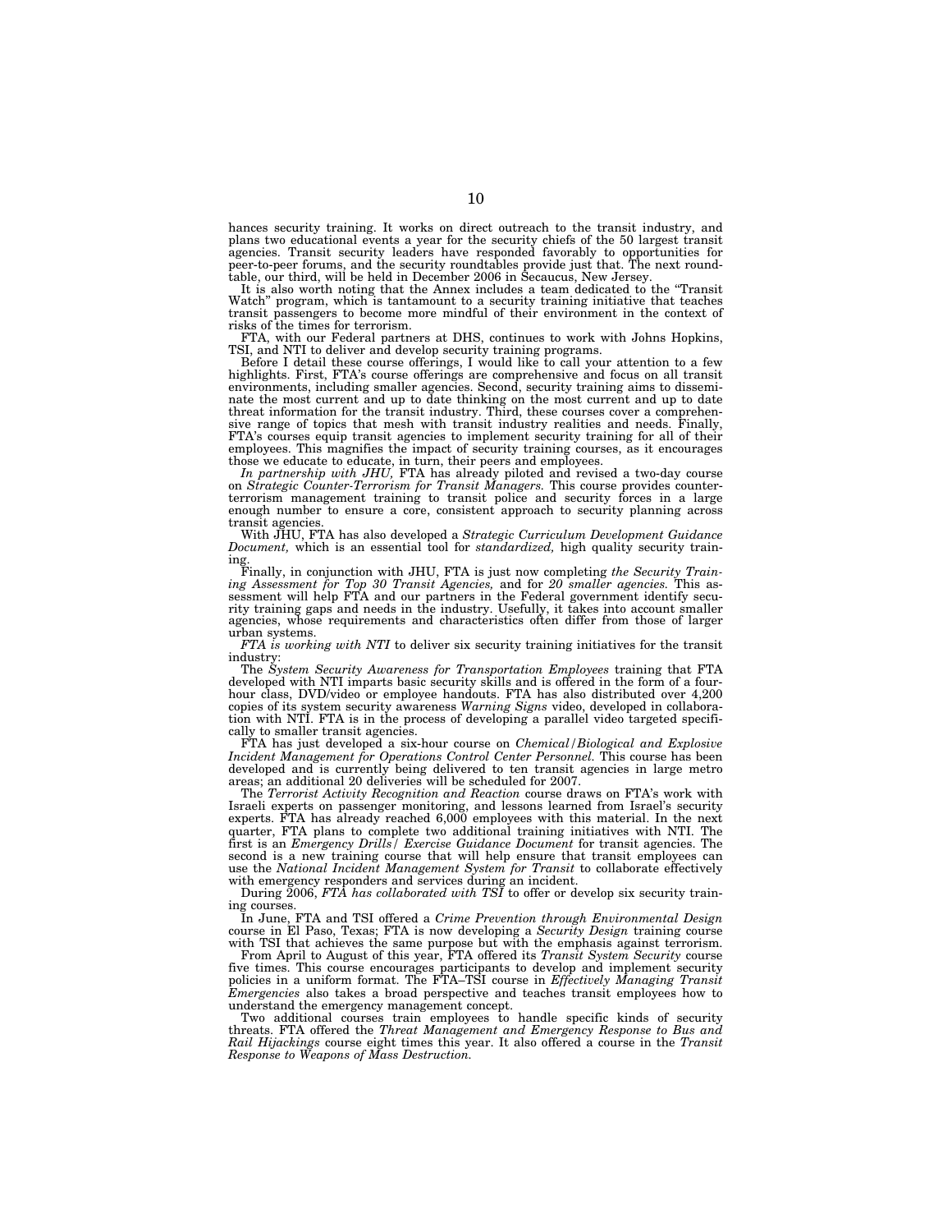hances security training. It works on direct outreach to the transit industry, and plans two educational events a year for the security chiefs of the 50 largest transit agencies. Transit security leaders have responded favorably to opportunities for peer-to-peer forums, and the security roundtables provide just that. The next roundtable, our third, will be held in December 2006 in Secaucus, New Jersey.

It is also worth noting that the Annex includes a team dedicated to the "Transit Watch" program, which is tantamount to a security training initiative that teaches transit passengers to become more mindful of their environment in the context of risks of the times for terrorism.

FTA, with our Federal partners at DHS, continues to work with Johns Hopkins, TSI, and NTI to deliver and develop security training programs.

Before I detail these course offerings, I would like to call your attention to a few highlights. First, FTA's course offerings are comprehensive and focus on all transit environments, including smaller agencies. Second, security training aims to disseminate the most current and up to date thinking on the most current and up to date threat information for the transit industry. Third, these courses cover a comprehensive range of topics that mesh with transit industry realities and needs. Finally, FTA's courses equip transit agencies to implement security training for all of their employees. This magnifies the impact of security training courses, as it encourages those we educate to educate, in turn, their peers and employees.

*In partnership with JHU,* FTA has already piloted and revised a two-day course on *Strategic Counter-Terrorism for Transit Managers.* This course provides counter-terrorism management training to transit police and security forces in a large enough number to ensure a core, consistent approach to security planning across transit agencies.

With JHU, FTA has also developed a *Strategic Curriculum Development Guidance Document,* which is an essential tool for *standardized,* high quality security training.

Finally, in conjunction with JHU, FTA is just now completing *the Security Training Assessment for Top 30 Transit Agencies,* and for *20 smaller agencies.* This assessment will help FTA and our partners in the Federal government identify security training gaps and needs in the industry. Usefully, it takes into account smaller agencies, whose requirements and characteristics often differ from those of larger urban systems.

*FTA is working with NTI* to deliver six security training initiatives for the transit industry:

The *System Security Awareness for Transportation Employees* training that FTA developed with NTI imparts basic security skills and is offered in the form of a four-hour class, DVD/video or employee handouts. FTA has also distributed over 4,200 copies of its system security awareness *Warning Signs* video, developed in collaboration with NTI. FTA is in the process of developing a parallel video targeted specifically to smaller transit agencies.

FTA has just developed a six-hour course on *Chemical/Biological and Explosive Incident Management for Operations Control Center Personnel.* This course has been developed and is currently being delivered to ten transit agencies in large metro areas; an additional 20 deliveries will be scheduled for 2007.

The *Terrorist Activity Recognition and Reaction* course draws on FTA's work with Israeli experts on passenger monitoring, and lessons learned from Israel's security experts. FTA has already reached 6,000 employees with this material. In the next quarter, FTA plans to complete two additional training initiatives with NTI. The first is an *Emergency Drills/ Exercise Guidance Document* for transit agencies. The second is a new training course that will help ensure that transit employees can use the *National Incident Management System for Transit* to collaborate effectively with emergency responders and services during an incident.

During 2006, *FTA has collaborated with TSI* to offer or develop six security training courses.

In June, FTA and TSI offered a *Crime Prevention through Environmental Design* course in El Paso, Texas; FTA is now developing a *Security Design* training course with TSI that achieves the same purpose but with the emphasis against terrorism.

From April to August of this year, FTA offered its *Transit System Security* course five times. This course encourages participants to develop and implement security policies in a uniform format. The FTA–TSI course in *Effectively Managing Transit Emergencies* also takes a broad perspective and teaches transit employees how to understand the emergency management concept.

Two additional courses train employees to handle specific kinds of security threats. FTA offered the *Threat Management and Emergency Response to Bus and Rail Hijackings* course eight times this year. It also offered a course in the *Transit Response to Weapons of Mass Destruction.*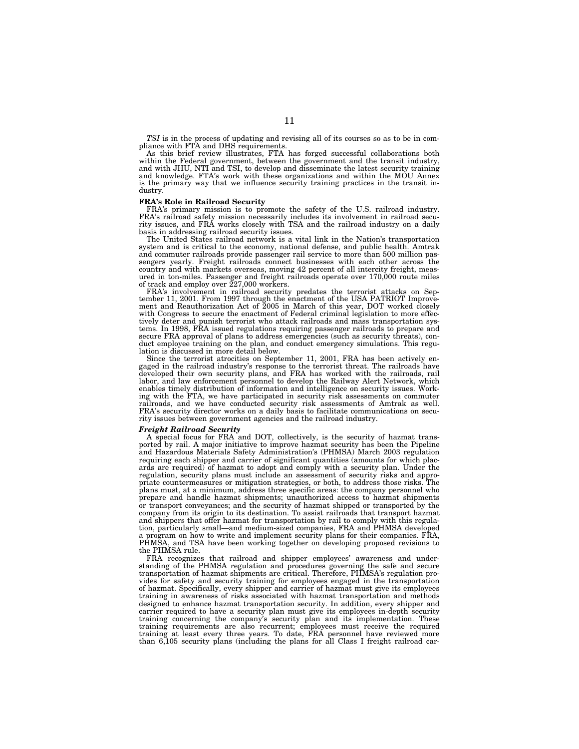*TSI* is in the process of updating and revising all of its courses so as to be in compliance with FTA and DHS requirements.

As this brief review illustrates, FTA has forged successful collaborations both within the Federal government, between the government and the transit industry, and with JHU, NTI and TSI, to develop and disseminate the latest security training and knowledge. FTA's work with these organizations and within the MOU Annex is the primary way that we influence security training practices in the transit industry.

**FRA's Role in Railroad Security**

FRA's primary mission is to promote the safety of the U.S. railroad industry. FRA's railroad safety mission necessarily includes its involvement in railroad security issues, and FRA works closely with TSA and the railroad industry on a daily basis in addressing railroad security issues.

The United States railroad network is a vital link in the Nation's transportation system and is critical to the economy, national defense, and public health. Amtrak and commuter railroads provide passenger rail service to more than 500 million passengers yearly. Freight railroads connect businesses with each other across the country and with markets overseas, moving 42 percent of all intercity freight, measured in ton-miles. Passenger and freight railroads operate over 170,000 route miles of track and employ over 227,000 workers.

FRA's involvement in railroad security predates the terrorist attacks on September 11, 2001. From 1997 through the enactment of the USA PATRIOT Improvement and Reauthorization Act of 2005 in March of this year, DOT worked closely with Congress to secure the enactment of Federal criminal legislation to more effectively deter and punish terrorist who attack railroads and mass transportation systems. In 1998, FRA issued regulations requiring passenger railroads to prepare and secure FRA approval of plans to address emergencies (such as security threats), conduct employee training on the plan, and conduct emergency simulations. This regulation is discussed in more detail below.

Since the terrorist atrocities on September 11, 2001, FRA has been actively engaged in the railroad industry's response to the terrorist threat. The railroads have developed their own security plans, and FRA has worked with the railroads, rail labor, and law enforcement personnel to develop the Railway Alert Network, which enables timely distribution of information and intelligence on security issues. Working with the FTA, we have participated in security risk assessments on commuter railroads, and we have conducted security risk assessments of Amtrak as well. FRA's security director works on a daily basis to facilitate communications on security issues between government agencies and the railroad industry.

***Freight Railroad Security***

A special focus for FRA and DOT, collectively, is the security of hazmat transported by rail. A major initiative to improve hazmat security has been the Pipeline and Hazardous Materials Safety Administration's (PHMSA) March 2003 regulation requiring each shipper and carrier of significant quantities (amounts for which placards are required) of hazmat to adopt and comply with a security plan. Under the regulation, security plans must include an assessment of security risks and appropriate countermeasures or mitigation strategies, or both, to address those risks. The plans must, at a minimum, address three specific areas: the company personnel who prepare and handle hazmat shipments; unauthorized access to hazmat shipments or transport conveyances; and the security of hazmat shipped or transported by the company from its origin to its destination. To assist railroads that transport hazmat and shippers that offer hazmat for transportation by rail to comply with this regulation, particularly small—and medium-sized companies, FRA and PHMSA developed a program on how to write and implement security plans for their companies. FRA, PHMSA, and TSA have been working together on developing proposed revisions to the PHMSA rule.

FRA recognizes that railroad and shipper employees' awareness and understanding of the PHMSA regulation and procedures governing the safe and secure transportation of hazmat shipments are critical. Therefore, PHMSA's regulation provides for safety and security training for employees engaged in the transportation of hazmat. Specifically, every shipper and carrier of hazmat must give its employees training in awareness of risks associated with hazmat transportation and methods designed to enhance hazmat transportation security. In addition, every shipper and carrier required to have a security plan must give its employees in-depth security training concerning the company's security plan and its implementation. These training requirements are also recurrent; employees must receive the required training at least every three years. To date, FRA personnel have reviewed more than 6,105 security plans (including the plans for all Class I freight railroad car-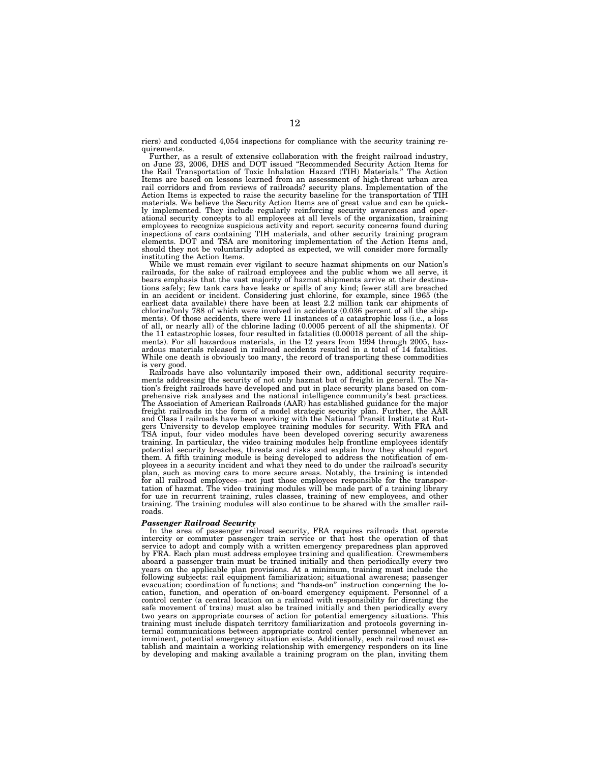riers) and conducted 4,054 inspections for compliance with the security training requirements.

Further, as a result of extensive collaboration with the freight railroad industry, on June 23, 2006, DHS and DOT issued "Recommended Security Action Items for the Rail Transportation of Toxic Inhalation Hazard (TIH) Materials." The Action Items are based on lessons learned from an assessment of high-threat urban area rail corridors and from reviews of railroads? security plans. Implementation of the Action Items is expected to raise the security baseline for the transportation of TIH materials. We believe the Security Action Items are of great value and can be quickly implemented. They include regularly reinforcing security awareness and operational security concepts to all employees at all levels of the organization, training employees to recognize suspicious activity and report security concerns found during inspections of cars containing TIH materials, and other security training program elements. DOT and TSA are monitoring implementation of the Action Items and, should they not be voluntarily adopted as expected, we will consider more formally instituting the Action Items.

While we must remain ever vigilant to secure hazmat shipments on our Nation's railroads, for the sake of railroad employees and the public whom we all serve, it bears emphasis that the vast majority of hazmat shipments arrive at their destinations safely; few tank cars have leaks or spills of any kind; fewer still are breached in an accident or incident. Considering just chlorine, for example, since 1965 (the earliest data available) there have been at least 2.2 million tank car shipments of chlorine?only 788 of which were involved in accidents (0.036 percent of all the shipments). Of those accidents, there were 11 instances of a catastrophic loss (i.e., a loss of all, or nearly all) of the chlorine lading (0.0005 percent of all the shipments). Of the 11 catastrophic losses, four resulted in fatalities (0.00018 percent of all the shipments). For all hazardous materials, in the 12 years from 1994 through 2005, hazardous materials released in railroad accidents resulted in a total of 14 fatalities. While one death is obviously too many, the record of transporting these commodities is very good.

Railroads have also voluntarily imposed their own, additional security requirements addressing the security of not only hazmat but of freight in general. The Nation's freight railroads have developed and put in place security plans based on comprehensive risk analyses and the national intelligence community's best practices. The Association of American Railroads (AAR) has established guidance for the major freight railroads in the form of a model strategic security plan. Further, the AAR and Class I railroads have been working with the National Transit Institute at Rutgers University to develop employee training modules for security. With FRA and TSA input, four video modules have been developed covering security awareness training. In particular, the video training modules help frontline employees identify potential security breaches, threats and risks and explain how they should report them. A fifth training module is being developed to address the notification of employees in a security incident and what they need to do under the railroad's security plan, such as moving cars to more secure areas. Notably, the training is intended for all railroad employees—not just those employees responsible for the transportation of hazmat. The video training modules will be made part of a training library for use in recurrent training, rules classes, training of new employees, and other training. The training modules will also continue to be shared with the smaller railroads.

### *Passenger Railroad Security*

In the area of passenger railroad security, FRA requires railroads that operate intercity or commuter passenger train service or that host the operation of that service to adopt and comply with a written emergency preparedness plan approved by FRA. Each plan must address employee training and qualification. Crewmembers aboard a passenger train must be trained initially and then periodically every two years on the applicable plan provisions. At a minimum, training must include the following subjects: rail equipment familiarization; situational awareness; passenger evacuation; coordination of functions; and "hands-on" instruction concerning the location, function, and operation of on-board emergency equipment. Personnel of a control center (a central location on a railroad with responsibility for directing the safe movement of trains) must also be trained initially and then periodically every two years on appropriate courses of action for potential emergency situations. This training must include dispatch territory familiarization and protocols governing internal communications between appropriate control center personnel whenever an imminent, potential emergency situation exists. Additionally, each railroad must establish and maintain a working relationship with emergency responders on its line by developing and making available a training program on the plan, inviting them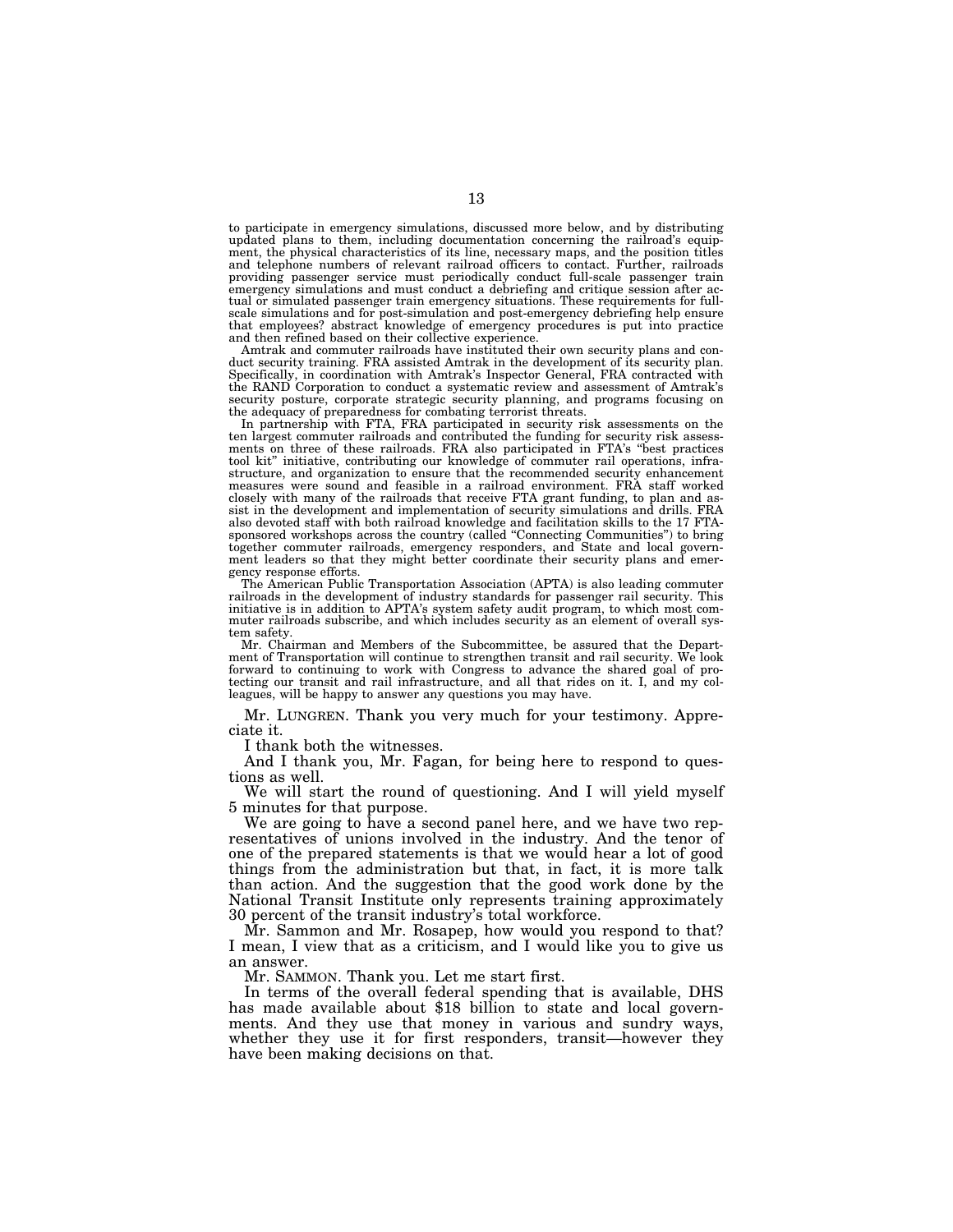to participate in emergency simulations, discussed more below, and by distributing updated plans to them, including documentation concerning the railroad's equipment, the physical characteristics of its line, necessary maps, and the position titles and telephone numbers of relevant railroad officers to contact. Further, railroads providing passenger service must periodically conduct full-scale passenger train emergency simulations and must conduct a debriefing and critique session after actual or simulated passenger train emergency situations. These requirements for full-scale simulations and for post-simulation and post-emergency debriefing help ensure that employees? abstract knowledge of emergency procedures is put into practice and then refined based on their collective experience.

Amtrak and commuter railroads have instituted their own security plans and conduct security training. FRA assisted Amtrak in the development of its security plan. Specifically, in coordination with Amtrak's Inspector General, FRA contracted with the RAND Corporation to conduct a systematic review and assessment of Amtrak's security posture, corporate strategic security planning, and programs focusing on the adequacy of preparedness for combating terrorist threats.

In partnership with FTA, FRA participated in security risk assessments on the ten largest commuter railroads and contributed the funding for security risk assessments on three of these railroads. FRA also participated in FTA's "best practices tool kit" initiative, contributing our knowledge of commuter rail operations, infrastructure, and organization to ensure that the recommended security enhancement measures were sound and feasible in a railroad environment. FRA staff worked closely with many of the railroads that receive FTA grant funding, to plan and assist in the development and implementation of security simulations and drills. FRA also devoted staff with both railroad knowledge and facilitation skills to the 17 FTA-sponsored workshops across the country (called "Connecting Communities") to bring together commuter railroads, emergency responders, and State and local government leaders so that they might better coordinate their security plans and emergency response efforts.

The American Public Transportation Association (APTA) is also leading commuter railroads in the development of industry standards for passenger rail security. This initiative is in addition to APTA's system safety audit program, to which most commuter railroads subscribe, and which includes security as an element of overall system safety.

Mr. Chairman and Members of the Subcommittee, be assured that the Department of Transportation will continue to strengthen transit and rail security. We look forward to continuing to work with Congress to advance the shared goal of protecting our transit and rail infrastructure, and all that rides on it. I, and my colleagues, will be happy to answer any questions you may have.

Mr. LUNGREN. Thank you very much for your testimony. Appreciate it.

I thank both the witnesses.

And I thank you, Mr. Fagan, for being here to respond to questions as well.

We will start the round of questioning. And I will yield myself 5 minutes for that purpose.

We are going to have a second panel here, and we have two representatives of unions involved in the industry. And the tenor of one of the prepared statements is that we would hear a lot of good things from the administration but that, in fact, it is more talk than action. And the suggestion that the good work done by the National Transit Institute only represents training approximately 30 percent of the transit industry's total workforce.

Mr. Sammon and Mr. Rosapep, how would you respond to that? I mean, I view that as a criticism, and I would like you to give us an answer.

Mr. SAMMON. Thank you. Let me start first.

In terms of the overall federal spending that is available, DHS has made available about $18 billion to state and local governments. And they use that money in various and sundry ways, whether they use it for first responders, transit—however they have been making decisions on that.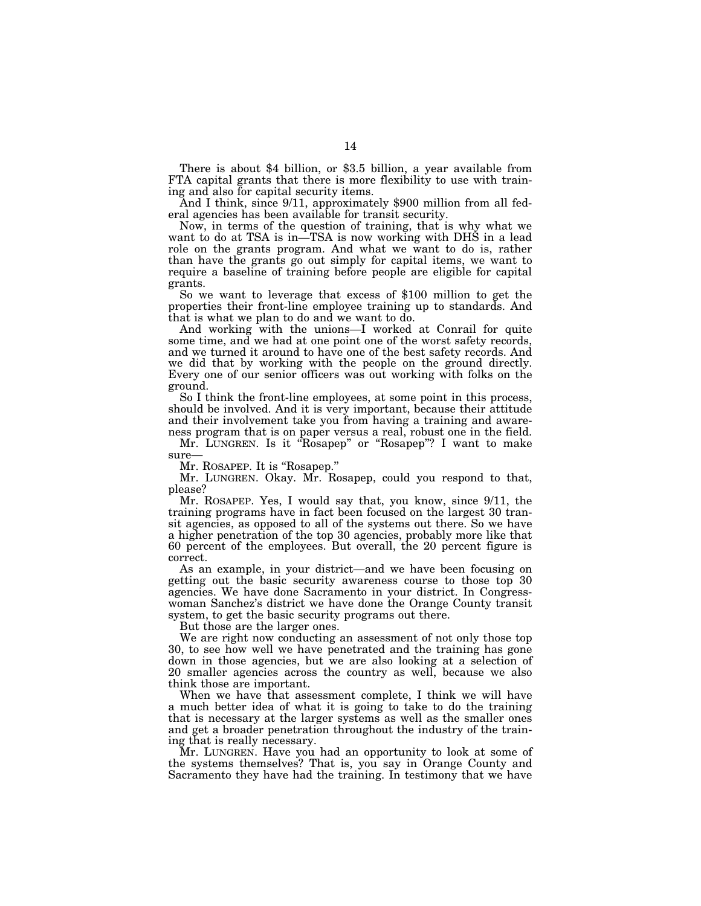There is about $4 billion, or $3.5 billion, a year available from FTA capital grants that there is more flexibility to use with training and also for capital security items.

And I think, since 9/11, approximately $900 million from all federal agencies has been available for transit security.

Now, in terms of the question of training, that is why what we want to do at TSA is in—TSA is now working with DHS in a lead role on the grants program. And what we want to do is, rather than have the grants go out simply for capital items, we want to require a baseline of training before people are eligible for capital grants.

So we want to leverage that excess of $100 million to get the properties their front-line employee training up to standards. And that is what we plan to do and we want to do.

And working with the unions—I worked at Conrail for quite some time, and we had at one point one of the worst safety records, and we turned it around to have one of the best safety records. And we did that by working with the people on the ground directly. Every one of our senior officers was out working with folks on the ground.

So I think the front-line employees, at some point in this process, should be involved. And it is very important, because their attitude and their involvement take you from having a training and awareness program that is on paper versus a real, robust one in the field.

Mr. LUNGREN. Is it "Rosapep" or "Rosapep"? I want to make sure—

Mr. ROSAPEP. It is "Rosapep."

Mr. LUNGREN. Okay. Mr. Rosapep, could you respond to that, please?

Mr. ROSAPEP. Yes, I would say that, you know, since 9/11, the training programs have in fact been focused on the largest 30 transit agencies, as opposed to all of the systems out there. So we have a higher penetration of the top 30 agencies, probably more like that 60 percent of the employees. But overall, the 20 percent figure is correct.

As an example, in your district—and we have been focusing on getting out the basic security awareness course to those top 30 agencies. We have done Sacramento in your district. In Congresswoman Sanchez's district we have done the Orange County transit system, to get the basic security programs out there.

But those are the larger ones.

We are right now conducting an assessment of not only those top 30, to see how well we have penetrated and the training has gone down in those agencies, but we are also looking at a selection of 20 smaller agencies across the country as well, because we also think those are important.

When we have that assessment complete, I think we will have a much better idea of what it is going to take to do the training that is necessary at the larger systems as well as the smaller ones and get a broader penetration throughout the industry of the training that is really necessary.

Mr. LUNGREN. Have you had an opportunity to look at some of the systems themselves? That is, you say in Orange County and Sacramento they have had the training. In testimony that we have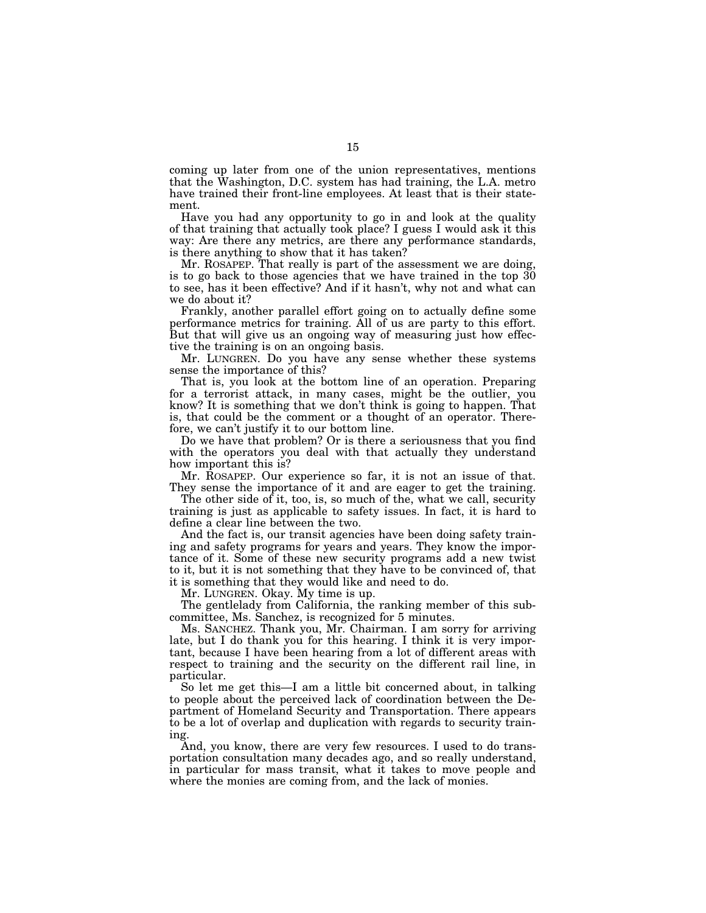coming up later from one of the union representatives, mentions that the Washington, D.C. system has had training, the L.A. metro have trained their front-line employees. At least that is their statement.

Have you had any opportunity to go in and look at the quality of that training that actually took place? I guess I would ask it this way: Are there any metrics, are there any performance standards, is there anything to show that it has taken?

Mr. ROSAPEP. That really is part of the assessment we are doing, is to go back to those agencies that we have trained in the top 30 to see, has it been effective? And if it hasn't, why not and what can we do about it?

Frankly, another parallel effort going on to actually define some performance metrics for training. All of us are party to this effort. But that will give us an ongoing way of measuring just how effective the training is on an ongoing basis.

Mr. LUNGREN. Do you have any sense whether these systems sense the importance of this?

That is, you look at the bottom line of an operation. Preparing for a terrorist attack, in many cases, might be the outlier, you know? It is something that we don't think is going to happen. That is, that could be the comment or a thought of an operator. Therefore, we can't justify it to our bottom line.

Do we have that problem? Or is there a seriousness that you find with the operators you deal with that actually they understand how important this is?

Mr. ROSAPEP. Our experience so far, it is not an issue of that. They sense the importance of it and are eager to get the training.

The other side of it, too, is, so much of the, what we call, security training is just as applicable to safety issues. In fact, it is hard to define a clear line between the two.

And the fact is, our transit agencies have been doing safety training and safety programs for years and years. They know the importance of it. Some of these new security programs add a new twist to it, but it is not something that they have to be convinced of, that it is something that they would like and need to do.

Mr. LUNGREN. Okay. My time is up.

The gentlelady from California, the ranking member of this subcommittee, Ms. Sanchez, is recognized for 5 minutes.

Ms. SANCHEZ. Thank you, Mr. Chairman. I am sorry for arriving late, but I do thank you for this hearing. I think it is very important, because I have been hearing from a lot of different areas with respect to training and the security on the different rail line, in particular.

So let me get this—I am a little bit concerned about, in talking to people about the perceived lack of coordination between the Department of Homeland Security and Transportation. There appears to be a lot of overlap and duplication with regards to security training.

And, you know, there are very few resources. I used to do transportation consultation many decades ago, and so really understand, in particular for mass transit, what it takes to move people and where the monies are coming from, and the lack of monies.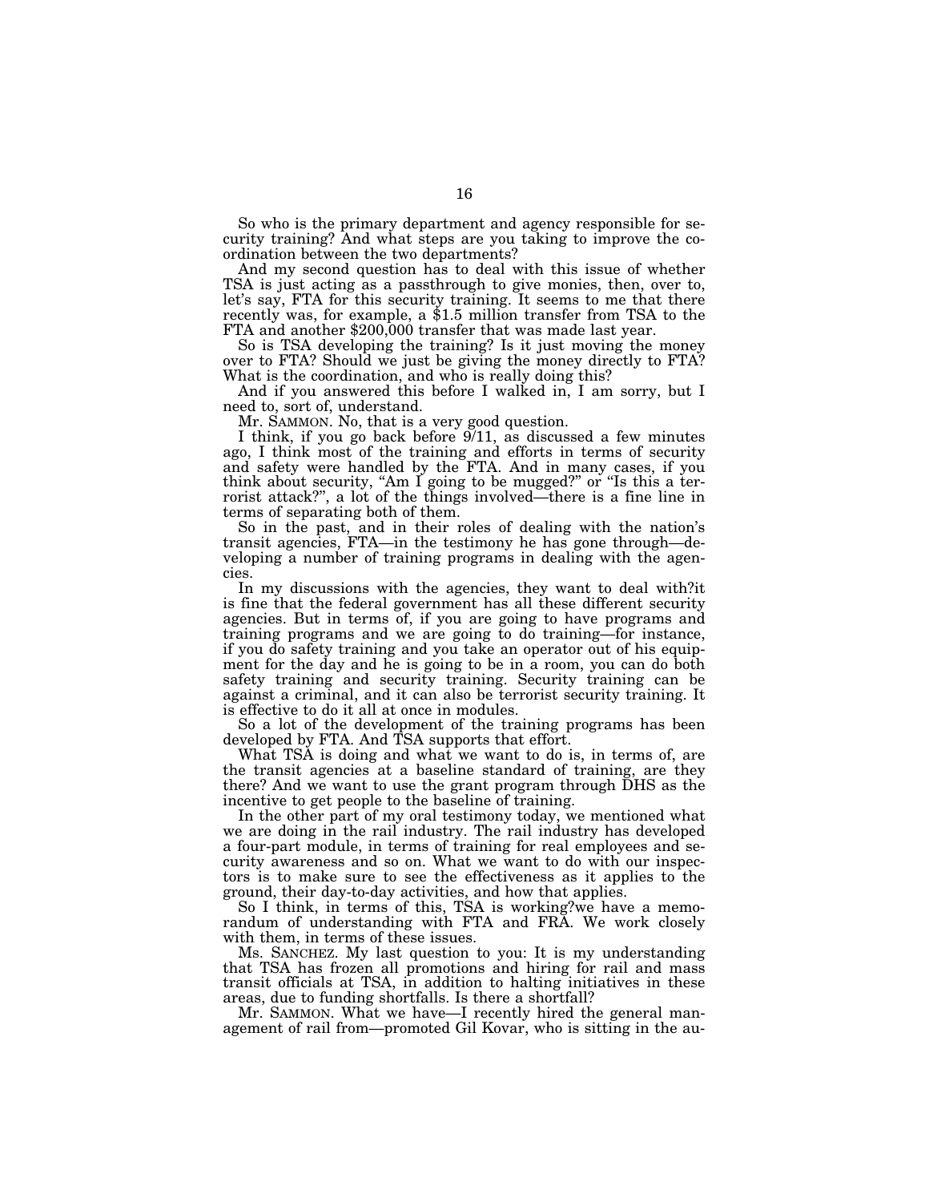So who is the primary department and agency responsible for security training? And what steps are you taking to improve the coordination between the two departments?

And my second question has to deal with this issue of whether TSA is just acting as a passthrough to give monies, then, over to, let's say, FTA for this security training. It seems to me that there recently was, for example, a $1.5 million transfer from TSA to the FTA and another $200,000 transfer that was made last year.

So is TSA developing the training? Is it just moving the money over to FTA? Should we just be giving the money directly to FTA? What is the coordination, and who is really doing this?

And if you answered this before I walked in, I am sorry, but I need to, sort of, understand.

Mr. SAMMON. No, that is a very good question.

I think, if you go back before 9/11, as discussed a few minutes ago, I think most of the training and efforts in terms of security and safety were handled by the FTA. And in many cases, if you think about security, "Am I going to be mugged?" or "Is this a terrorist attack?", a lot of the things involved—there is a fine line in terms of separating both of them.

So in the past, and in their roles of dealing with the nation's transit agencies, FTA—in the testimony he has gone through—developing a number of training programs in dealing with the agencies.

In my discussions with the agencies, they want to deal with?it is fine that the federal government has all these different security agencies. But in terms of, if you are going to have programs and training programs and we are going to do training—for instance, if you do safety training and you take an operator out of his equipment for the day and he is going to be in a room, you can do both safety training and security training. Security training can be against a criminal, and it can also be terrorist security training. It is effective to do it all at once in modules.

So a lot of the development of the training programs has been developed by FTA. And TSA supports that effort.

What TSA is doing and what we want to do is, in terms of, are the transit agencies at a baseline standard of training, are they there? And we want to use the grant program through DHS as the incentive to get people to the baseline of training.

In the other part of my oral testimony today, we mentioned what we are doing in the rail industry. The rail industry has developed a four-part module, in terms of training for real employees and security awareness and so on. What we want to do with our inspectors is to make sure to see the effectiveness as it applies to the ground, their day-to-day activities, and how that applies.

So I think, in terms of this, TSA is working?we have a memorandum of understanding with FTA and FRA. We work closely with them, in terms of these issues.

Ms. SANCHEZ. My last question to you: It is my understanding that TSA has frozen all promotions and hiring for rail and mass transit officials at TSA, in addition to halting initiatives in these areas, due to funding shortfalls. Is there a shortfall?

Mr. SAMMON. What we have—I recently hired the general management of rail from—promoted Gil Kovar, who is sitting in the au-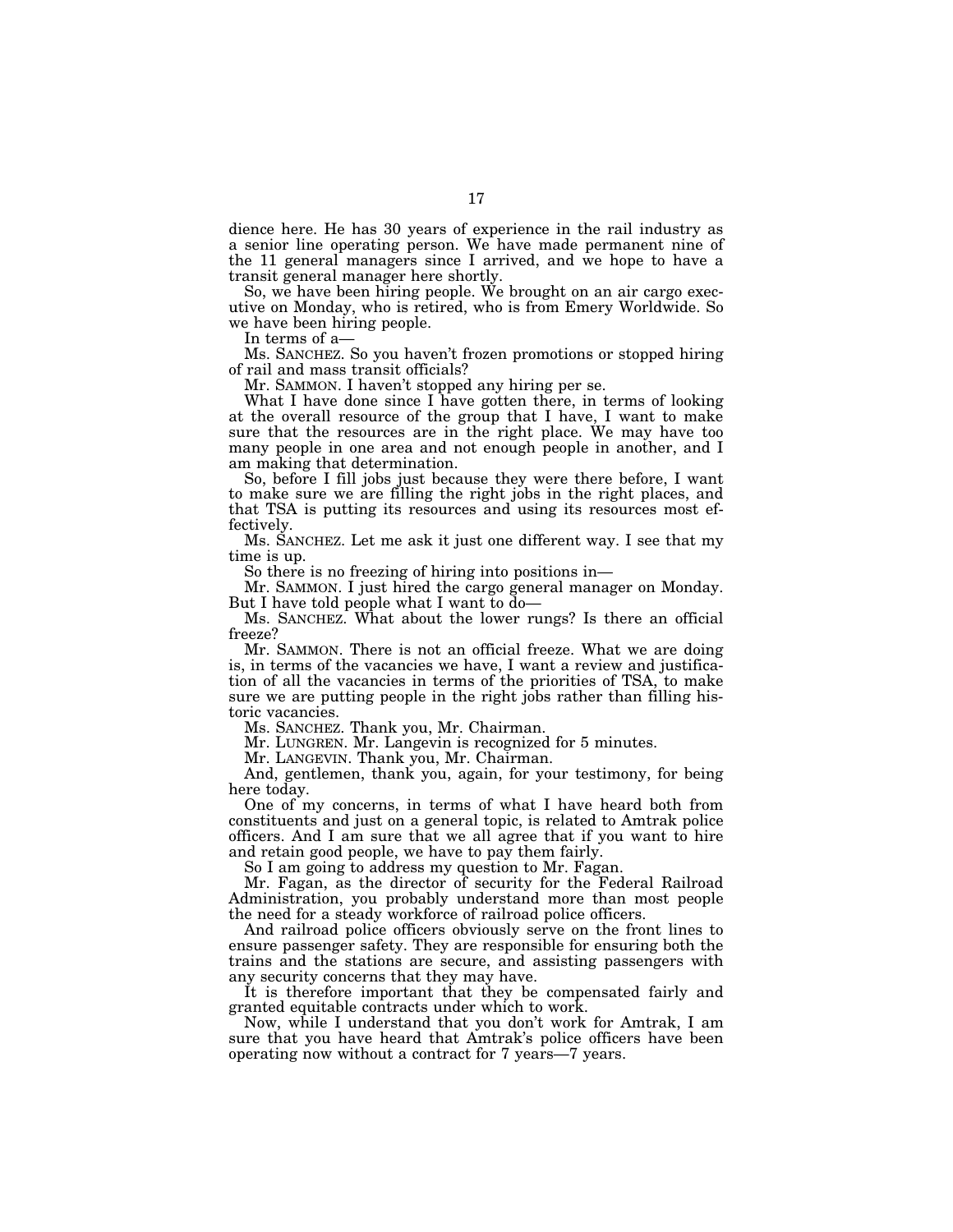dience here. He has 30 years of experience in the rail industry as a senior line operating person. We have made permanent nine of the 11 general managers since I arrived, and we hope to have a transit general manager here shortly.

So, we have been hiring people. We brought on an air cargo executive on Monday, who is retired, who is from Emery Worldwide. So we have been hiring people.

In terms of a—

Ms. SANCHEZ. So you haven't frozen promotions or stopped hiring of rail and mass transit officials?

Mr. SAMMON. I haven't stopped any hiring per se.

What I have done since I have gotten there, in terms of looking at the overall resource of the group that I have, I want to make sure that the resources are in the right place. We may have too many people in one area and not enough people in another, and I am making that determination.

So, before I fill jobs just because they were there before, I want to make sure we are filling the right jobs in the right places, and that TSA is putting its resources and using its resources most effectively.

Ms. SANCHEZ. Let me ask it just one different way. I see that my time is up.

So there is no freezing of hiring into positions in—

Mr. SAMMON. I just hired the cargo general manager on Monday. But I have told people what I want to do—

Ms. SANCHEZ. What about the lower rungs? Is there an official freeze?

Mr. SAMMON. There is not an official freeze. What we are doing is, in terms of the vacancies we have, I want a review and justification of all the vacancies in terms of the priorities of TSA, to make sure we are putting people in the right jobs rather than filling historic vacancies.

Ms. SANCHEZ. Thank you, Mr. Chairman.

Mr. LUNGREN. Mr. Langevin is recognized for 5 minutes.

Mr. LANGEVIN. Thank you, Mr. Chairman.

And, gentlemen, thank you, again, for your testimony, for being here today.

One of my concerns, in terms of what I have heard both from constituents and just on a general topic, is related to Amtrak police officers. And I am sure that we all agree that if you want to hire and retain good people, we have to pay them fairly.

So I am going to address my question to Mr. Fagan.

Mr. Fagan, as the director of security for the Federal Railroad Administration, you probably understand more than most people the need for a steady workforce of railroad police officers.

And railroad police officers obviously serve on the front lines to ensure passenger safety. They are responsible for ensuring both the trains and the stations are secure, and assisting passengers with any security concerns that they may have.

It is therefore important that they be compensated fairly and granted equitable contracts under which to work.

Now, while I understand that you don't work for Amtrak, I am sure that you have heard that Amtrak's police officers have been operating now without a contract for 7 years—7 years.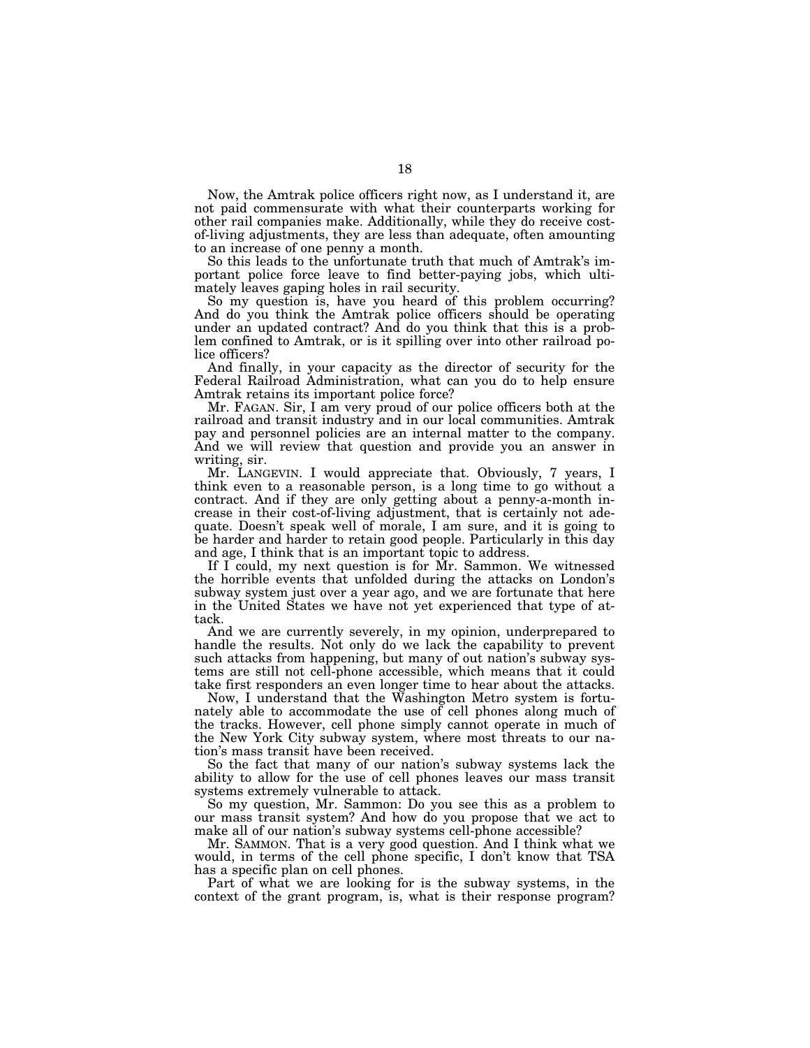Now, the Amtrak police officers right now, as I understand it, are not paid commensurate with what their counterparts working for other rail companies make. Additionally, while they do receive cost-of-living adjustments, they are less than adequate, often amounting to an increase of one penny a month.

So this leads to the unfortunate truth that much of Amtrak's important police force leave to find better-paying jobs, which ultimately leaves gaping holes in rail security.

So my question is, have you heard of this problem occurring? And do you think the Amtrak police officers should be operating under an updated contract? And do you think that this is a problem confined to Amtrak, or is it spilling over into other railroad police officers?

And finally, in your capacity as the director of security for the Federal Railroad Administration, what can you do to help ensure Amtrak retains its important police force?

Mr. FAGAN. Sir, I am very proud of our police officers both at the railroad and transit industry and in our local communities. Amtrak pay and personnel policies are an internal matter to the company. And we will review that question and provide you an answer in writing, sir.

Mr. LANGEVIN. I would appreciate that. Obviously, 7 years, I think even to a reasonable person, is a long time to go without a contract. And if they are only getting about a penny-a-month increase in their cost-of-living adjustment, that is certainly not adequate. Doesn't speak well of morale, I am sure, and it is going to be harder and harder to retain good people. Particularly in this day and age, I think that is an important topic to address.

If I could, my next question is for Mr. Sammon. We witnessed the horrible events that unfolded during the attacks on London's subway system just over a year ago, and we are fortunate that here in the United States we have not yet experienced that type of attack.

And we are currently severely, in my opinion, underprepared to handle the results. Not only do we lack the capability to prevent such attacks from happening, but many of out nation's subway systems are still not cell-phone accessible, which means that it could take first responders an even longer time to hear about the attacks.

Now, I understand that the Washington Metro system is fortunately able to accommodate the use of cell phones along much of the tracks. However, cell phone simply cannot operate in much of the New York City subway system, where most threats to our nation's mass transit have been received.

So the fact that many of our nation's subway systems lack the ability to allow for the use of cell phones leaves our mass transit systems extremely vulnerable to attack.

So my question, Mr. Sammon: Do you see this as a problem to our mass transit system? And how do you propose that we act to make all of our nation's subway systems cell-phone accessible?

Mr. SAMMON. That is a very good question. And I think what we would, in terms of the cell phone specific, I don't know that TSA has a specific plan on cell phones.

Part of what we are looking for is the subway systems, in the context of the grant program, is, what is their response program?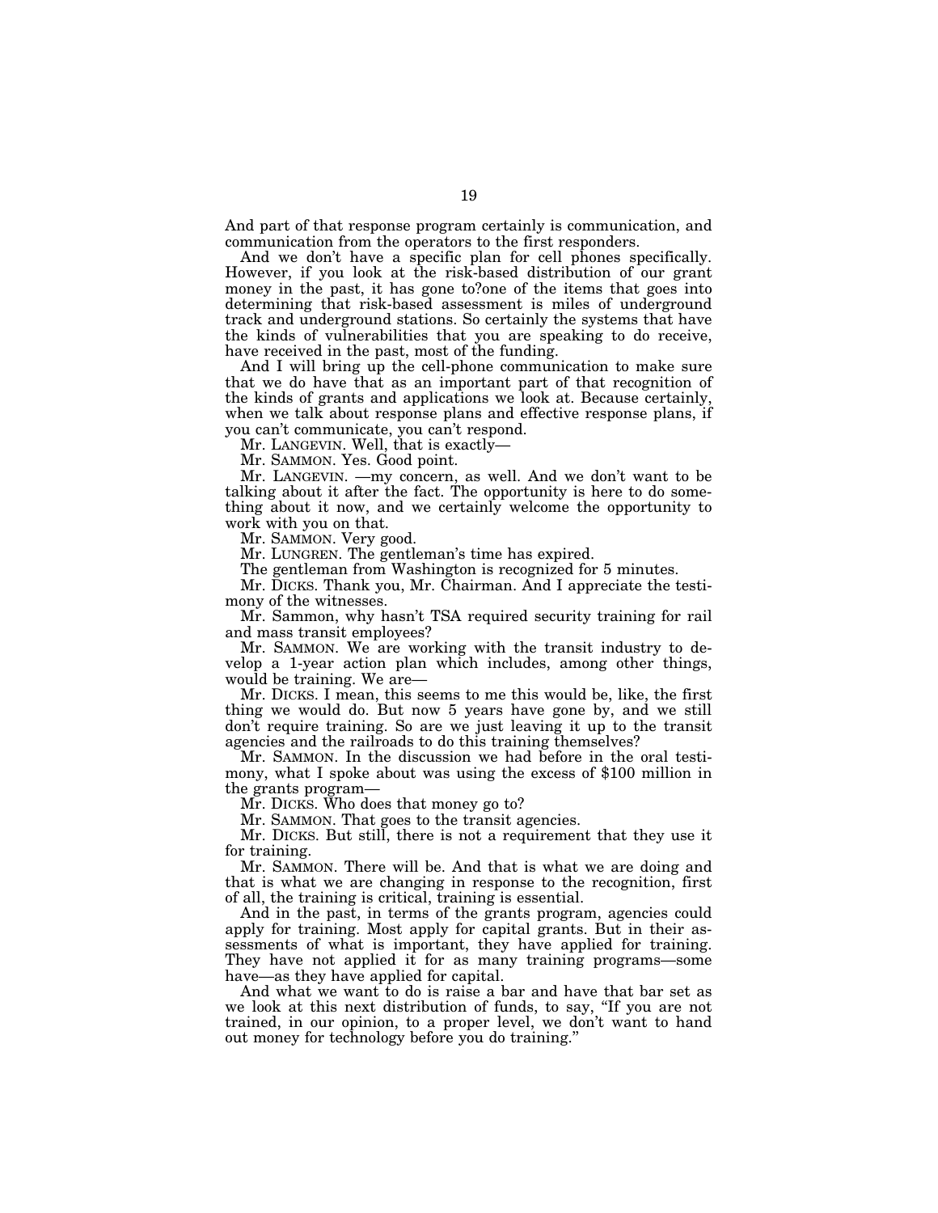And part of that response program certainly is communication, and communication from the operators to the first responders.

And we don't have a specific plan for cell phones specifically. However, if you look at the risk-based distribution of our grant money in the past, it has gone to?one of the items that goes into determining that risk-based assessment is miles of underground track and underground stations. So certainly the systems that have the kinds of vulnerabilities that you are speaking to do receive, have received in the past, most of the funding.

And I will bring up the cell-phone communication to make sure that we do have that as an important part of that recognition of the kinds of grants and applications we look at. Because certainly, when we talk about response plans and effective response plans, if you can't communicate, you can't respond.

Mr. LANGEVIN. Well, that is exactly—

Mr. SAMMON. Yes. Good point.

Mr. LANGEVIN. —my concern, as well. And we don't want to be talking about it after the fact. The opportunity is here to do something about it now, and we certainly welcome the opportunity to work with you on that.

Mr. SAMMON. Very good.

Mr. LUNGREN. The gentleman's time has expired.

The gentleman from Washington is recognized for 5 minutes.

Mr. DICKS. Thank you, Mr. Chairman. And I appreciate the testimony of the witnesses.

Mr. Sammon, why hasn't TSA required security training for rail and mass transit employees?

Mr. SAMMON. We are working with the transit industry to develop a 1-year action plan which includes, among other things, would be training. We are—

Mr. DICKS. I mean, this seems to me this would be, like, the first thing we would do. But now 5 years have gone by, and we still don't require training. So are we just leaving it up to the transit agencies and the railroads to do this training themselves?

Mr. SAMMON. In the discussion we had before in the oral testimony, what I spoke about was using the excess of $100 million in the grants program—

Mr. DICKS. Who does that money go to?

Mr. SAMMON. That goes to the transit agencies.

Mr. DICKS. But still, there is not a requirement that they use it for training.

Mr. SAMMON. There will be. And that is what we are doing and that is what we are changing in response to the recognition, first of all, the training is critical, training is essential.

And in the past, in terms of the grants program, agencies could apply for training. Most apply for capital grants. But in their assessments of what is important, they have applied for training. They have not applied it for as many training programs—some have—as they have applied for capital.

And what we want to do is raise a bar and have that bar set as we look at this next distribution of funds, to say, "If you are not trained, in our opinion, to a proper level, we don't want to hand out money for technology before you do training."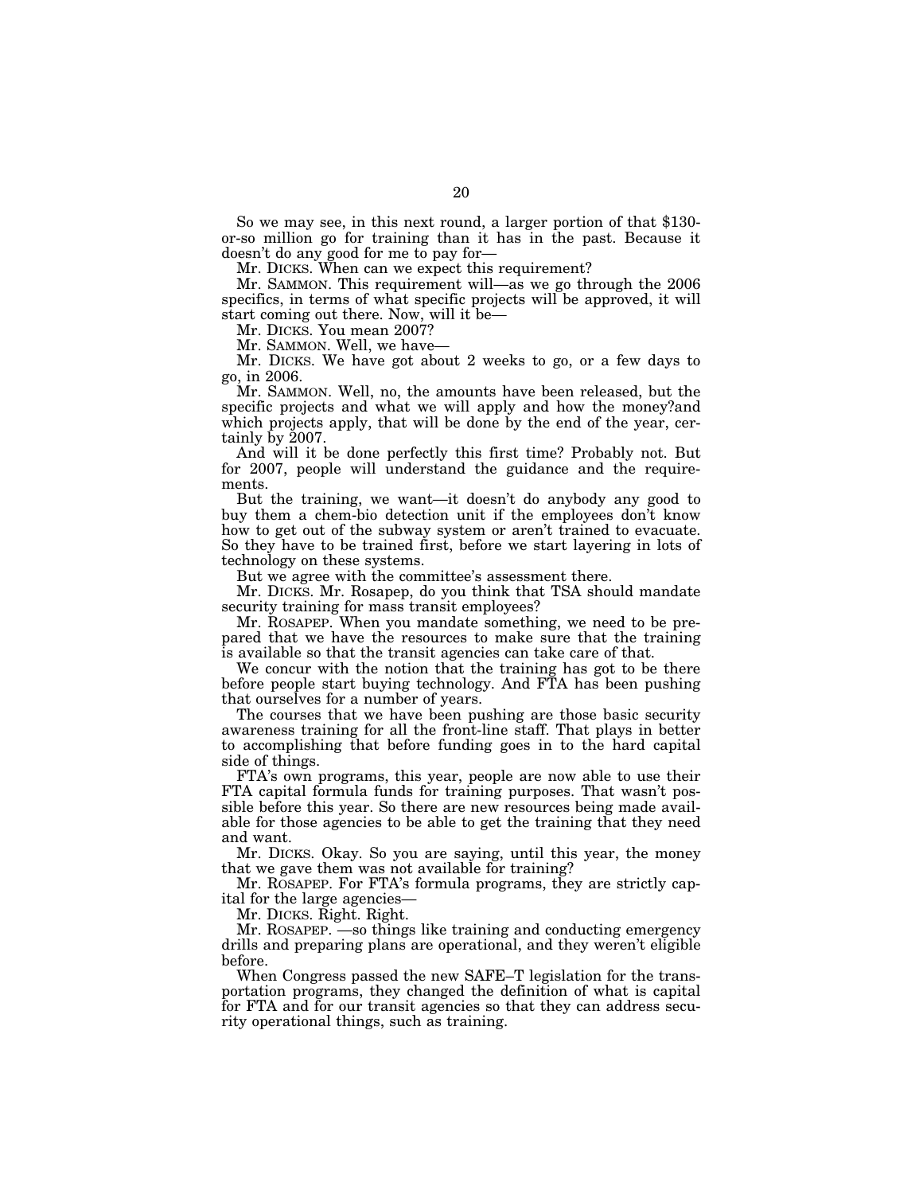So we may see, in this next round, a larger portion of that $130-or-so million go for training than it has in the past. Because it doesn't do any good for me to pay for—

Mr. DICKS. When can we expect this requirement?

Mr. SAMMON. This requirement will—as we go through the 2006 specifics, in terms of what specific projects will be approved, it will start coming out there. Now, will it be—

Mr. DICKS. You mean 2007?

Mr. SAMMON. Well, we have—

Mr. DICKS. We have got about 2 weeks to go, or a few days to go, in 2006.

Mr. SAMMON. Well, no, the amounts have been released, but the specific projects and what we will apply and how the money?and which projects apply, that will be done by the end of the year, certainly by 2007.

And will it be done perfectly this first time? Probably not. But for 2007, people will understand the guidance and the requirements.

But the training, we want—it doesn't do anybody any good to buy them a chem-bio detection unit if the employees don't know how to get out of the subway system or aren't trained to evacuate. So they have to be trained first, before we start layering in lots of technology on these systems.

But we agree with the committee's assessment there.

Mr. DICKS. Mr. Rosapep, do you think that TSA should mandate security training for mass transit employees?

Mr. ROSAPEP. When you mandate something, we need to be prepared that we have the resources to make sure that the training is available so that the transit agencies can take care of that.

We concur with the notion that the training has got to be there before people start buying technology. And FTA has been pushing that ourselves for a number of years.

The courses that we have been pushing are those basic security awareness training for all the front-line staff. That plays in better to accomplishing that before funding goes in to the hard capital side of things.

FTA's own programs, this year, people are now able to use their FTA capital formula funds for training purposes. That wasn't possible before this year. So there are new resources being made available for those agencies to be able to get the training that they need and want.

Mr. DICKS. Okay. So you are saying, until this year, the money that we gave them was not available for training?

Mr. ROSAPEP. For FTA's formula programs, they are strictly capital for the large agencies—

Mr. DICKS. Right. Right.

Mr. ROSAPEP. —so things like training and conducting emergency drills and preparing plans are operational, and they weren't eligible before.

When Congress passed the new SAFE–T legislation for the transportation programs, they changed the definition of what is capital for FTA and for our transit agencies so that they can address security operational things, such as training.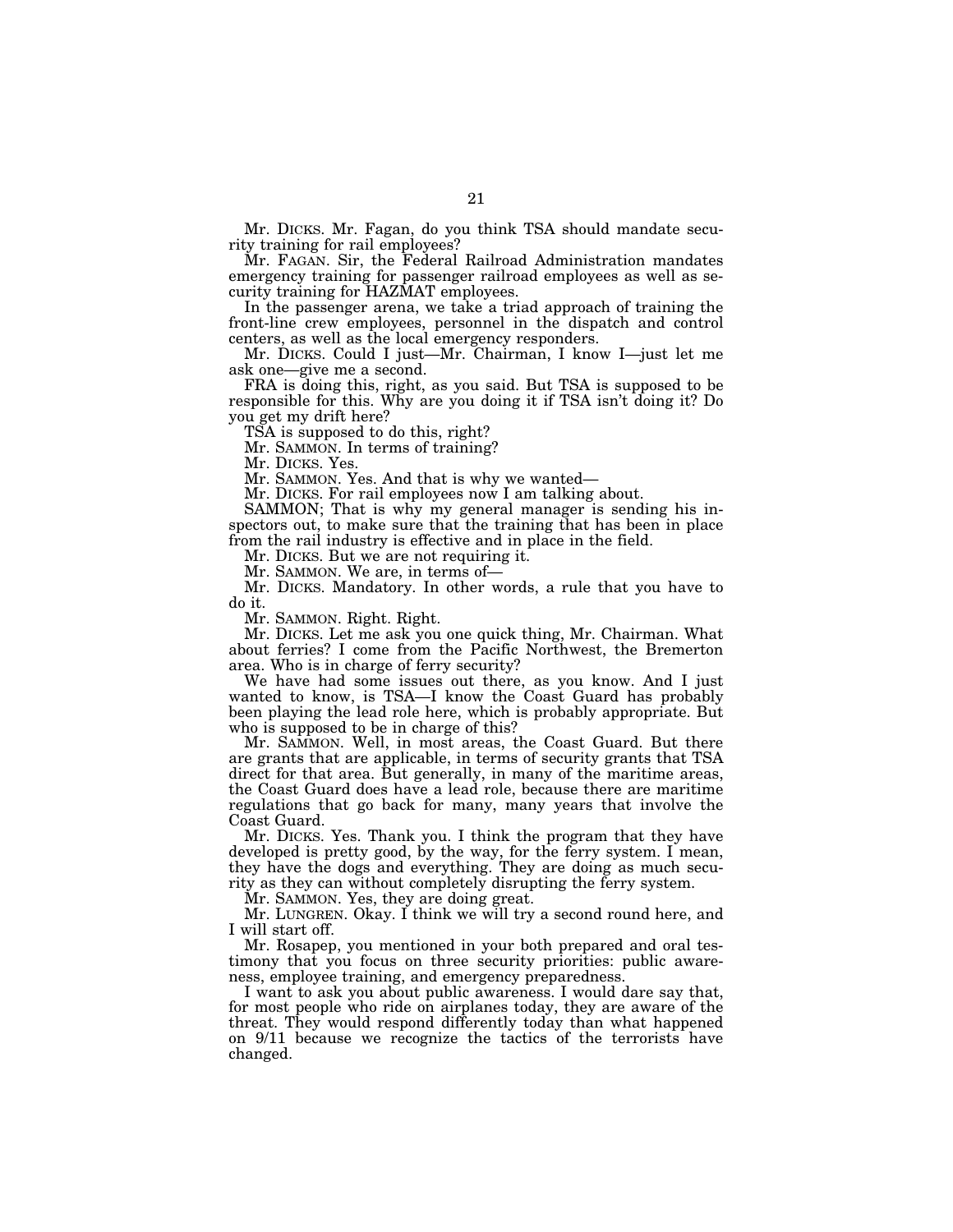Mr. DICKS. Mr. Fagan, do you think TSA should mandate security training for rail employees?

Mr. FAGAN. Sir, the Federal Railroad Administration mandates emergency training for passenger railroad employees as well as security training for HAZMAT employees.

In the passenger arena, we take a triad approach of training the front-line crew employees, personnel in the dispatch and control centers, as well as the local emergency responders.

Mr. DICKS. Could I just—Mr. Chairman, I know I—just let me ask one—give me a second.

FRA is doing this, right, as you said. But TSA is supposed to be responsible for this. Why are you doing it if TSA isn't doing it? Do you get my drift here?

TSA is supposed to do this, right?

Mr. SAMMON. In terms of training?

Mr. DICKS. Yes.

Mr. SAMMON. Yes. And that is why we wanted—

Mr. DICKS. For rail employees now I am talking about.

SAMMON; That is why my general manager is sending his inspectors out, to make sure that the training that has been in place from the rail industry is effective and in place in the field.

Mr. DICKS. But we are not requiring it.

Mr. SAMMON. We are, in terms of—

Mr. DICKS. Mandatory. In other words, a rule that you have to do it.

Mr. SAMMON. Right. Right.

Mr. DICKS. Let me ask you one quick thing, Mr. Chairman. What about ferries? I come from the Pacific Northwest, the Bremerton area. Who is in charge of ferry security?

We have had some issues out there, as you know. And I just wanted to know, is TSA—I know the Coast Guard has probably been playing the lead role here, which is probably appropriate. But who is supposed to be in charge of this?

Mr. SAMMON. Well, in most areas, the Coast Guard. But there are grants that are applicable, in terms of security grants that TSA direct for that area. But generally, in many of the maritime areas, the Coast Guard does have a lead role, because there are maritime regulations that go back for many, many years that involve the Coast Guard.

Mr. DICKS. Yes. Thank you. I think the program that they have developed is pretty good, by the way, for the ferry system. I mean, they have the dogs and everything. They are doing as much security as they can without completely disrupting the ferry system.

Mr. SAMMON. Yes, they are doing great.

Mr. LUNGREN. Okay. I think we will try a second round here, and I will start off.

Mr. Rosapep, you mentioned in your both prepared and oral testimony that you focus on three security priorities: public awareness, employee training, and emergency preparedness.

I want to ask you about public awareness. I would dare say that, for most people who ride on airplanes today, they are aware of the threat. They would respond differently today than what happened on 9/11 because we recognize the tactics of the terrorists have changed.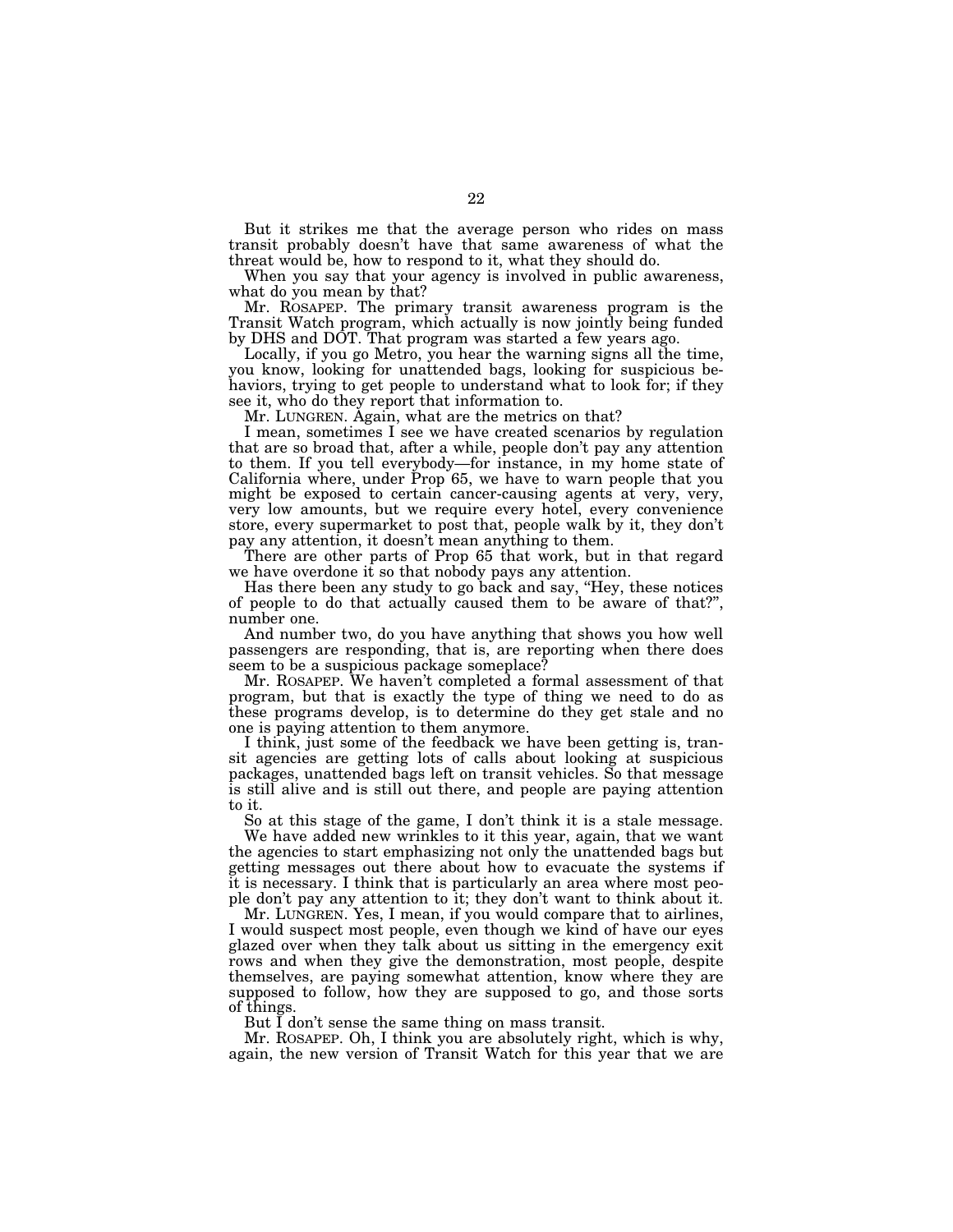But it strikes me that the average person who rides on mass transit probably doesn't have that same awareness of what the threat would be, how to respond to it, what they should do.

When you say that your agency is involved in public awareness, what do you mean by that?

Mr. ROSAPEP. The primary transit awareness program is the Transit Watch program, which actually is now jointly being funded by DHS and DOT. That program was started a few years ago.

Locally, if you go Metro, you hear the warning signs all the time, you know, looking for unattended bags, looking for suspicious behaviors, trying to get people to understand what to look for; if they see it, who do they report that information to.

Mr. LUNGREN. Again, what are the metrics on that?

I mean, sometimes I see we have created scenarios by regulation that are so broad that, after a while, people don't pay any attention to them. If you tell everybody—for instance, in my home state of California where, under Prop 65, we have to warn people that you might be exposed to certain cancer-causing agents at very, very, very low amounts, but we require every hotel, every convenience store, every supermarket to post that, people walk by it, they don't pay any attention, it doesn't mean anything to them.

There are other parts of Prop 65 that work, but in that regard we have overdone it so that nobody pays any attention.

Has there been any study to go back and say, "Hey, these notices of people to do that actually caused them to be aware of that?", number one.

And number two, do you have anything that shows you how well passengers are responding, that is, are reporting when there does seem to be a suspicious package someplace?

Mr. ROSAPEP. We haven't completed a formal assessment of that program, but that is exactly the type of thing we need to do as these programs develop, is to determine do they get stale and no one is paying attention to them anymore.

I think, just some of the feedback we have been getting is, transit agencies are getting lots of calls about looking at suspicious packages, unattended bags left on transit vehicles. So that message is still alive and is still out there, and people are paying attention to it.

So at this stage of the game, I don't think it is a stale message.

We have added new wrinkles to it this year, again, that we want the agencies to start emphasizing not only the unattended bags but getting messages out there about how to evacuate the systems if it is necessary. I think that is particularly an area where most people don't pay any attention to it; they don't want to think about it.

Mr. LUNGREN. Yes, I mean, if you would compare that to airlines, I would suspect most people, even though we kind of have our eyes glazed over when they talk about us sitting in the emergency exit rows and when they give the demonstration, most people, despite themselves, are paying somewhat attention, know where they are supposed to follow, how they are supposed to go, and those sorts of things.

But I don't sense the same thing on mass transit.

Mr. ROSAPEP. Oh, I think you are absolutely right, which is why, again, the new version of Transit Watch for this year that we are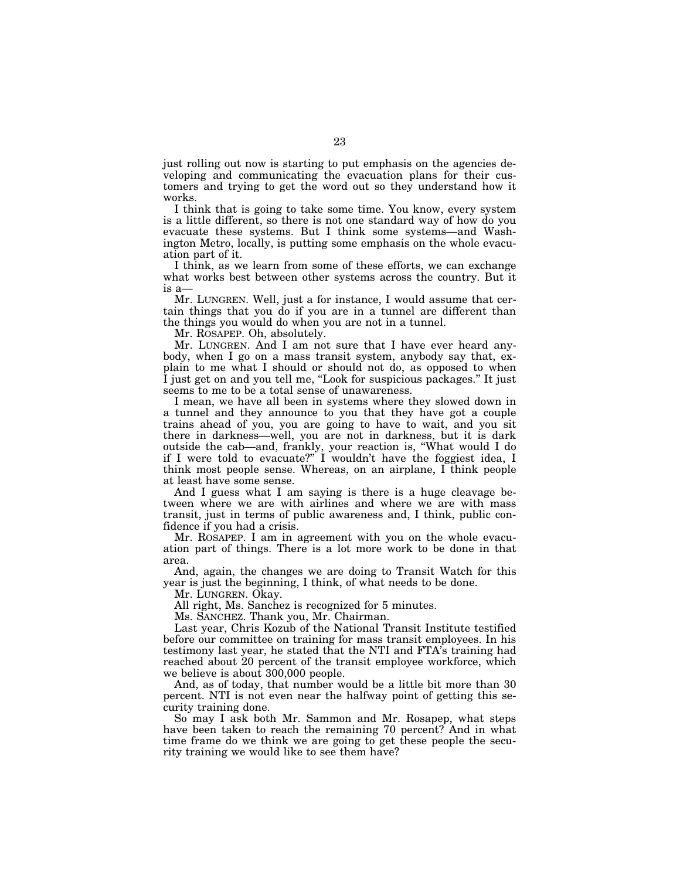just rolling out now is starting to put emphasis on the agencies developing and communicating the evacuation plans for their customers and trying to get the word out so they understand how it works.

I think that is going to take some time. You know, every system is a little different, so there is not one standard way of how do you evacuate these systems. But I think some systems—and Washington Metro, locally, is putting some emphasis on the whole evacuation part of it.

I think, as we learn from some of these efforts, we can exchange what works best between other systems across the country. But it is a—

Mr. LUNGREN. Well, just a for instance, I would assume that certain things that you do if you are in a tunnel are different than the things you would do when you are not in a tunnel.

Mr. ROSAPEP. Oh, absolutely.

Mr. LUNGREN. And I am not sure that I have ever heard anybody, when I go on a mass transit system, anybody say that, explain to me what I should or should not do, as opposed to when I just get on and you tell me, "Look for suspicious packages." It just seems to me to be a total sense of unawareness.

I mean, we have all been in systems where they slowed down in a tunnel and they announce to you that they have got a couple trains ahead of you, you are going to have to wait, and you sit there in darkness—well, you are not in darkness, but it is dark outside the cab—and, frankly, your reaction is, "What would I do if I were told to evacuate?" I wouldn't have the foggiest idea, I think most people sense. Whereas, on an airplane, I think people at least have some sense.

And I guess what I am saying is there is a huge cleavage between where we are with airlines and where we are with mass transit, just in terms of public awareness and, I think, public confidence if you had a crisis.

Mr. ROSAPEP. I am in agreement with you on the whole evacuation part of things. There is a lot more work to be done in that area.

And, again, the changes we are doing to Transit Watch for this year is just the beginning, I think, of what needs to be done.

Mr. LUNGREN. Okay.

All right, Ms. Sanchez is recognized for 5 minutes.

Ms. SANCHEZ. Thank you, Mr. Chairman.

Last year, Chris Kozub of the National Transit Institute testified before our committee on training for mass transit employees. In his testimony last year, he stated that the NTI and FTA's training had reached about 20 percent of the transit employee workforce, which we believe is about 300,000 people.

And, as of today, that number would be a little bit more than 30 percent. NTI is not even near the halfway point of getting this security training done.

So may I ask both Mr. Sammon and Mr. Rosapep, what steps have been taken to reach the remaining 70 percent? And in what time frame do we think we are going to get these people the security training we would like to see them have?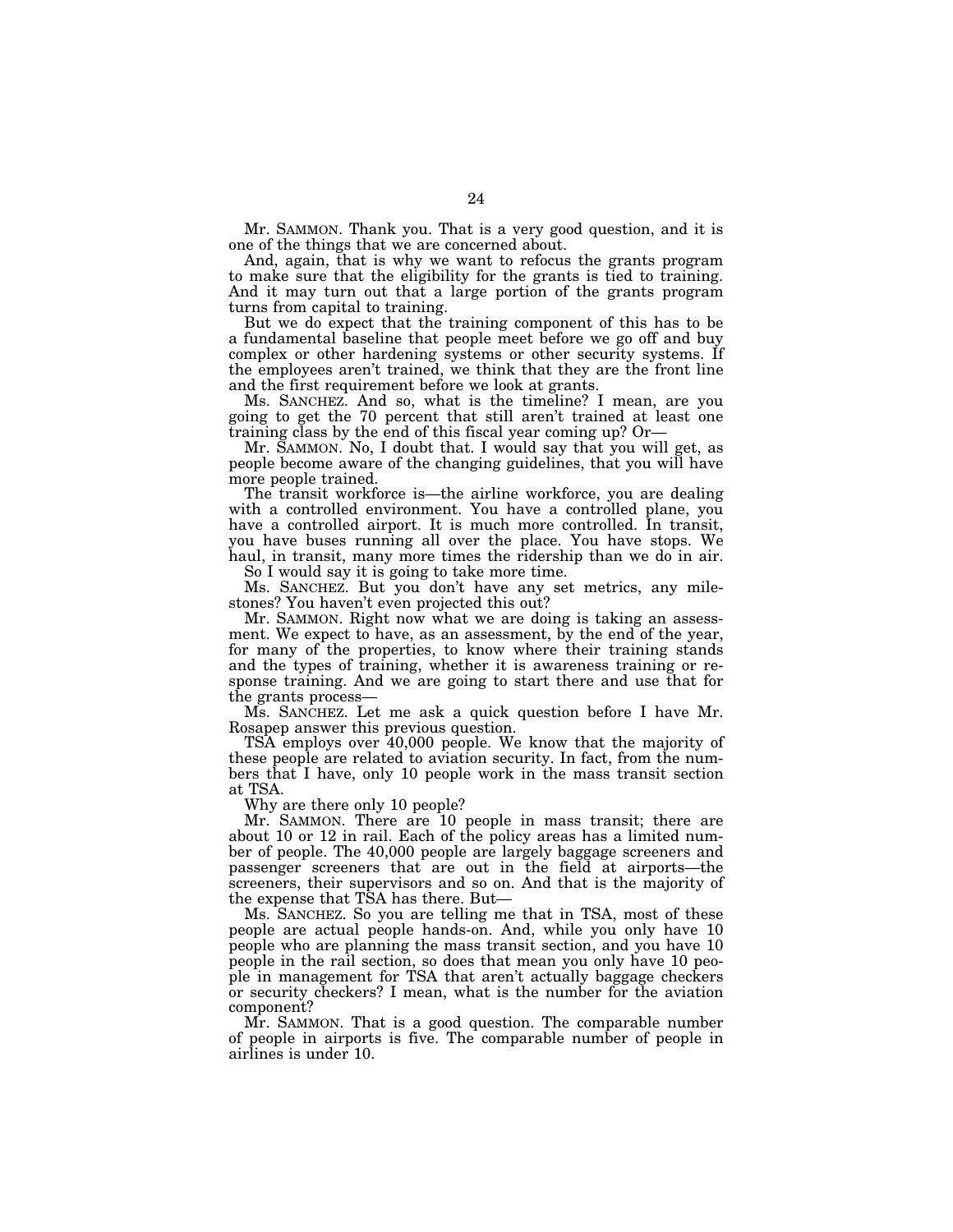Mr. SAMMON. Thank you. That is a very good question, and it is one of the things that we are concerned about.

And, again, that is why we want to refocus the grants program to make sure that the eligibility for the grants is tied to training. And it may turn out that a large portion of the grants program turns from capital to training.

But we do expect that the training component of this has to be a fundamental baseline that people meet before we go off and buy complex or other hardening systems or other security systems. If the employees aren't trained, we think that they are the front line and the first requirement before we look at grants.

Ms. SANCHEZ. And so, what is the timeline? I mean, are you going to get the 70 percent that still aren't trained at least one training class by the end of this fiscal year coming up? Or—

Mr. SAMMON. No, I doubt that. I would say that you will get, as people become aware of the changing guidelines, that you will have more people trained.

The transit workforce is—the airline workforce, you are dealing with a controlled environment. You have a controlled plane, you have a controlled airport. It is much more controlled. In transit, you have buses running all over the place. You have stops. We haul, in transit, many more times the ridership than we do in air.

So I would say it is going to take more time.

Ms. SANCHEZ. But you don't have any set metrics, any milestones? You haven't even projected this out?

Mr. SAMMON. Right now what we are doing is taking an assessment. We expect to have, as an assessment, by the end of the year, for many of the properties, to know where their training stands and the types of training, whether it is awareness training or response training. And we are going to start there and use that for the grants process—

Ms. SANCHEZ. Let me ask a quick question before I have Mr. Rosapep answer this previous question.

TSA employs over 40,000 people. We know that the majority of these people are related to aviation security. In fact, from the numbers that I have, only 10 people work in the mass transit section at TSA.

Why are there only 10 people?

Mr. SAMMON. There are 10 people in mass transit; there are about 10 or 12 in rail. Each of the policy areas has a limited number of people. The 40,000 people are largely baggage screeners and passenger screeners that are out in the field at airports—the screeners, their supervisors and so on. And that is the majority of the expense that TSA has there. But—

Ms. SANCHEZ. So you are telling me that in TSA, most of these people are actual people hands-on. And, while you only have 10 people who are planning the mass transit section, and you have 10 people in the rail section, so does that mean you only have 10 people in management for TSA that aren't actually baggage checkers or security checkers? I mean, what is the number for the aviation component?

Mr. SAMMON. That is a good question. The comparable number of people in airports is five. The comparable number of people in airlines is under 10.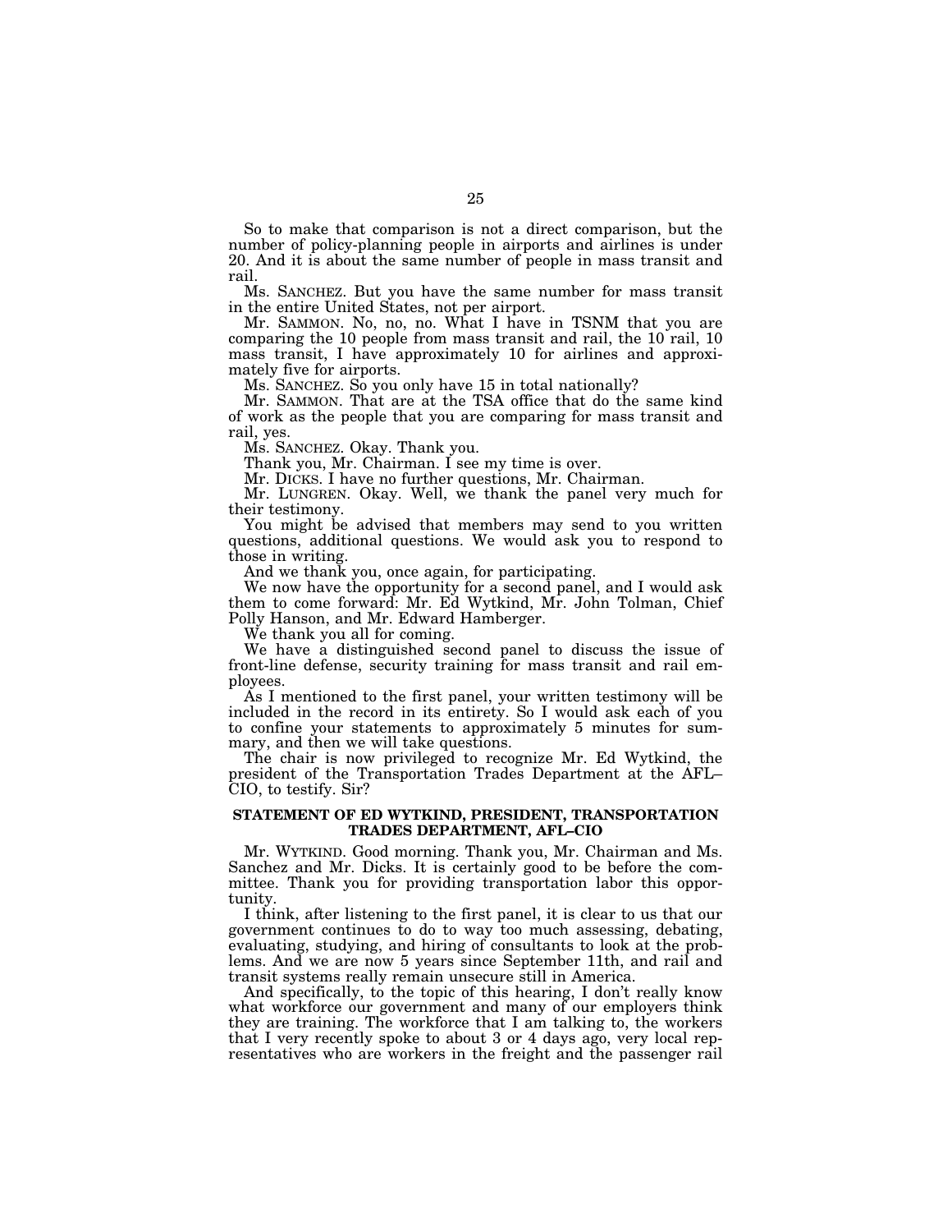So to make that comparison is not a direct comparison, but the number of policy-planning people in airports and airlines is under 20. And it is about the same number of people in mass transit and rail.

Ms. SANCHEZ. But you have the same number for mass transit in the entire United States, not per airport.

Mr. SAMMON. No, no, no. What I have in TSNM that you are comparing the 10 people from mass transit and rail, the 10 rail, 10 mass transit, I have approximately 10 for airlines and approximately five for airports.

Ms. SANCHEZ. So you only have 15 in total nationally?

Mr. SAMMON. That are at the TSA office that do the same kind of work as the people that you are comparing for mass transit and rail, yes.

Ms. SANCHEZ. Okay. Thank you.

Thank you, Mr. Chairman. I see my time is over.

Mr. DICKS. I have no further questions, Mr. Chairman.

Mr. LUNGREN. Okay. Well, we thank the panel very much for their testimony.

You might be advised that members may send to you written questions, additional questions. We would ask you to respond to those in writing.

And we thank you, once again, for participating.

We now have the opportunity for a second panel, and I would ask them to come forward: Mr. Ed Wytkind, Mr. John Tolman, Chief Polly Hanson, and Mr. Edward Hamberger.

We thank you all for coming.

We have a distinguished second panel to discuss the issue of front-line defense, security training for mass transit and rail employees.

As I mentioned to the first panel, your written testimony will be included in the record in its entirety. So I would ask each of you to confine your statements to approximately 5 minutes for summary, and then we will take questions.

The chair is now privileged to recognize Mr. Ed Wytkind, the president of the Transportation Trades Department at the AFL–CIO, to testify. Sir?

## STATEMENT OF ED WYTKIND, PRESIDENT, TRANSPORTATION TRADES DEPARTMENT, AFL–CIO

Mr. WYTKIND. Good morning. Thank you, Mr. Chairman and Ms. Sanchez and Mr. Dicks. It is certainly good to be before the committee. Thank you for providing transportation labor this opportunity.

I think, after listening to the first panel, it is clear to us that our government continues to do to way too much assessing, debating, evaluating, studying, and hiring of consultants to look at the problems. And we are now 5 years since September 11th, and rail and transit systems really remain unsecure still in America.

And specifically, to the topic of this hearing, I don't really know what workforce our government and many of our employers think they are training. The workforce that I am talking to, the workers that I very recently spoke to about 3 or 4 days ago, very local representatives who are workers in the freight and the passenger rail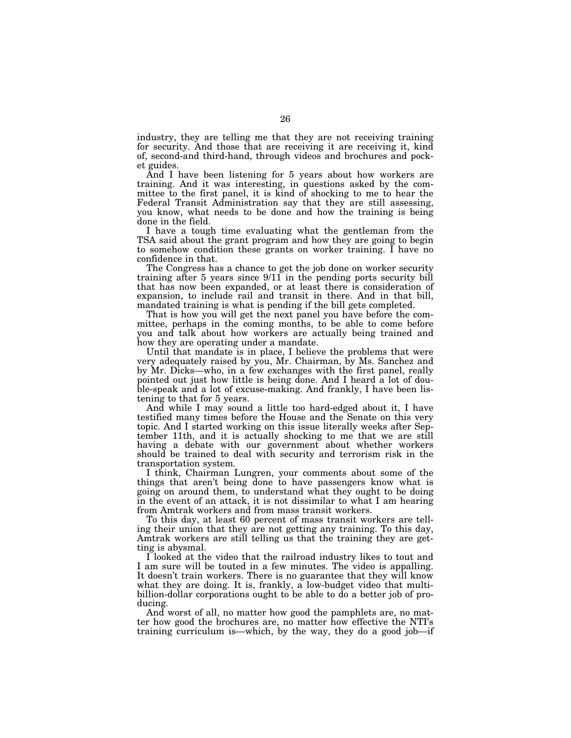industry, they are telling me that they are not receiving training for security. And those that are receiving it are receiving it, kind of, second-and third-hand, through videos and brochures and pocket guides.

And I have been listening for 5 years about how workers are training. And it was interesting, in questions asked by the committee to the first panel, it is kind of shocking to me to hear the Federal Transit Administration say that they are still assessing, you know, what needs to be done and how the training is being done in the field.

I have a tough time evaluating what the gentleman from the TSA said about the grant program and how they are going to begin to somehow condition these grants on worker training. I have no confidence in that.

The Congress has a chance to get the job done on worker security training after 5 years since 9/11 in the pending ports security bill that has now been expanded, or at least there is consideration of expansion, to include rail and transit in there. And in that bill, mandated training is what is pending if the bill gets completed.

That is how you will get the next panel you have before the committee, perhaps in the coming months, to be able to come before you and talk about how workers are actually being trained and how they are operating under a mandate.

Until that mandate is in place, I believe the problems that were very adequately raised by you, Mr. Chairman, by Ms. Sanchez and by Mr. Dicks—who, in a few exchanges with the first panel, really pointed out just how little is being done. And I heard a lot of double-speak and a lot of excuse-making. And frankly, I have been listening to that for 5 years.

And while I may sound a little too hard-edged about it, I have testified many times before the House and the Senate on this very topic. And I started working on this issue literally weeks after September 11th, and it is actually shocking to me that we are still having a debate with our government about whether workers should be trained to deal with security and terrorism risk in the transportation system.

I think, Chairman Lungren, your comments about some of the things that aren't being done to have passengers know what is going on around them, to understand what they ought to be doing in the event of an attack, it is not dissimilar to what I am hearing from Amtrak workers and from mass transit workers.

To this day, at least 60 percent of mass transit workers are telling their union that they are not getting any training. To this day, Amtrak workers are still telling us that the training they are getting is abysmal.

I looked at the video that the railroad industry likes to tout and I am sure will be touted in a few minutes. The video is appalling. It doesn't train workers. There is no guarantee that they will know what they are doing. It is, frankly, a low-budget video that multi-billion-dollar corporations ought to be able to do a better job of producing.

And worst of all, no matter how good the pamphlets are, no matter how good the brochures are, no matter how effective the NTI's training curriculum is—which, by the way, they do a good job—if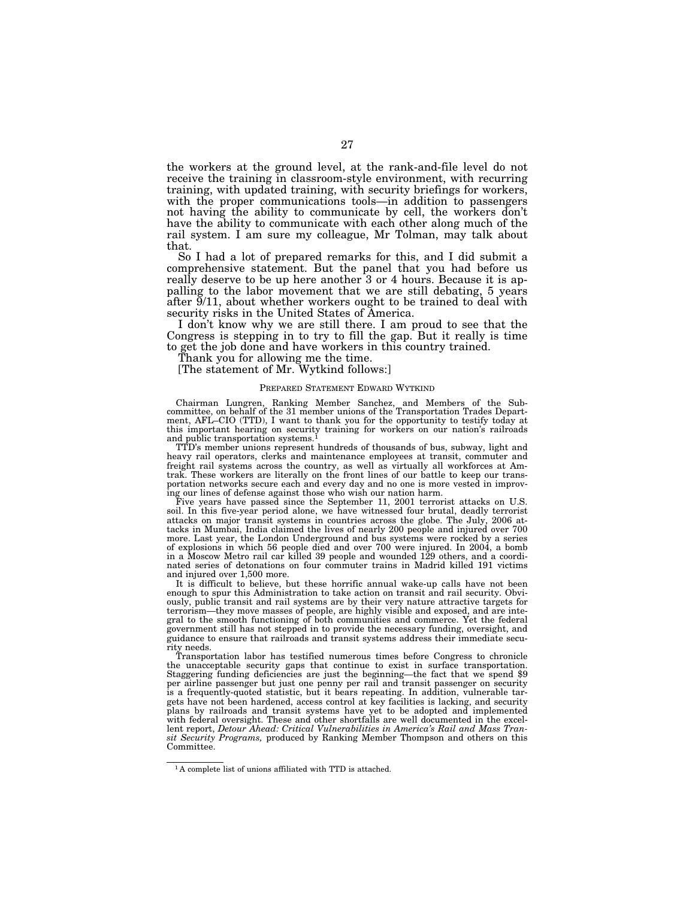the workers at the ground level, at the rank-and-file level do not receive the training in classroom-style environment, with recurring training, with updated training, with security briefings for workers, with the proper communications tools—in addition to passengers not having the ability to communicate by cell, the workers don't have the ability to communicate with each other along much of the rail system. I am sure my colleague, Mr Tolman, may talk about that.

So I had a lot of prepared remarks for this, and I did submit a comprehensive statement. But the panel that you had before us really deserve to be up here another 3 or 4 hours. Because it is appalling to the labor movement that we are still debating, 5 years after 9/11, about whether workers ought to be trained to deal with security risks in the United States of America.

I don't know why we are still there. I am proud to see that the Congress is stepping in to try to fill the gap. But it really is time to get the job done and have workers in this country trained.

Thank you for allowing me the time.

[The statement of Mr. Wytkind follows:]

PREPARED STATEMENT EDWARD WYTKIND

Chairman Lungren, Ranking Member Sanchez, and Members of the Subcommittee, on behalf of the 31 member unions of the Transportation Trades Department, AFL–CIO (TTD), I want to thank you for the opportunity to testify today at this important hearing on security training for workers on our nation's railroads and public transportation systems.[1]

TTD's member unions represent hundreds of thousands of bus, subway, light and heavy rail operators, clerks and maintenance employees at transit, commuter and freight rail systems across the country, as well as virtually all workforces at Amtrak. These workers are literally on the front lines of our battle to keep our transportation networks secure each and every day and no one is more vested in improving our lines of defense against those who wish our nation harm.

Five years have passed since the September 11, 2001 terrorist attacks on U.S. soil. In this five-year period alone, we have witnessed four brutal, deadly terrorist attacks on major transit systems in countries across the globe. The July, 2006 attacks in Mumbai, India claimed the lives of nearly 200 people and injured over 700 more. Last year, the London Underground and bus systems were rocked by a series of explosions in which 56 people died and over 700 were injured. In 2004, a bomb in a Moscow Metro rail car killed 39 people and wounded 129 others, and a coordinated series of detonations on four commuter trains in Madrid killed 191 victims and injured over 1,500 more.

It is difficult to believe, but these horrific annual wake-up calls have not been enough to spur this Administration to take action on transit and rail security. Obviously, public transit and rail systems are by their very nature attractive targets for terrorism—they move masses of people, are highly visible and exposed, and are integral to the smooth functioning of both communities and commerce. Yet the federal government still has not stepped in to provide the necessary funding, oversight, and guidance to ensure that railroads and transit systems address their immediate security needs.

Transportation labor has testified numerous times before Congress to chronicle the unacceptable security gaps that continue to exist in surface transportation. Staggering funding deficiencies are just the beginning—the fact that we spend $9 per airline passenger but just one penny per rail and transit passenger on security is a frequently-quoted statistic, but it bears repeating. In addition, vulnerable targets have not been hardened, access control at key facilities is lacking, and security plans by railroads and transit systems have yet to be adopted and implemented with federal oversight. These and other shortfalls are well documented in the excellent report, *Detour Ahead: Critical Vulnerabilities in America's Rail and Mass Transit Security Programs,* produced by Ranking Member Thompson and others on this Committee.

[1] A complete list of unions affiliated with TTD is attached.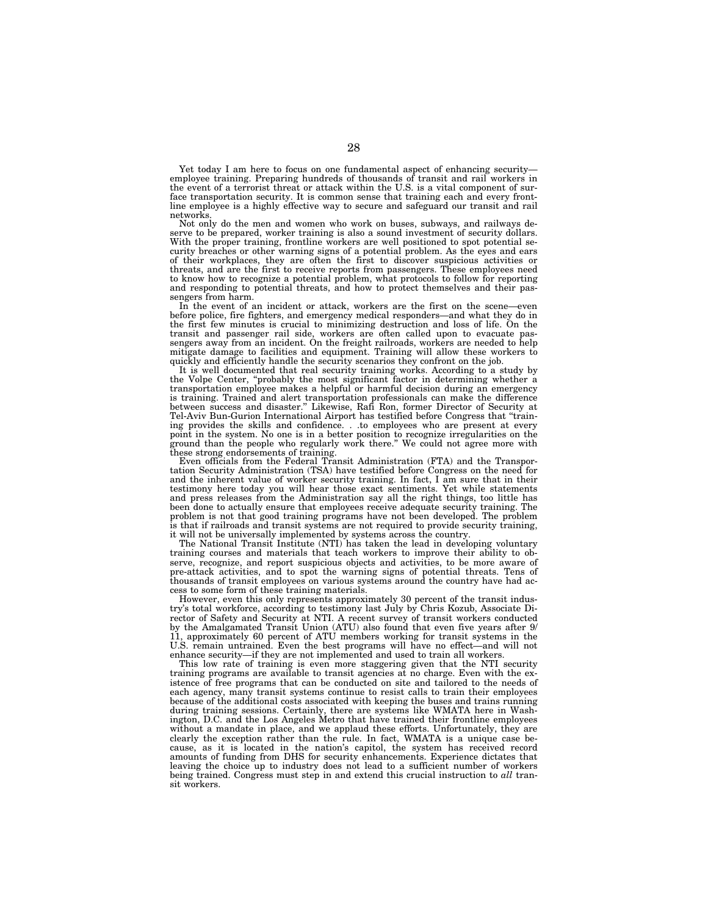Yet today I am here to focus on one fundamental aspect of enhancing security—employee training. Preparing hundreds of thousands of transit and rail workers in the event of a terrorist threat or attack within the U.S. is a vital component of surface transportation security. It is common sense that training each and every frontline employee is a highly effective way to secure and safeguard our transit and rail networks.

Not only do the men and women who work on buses, subways, and railways deserve to be prepared, worker training is also a sound investment of security dollars. With the proper training, frontline workers are well positioned to spot potential security breaches or other warning signs of a potential problem. As the eyes and ears of their workplaces, they are often the first to discover suspicious activities or threats, and are the first to receive reports from passengers. These employees need to know how to recognize a potential problem, what protocols to follow for reporting and responding to potential threats, and how to protect themselves and their passengers from harm.

In the event of an incident or attack, workers are the first on the scene—even before police, fire fighters, and emergency medical responders—and what they do in the first few minutes is crucial to minimizing destruction and loss of life. On the transit and passenger rail side, workers are often called upon to evacuate passengers away from an incident. On the freight railroads, workers are needed to help mitigate damage to facilities and equipment. Training will allow these workers to quickly and efficiently handle the security scenarios they confront on the job.

It is well documented that real security training works. According to a study by the Volpe Center, "probably the most significant factor in determining whether a transportation employee makes a helpful or harmful decision during an emergency is training. Trained and alert transportation professionals can make the difference between success and disaster." Likewise, Rafi Ron, former Director of Security at Tel-Aviv Bun-Gurion International Airport has testified before Congress that "training provides the skills and confidence. . .to employees who are present at every point in the system. No one is in a better position to recognize irregularities on the ground than the people who regularly work there." We could not agree more with these strong endorsements of training.

Even officials from the Federal Transit Administration (FTA) and the Transportation Security Administration (TSA) have testified before Congress on the need for and the inherent value of worker security training. In fact, I am sure that in their testimony here today you will hear those exact sentiments. Yet while statements and press releases from the Administration say all the right things, too little has been done to actually ensure that employees receive adequate security training. The problem is not that good training programs have not been developed. The problem is that if railroads and transit systems are not required to provide security training, it will not be universally implemented by systems across the country.

The National Transit Institute (NTI) has taken the lead in developing voluntary training courses and materials that teach workers to improve their ability to observe, recognize, and report suspicious objects and activities, to be more aware of pre-attack activities, and to spot the warning signs of potential threats. Tens of thousands of transit employees on various systems around the country have had access to some form of these training materials.

However, even this only represents approximately 30 percent of the transit industry's total workforce, according to testimony last July by Chris Kozub, Associate Director of Safety and Security at NTI. A recent survey of transit workers conducted by the Amalgamated Transit Union (ATU) also found that even five years after 9/11, approximately 60 percent of ATU members working for transit systems in the U.S. remain untrained. Even the best programs will have no effect—and will not enhance security—if they are not implemented and used to train all workers.

This low rate of training is even more staggering given that the NTI security training programs are available to transit agencies at no charge. Even with the existence of free programs that can be conducted on site and tailored to the needs of each agency, many transit systems continue to resist calls to train their employees because of the additional costs associated with keeping the buses and trains running during training sessions. Certainly, there are systems like WMATA here in Washington, D.C. and the Los Angeles Metro that have trained their frontline employees without a mandate in place, and we applaud these efforts. Unfortunately, they are clearly the exception rather than the rule. In fact, WMATA is a unique case because, as it is located in the nation's capitol, the system has received record amounts of funding from DHS for security enhancements. Experience dictates that leaving the choice up to industry does not lead to a sufficient number of workers being trained. Congress must step in and extend this crucial instruction to *all* transit workers.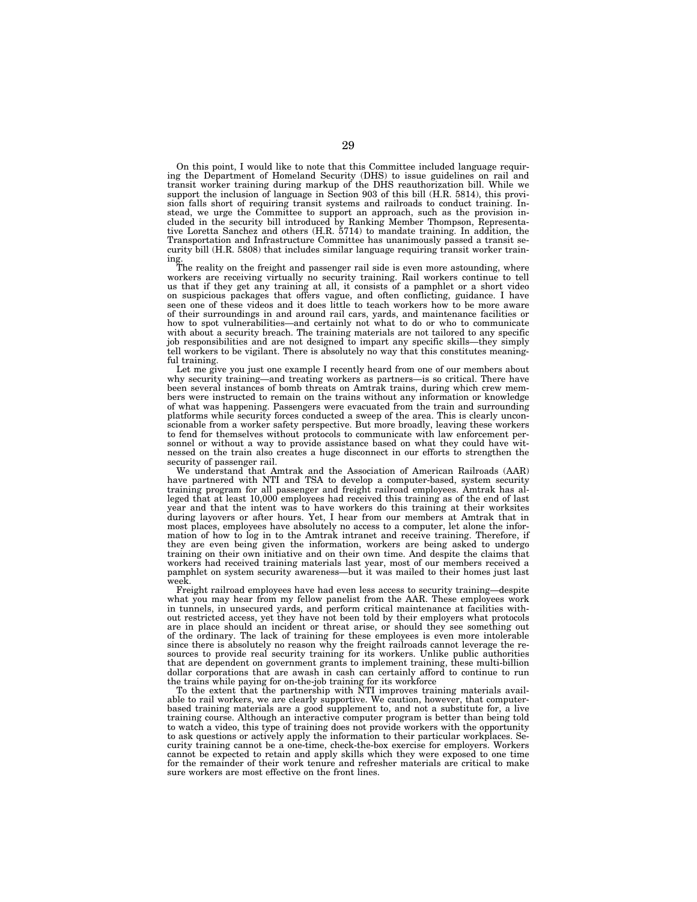On this point, I would like to note that this Committee included language requiring the Department of Homeland Security (DHS) to issue guidelines on rail and transit worker training during markup of the DHS reauthorization bill. While we support the inclusion of language in Section 903 of this bill (H.R. 5814), this provision falls short of requiring transit systems and railroads to conduct training. Instead, we urge the Committee to support an approach, such as the provision included in the security bill introduced by Ranking Member Thompson, Representative Loretta Sanchez and others (H.R. 5714) to mandate training. In addition, the Transportation and Infrastructure Committee has unanimously passed a transit security bill (H.R. 5808) that includes similar language requiring transit worker training.

The reality on the freight and passenger rail side is even more astounding, where workers are receiving virtually no security training. Rail workers continue to tell us that if they get any training at all, it consists of a pamphlet or a short video on suspicious packages that offers vague, and often conflicting, guidance. I have seen one of these videos and it does little to teach workers how to be more aware of their surroundings in and around rail cars, yards, and maintenance facilities or how to spot vulnerabilities—and certainly not what to do or who to communicate with about a security breach. The training materials are not tailored to any specific job responsibilities and are not designed to impart any specific skills—they simply tell workers to be vigilant. There is absolutely no way that this constitutes meaningful training.

Let me give you just one example I recently heard from one of our members about why security training—and treating workers as partners—is so critical. There have been several instances of bomb threats on Amtrak trains, during which crew members were instructed to remain on the trains without any information or knowledge of what was happening. Passengers were evacuated from the train and surrounding platforms while security forces conducted a sweep of the area. This is clearly unconscionable from a worker safety perspective. But more broadly, leaving these workers to fend for themselves without protocols to communicate with law enforcement personnel or without a way to provide assistance based on what they could have witnessed on the train also creates a huge disconnect in our efforts to strengthen the security of passenger rail.

We understand that Amtrak and the Association of American Railroads (AAR) have partnered with NTI and TSA to develop a computer-based, system security training program for all passenger and freight railroad employees. Amtrak has alleged that at least 10,000 employees had received this training as of the end of last year and that the intent was to have workers do this training at their worksites during layovers or after hours. Yet, I hear from our members at Amtrak that in most places, employees have absolutely no access to a computer, let alone the information of how to log in to the Amtrak intranet and receive training. Therefore, if they are even being given the information, workers are being asked to undergo training on their own initiative and on their own time. And despite the claims that workers had received training materials last year, most of our members received a pamphlet on system security awareness—but it was mailed to their homes just last week.

Freight railroad employees have had even less access to security training—despite what you may hear from my fellow panelist from the AAR. These employees work in tunnels, in unsecured yards, and perform critical maintenance at facilities without restricted access, yet they have not been told by their employers what protocols are in place should an incident or threat arise, or should they see something out of the ordinary. The lack of training for these employees is even more intolerable since there is absolutely no reason why the freight railroads cannot leverage the resources to provide real security training for its workers. Unlike public authorities that are dependent on government grants to implement training, these multi-billion dollar corporations that are awash in cash can certainly afford to continue to run the trains while paying for on-the-job training for its workforce

To the extent that the partnership with NTI improves training materials available to rail workers, we are clearly supportive. We caution, however, that computer-based training materials are a good supplement to, and not a substitute for, a live training course. Although an interactive computer program is better than being told to watch a video, this type of training does not provide workers with the opportunity to ask questions or actively apply the information to their particular workplaces. Security training cannot be a one-time, check-the-box exercise for employers. Workers cannot be expected to retain and apply skills which they were exposed to one time for the remainder of their work tenure and refresher materials are critical to make sure workers are most effective on the front lines.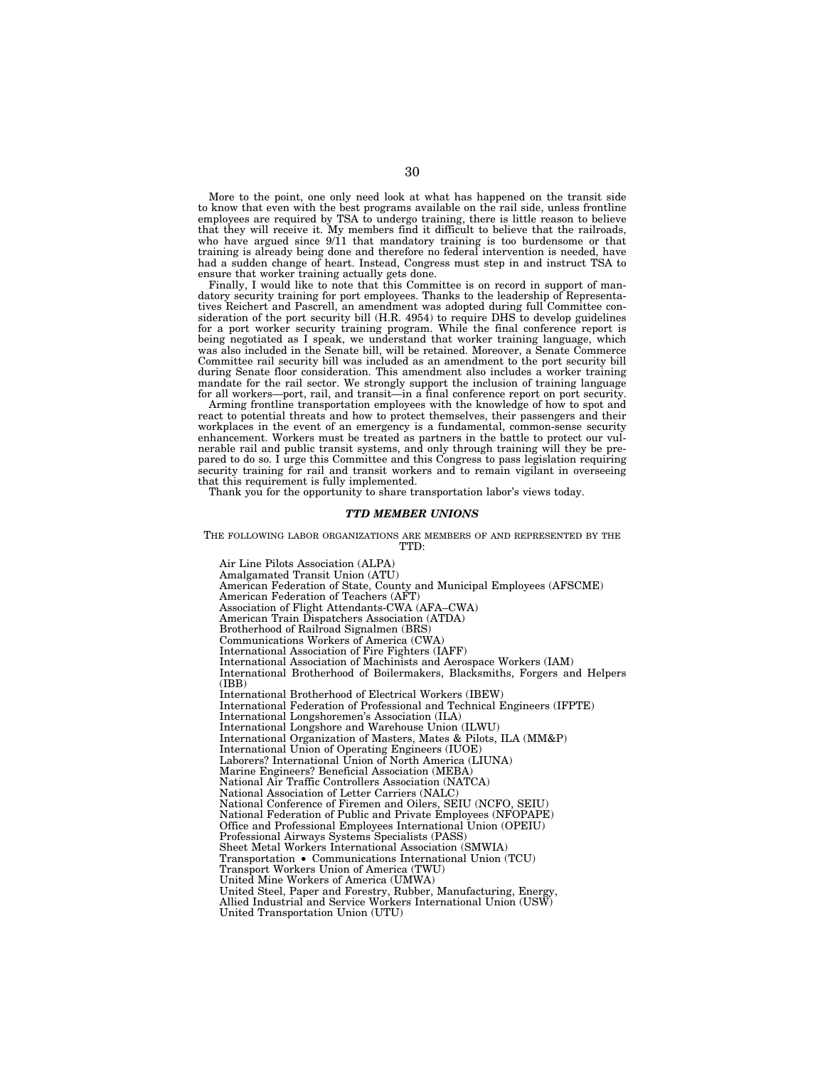More to the point, one only need look at what has happened on the transit side to know that even with the best programs available on the rail side, unless frontline employees are required by TSA to undergo training, there is little reason to believe that they will receive it. My members find it difficult to believe that the railroads, who have argued since 9/11 that mandatory training is too burdensome or that training is already being done and therefore no federal intervention is needed, have had a sudden change of heart. Instead, Congress must step in and instruct TSA to ensure that worker training actually gets done.

Finally, I would like to note that this Committee is on record in support of mandatory security training for port employees. Thanks to the leadership of Representatives Reichert and Pascrell, an amendment was adopted during full Committee consideration of the port security bill (H.R. 4954) to require DHS to develop guidelines for a port worker security training program. While the final conference report is being negotiated as I speak, we understand that worker training language, which was also included in the Senate bill, will be retained. Moreover, a Senate Commerce Committee rail security bill was included as an amendment to the port security bill during Senate floor consideration. This amendment also includes a worker training mandate for the rail sector. We strongly support the inclusion of training language for all workers—port, rail, and transit—in a final conference report on port security.

Arming frontline transportation employees with the knowledge of how to spot and react to potential threats and how to protect themselves, their passengers and their workplaces in the event of an emergency is a fundamental, common-sense security enhancement. Workers must be treated as partners in the battle to protect our vulnerable rail and public transit systems, and only through training will they be prepared to do so. I urge this Committee and this Congress to pass legislation requiring security training for rail and transit workers and to remain vigilant in overseeing that this requirement is fully implemented.

Thank you for the opportunity to share transportation labor's views today.

### *TTD MEMBER UNIONS*

THE FOLLOWING LABOR ORGANIZATIONS ARE MEMBERS OF AND REPRESENTED BY THE TTD:

Air Line Pilots Association (ALPA)
Amalgamated Transit Union (ATU)
American Federation of State, County and Municipal Employees (AFSCME)
American Federation of Teachers (AFT)
Association of Flight Attendants-CWA (AFA–CWA)
American Train Dispatchers Association (ATDA)
Brotherhood of Railroad Signalmen (BRS)
Communications Workers of America (CWA)
International Association of Fire Fighters (IAFF)
International Association of Machinists and Aerospace Workers (IAM)
International Brotherhood of Boilermakers, Blacksmiths, Forgers and Helpers (IBB)
International Brotherhood of Electrical Workers (IBEW)
International Federation of Professional and Technical Engineers (IFPTE)
International Longshoremen's Association (ILA)
International Longshore and Warehouse Union (ILWU)
International Organization of Masters, Mates & Pilots, ILA (MM&P)
International Union of Operating Engineers (IUOE)
Laborers? International Union of North America (LIUNA)
Marine Engineers? Beneficial Association (MEBA)
National Air Traffic Controllers Association (NATCA)
National Association of Letter Carriers (NALC)
National Conference of Firemen and Oilers, SEIU (NCFO, SEIU)
National Federation of Public and Private Employees (NFOPAPE)
Office and Professional Employees International Union (OPEIU)
Professional Airways Systems Specialists (PASS)
Sheet Metal Workers International Association (SMWIA)
Transportation • Communications International Union (TCU)
Transport Workers Union of America (TWU)
United Mine Workers of America (UMWA)
United Steel, Paper and Forestry, Rubber, Manufacturing, Energy, Allied Industrial and Service Workers International Union (USW)
United Transportation Union (UTU)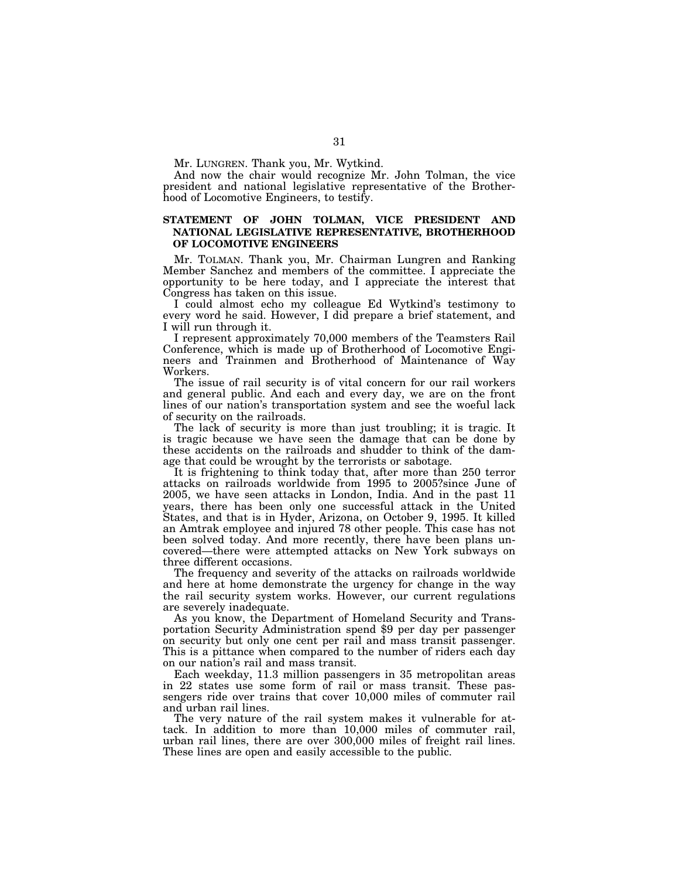Mr. LUNGREN. Thank you, Mr. Wytkind.

And now the chair would recognize Mr. John Tolman, the vice president and national legislative representative of the Brotherhood of Locomotive Engineers, to testify.

## STATEMENT OF JOHN TOLMAN, VICE PRESIDENT AND NATIONAL LEGISLATIVE REPRESENTATIVE, BROTHERHOOD OF LOCOMOTIVE ENGINEERS

Mr. TOLMAN. Thank you, Mr. Chairman Lungren and Ranking Member Sanchez and members of the committee. I appreciate the opportunity to be here today, and I appreciate the interest that Congress has taken on this issue.

I could almost echo my colleague Ed Wytkind's testimony to every word he said. However, I did prepare a brief statement, and I will run through it.

I represent approximately 70,000 members of the Teamsters Rail Conference, which is made up of Brotherhood of Locomotive Engineers and Trainmen and Brotherhood of Maintenance of Way Workers.

The issue of rail security is of vital concern for our rail workers and general public. And each and every day, we are on the front lines of our nation's transportation system and see the woeful lack of security on the railroads.

The lack of security is more than just troubling; it is tragic. It is tragic because we have seen the damage that can be done by these accidents on the railroads and shudder to think of the damage that could be wrought by the terrorists or sabotage.

It is frightening to think today that, after more than 250 terror attacks on railroads worldwide from 1995 to 2005?since June of 2005, we have seen attacks in London, India. And in the past 11 years, there has been only one successful attack in the United States, and that is in Hyder, Arizona, on October 9, 1995. It killed an Amtrak employee and injured 78 other people. This case has not been solved today. And more recently, there have been plans uncovered—there were attempted attacks on New York subways on three different occasions.

The frequency and severity of the attacks on railroads worldwide and here at home demonstrate the urgency for change in the way the rail security system works. However, our current regulations are severely inadequate.

As you know, the Department of Homeland Security and Transportation Security Administration spend $9 per day per passenger on security but only one cent per rail and mass transit passenger. This is a pittance when compared to the number of riders each day on our nation's rail and mass transit.

Each weekday, 11.3 million passengers in 35 metropolitan areas in 22 states use some form of rail or mass transit. These passengers ride over trains that cover 10,000 miles of commuter rail and urban rail lines.

The very nature of the rail system makes it vulnerable for attack. In addition to more than 10,000 miles of commuter rail, urban rail lines, there are over 300,000 miles of freight rail lines. These lines are open and easily accessible to the public.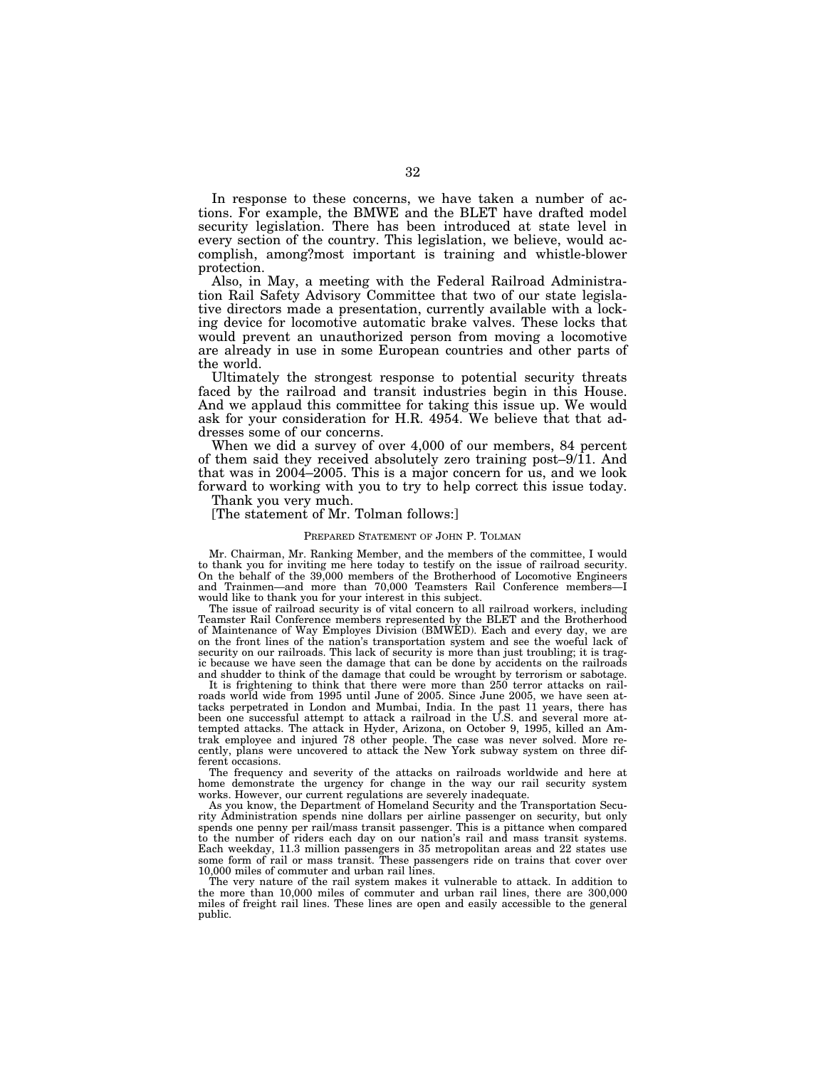In response to these concerns, we have taken a number of actions. For example, the BMWE and the BLET have drafted model security legislation. There has been introduced at state level in every section of the country. This legislation, we believe, would accomplish, among?most important is training and whistle-blower protection.

Also, in May, a meeting with the Federal Railroad Administration Rail Safety Advisory Committee that two of our state legislative directors made a presentation, currently available with a locking device for locomotive automatic brake valves. These locks that would prevent an unauthorized person from moving a locomotive are already in use in some European countries and other parts of the world.

Ultimately the strongest response to potential security threats faced by the railroad and transit industries begin in this House. And we applaud this committee for taking this issue up. We would ask for your consideration for H.R. 4954. We believe that that addresses some of our concerns.

When we did a survey of over 4,000 of our members, 84 percent of them said they received absolutely zero training post–9/11. And that was in 2004–2005. This is a major concern for us, and we look forward to working with you to try to help correct this issue today.

Thank you very much.

[The statement of Mr. Tolman follows:]

PREPARED STATEMENT OF JOHN P. TOLMAN

Mr. Chairman, Mr. Ranking Member, and the members of the committee, I would to thank you for inviting me here today to testify on the issue of railroad security. On the behalf of the 39,000 members of the Brotherhood of Locomotive Engineers and Trainmen—and more than 70,000 Teamsters Rail Conference members—I would like to thank you for your interest in this subject.

The issue of railroad security is of vital concern to all railroad workers, including Teamster Rail Conference members represented by the BLET and the Brotherhood of Maintenance of Way Employes Division (BMWED). Each and every day, we are on the front lines of the nation's transportation system and see the woeful lack of security on our railroads. This lack of security is more than just troubling; it is tragic because we have seen the damage that can be done by accidents on the railroads and shudder to think of the damage that could be wrought by terrorism or sabotage.

It is frightening to think that there were more than 250 terror attacks on railroads world wide from 1995 until June of 2005. Since June 2005, we have seen attacks perpetrated in London and Mumbai, India. In the past 11 years, there has been one successful attempt to attack a railroad in the U.S. and several more attempted attacks. The attack in Hyder, Arizona, on October 9, 1995, killed an Amtrak employee and injured 78 other people. The case was never solved. More recently, plans were uncovered to attack the New York subway system on three different occasions.

The frequency and severity of the attacks on railroads worldwide and here at home demonstrate the urgency for change in the way our rail security system works. However, our current regulations are severely inadequate.

As you know, the Department of Homeland Security and the Transportation Security Administration spends nine dollars per airline passenger on security, but only spends one penny per rail/mass transit passenger. This is a pittance when compared to the number of riders each day on our nation's rail and mass transit systems. Each weekday, 11.3 million passengers in 35 metropolitan areas and 22 states use some form of rail or mass transit. These passengers ride on trains that cover over 10,000 miles of commuter and urban rail lines.

The very nature of the rail system makes it vulnerable to attack. In addition to the more than 10,000 miles of commuter and urban rail lines, there are 300,000 miles of freight rail lines. These lines are open and easily accessible to the general public.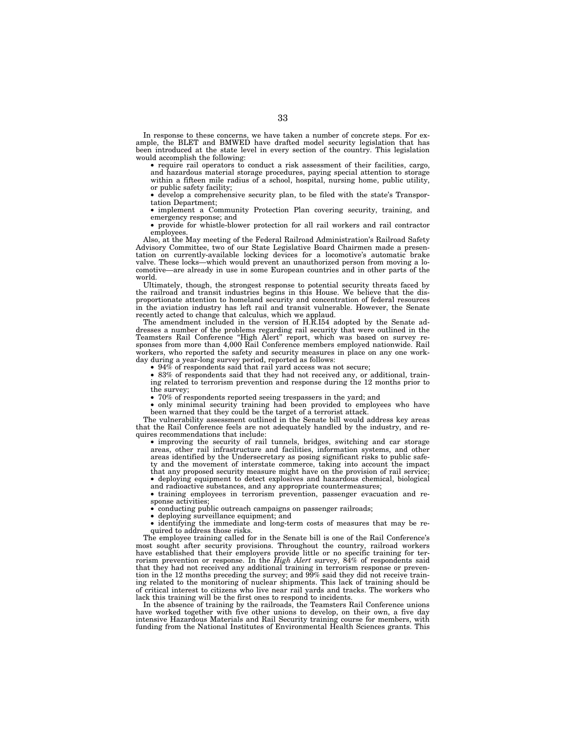In response to these concerns, we have taken a number of concrete steps. For example, the BLET and BMWED have drafted model security legislation that has been introduced at the state level in every section of the country. This legislation would accomplish the following:

- require rail operators to conduct a risk assessment of their facilities, cargo, and hazardous material storage procedures, paying special attention to storage within a fifteen mile radius of a school, hospital, nursing home, public utility, or public safety facility;
- develop a comprehensive security plan, to be filed with the state's Transportation Department;
- implement a Community Protection Plan covering security, training, and emergency response; and
- provide for whistle-blower protection for all rail workers and rail contractor employees.

Also, at the May meeting of the Federal Railroad Administration's Railroad Safety Advisory Committee, two of our State Legislative Board Chairmen made a presentation on currently-available locking devices for a locomotive's automatic brake valve. These locks—which would prevent an unauthorized person from moving a locomotive—are already in use in some European countries and in other parts of the world.

Ultimately, though, the strongest response to potential security threats faced by the railroad and transit industries begins in this House. We believe that the disproportionate attention to homeland security and concentration of federal resources in the aviation industry has left rail and transit vulnerable. However, the Senate recently acted to change that calculus, which we applaud.

The amendment included in the version of H.R.I54 adopted by the Senate addresses a number of the problems regarding rail security that were outlined in the Teamsters Rail Conference "High Alert" report, which was based on survey responses from more than 4,000 Rail Conference members employed nationwide. Rail workers, who reported the safety and security measures in place on any one workday during a year-long survey period, reported as follows:

- 94% of respondents said that rail yard access was not secure;
- 83% of respondents said that they had not received any, or additional, training related to terrorism prevention and response during the 12 months prior to the survey;
- 70% of respondents reported seeing trespassers in the yard; and
- only minimal security training had been provided to employees who have been warned that they could be the target of a terrorist attack.

The vulnerability assessment outlined in the Senate bill would address key areas that the Rail Conference feels are not adequately handled by the industry, and requires recommendations that include:

- improving the security of rail tunnels, bridges, switching and car storage areas, other rail infrastructure and facilities, information systems, and other areas identified by the Undersecretary as posing significant risks to public safety and the movement of interstate commerce, taking into account the impact that any proposed security measure might have on the provision of rail service;
- deploying equipment to detect explosives and hazardous chemical, biological and radioactive substances, and any appropriate countermeasures;
- training employees in terrorism prevention, passenger evacuation and response activities;
- conducting public outreach campaigns on passenger railroads;
- deploying surveillance equipment; and
- identifying the immediate and long-term costs of measures that may be required to address those risks.

The employee training called for in the Senate bill is one of the Rail Conference's most sought after security provisions. Throughout the country, railroad workers have established that their employers provide little or no specific training for terrorism prevention or response. In the *High Alert* survey, 84% of respondents said that they had not received any additional training in terrorism response or prevention in the 12 months preceding the survey; and 99% said they did not receive training related to the monitoring of nuclear shipments. This lack of training should be of critical interest to citizens who live near rail yards and tracks. The workers who lack this training will be the first ones to respond to incidents.

In the absence of training by the railroads, the Teamsters Rail Conference unions have worked together with five other unions to develop, on their own, a five day intensive Hazardous Materials and Rail Security training course for members, with funding from the National Institutes of Environmental Health Sciences grants. This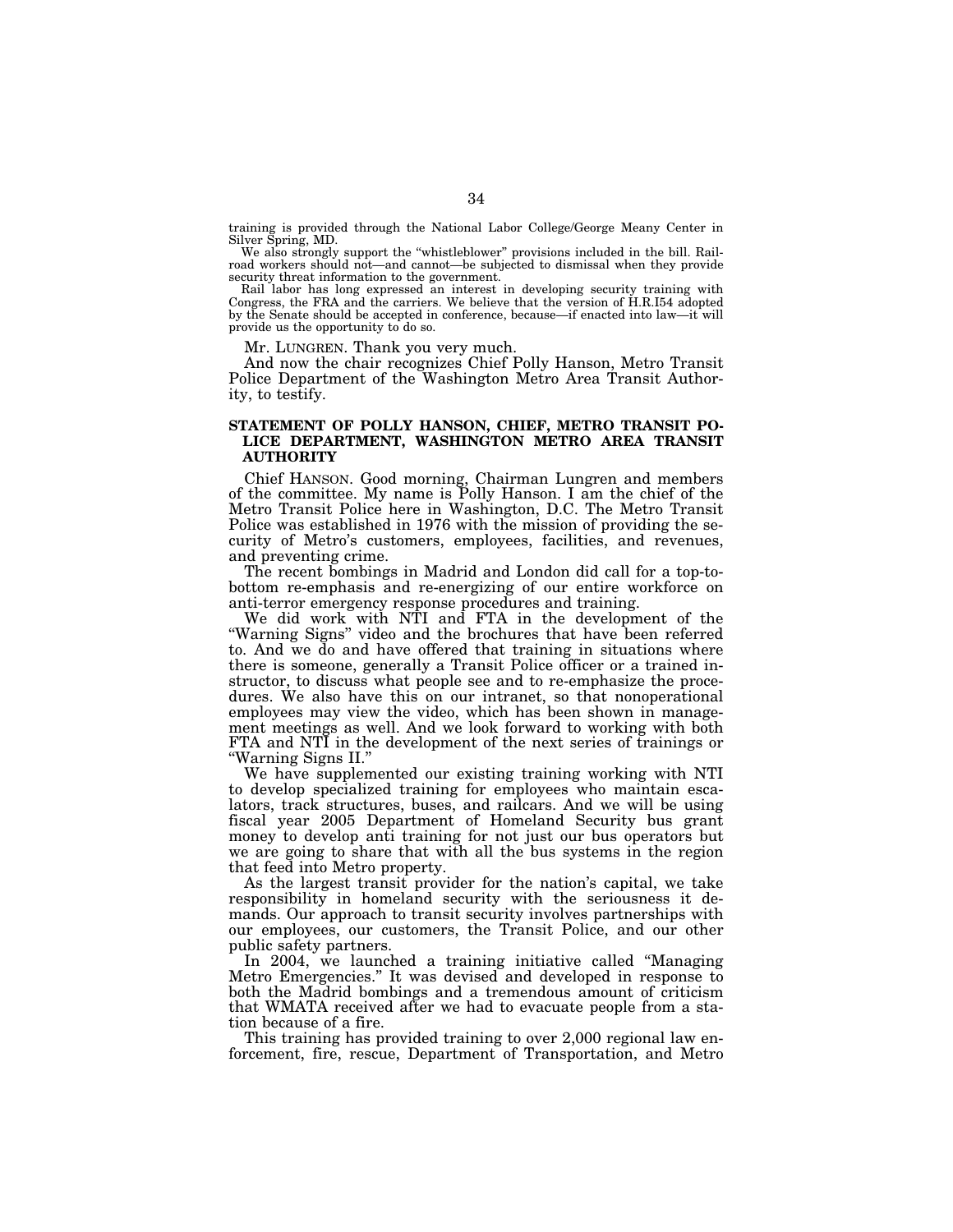training is provided through the National Labor College/George Meany Center in Silver Spring, MD.

We also strongly support the "whistleblower" provisions included in the bill. Railroad workers should not—and cannot—be subjected to dismissal when they provide security threat information to the government.

Rail labor has long expressed an interest in developing security training with Congress, the FRA and the carriers. We believe that the version of H.R.I54 adopted by the Senate should be accepted in conference, because—if enacted into law—it will provide us the opportunity to do so.

Mr. LUNGREN. Thank you very much.

And now the chair recognizes Chief Polly Hanson, Metro Transit Police Department of the Washington Metro Area Transit Authority, to testify.

### STATEMENT OF POLLY HANSON, CHIEF, METRO TRANSIT POLICE DEPARTMENT, WASHINGTON METRO AREA TRANSIT AUTHORITY

Chief HANSON. Good morning, Chairman Lungren and members of the committee. My name is Polly Hanson. I am the chief of the Metro Transit Police here in Washington, D.C. The Metro Transit Police was established in 1976 with the mission of providing the security of Metro's customers, employees, facilities, and revenues, and preventing crime.

The recent bombings in Madrid and London did call for a top-to-bottom re-emphasis and re-energizing of our entire workforce on anti-terror emergency response procedures and training.

We did work with NTI and FTA in the development of the "Warning Signs" video and the brochures that have been referred to. And we do and have offered that training in situations where there is someone, generally a Transit Police officer or a trained instructor, to discuss what people see and to re-emphasize the procedures. We also have this on our intranet, so that nonoperational employees may view the video, which has been shown in management meetings as well. And we look forward to working with both FTA and NTI in the development of the next series of trainings or "Warning Signs II."

We have supplemented our existing training working with NTI to develop specialized training for employees who maintain escalators, track structures, buses, and railcars. And we will be using fiscal year 2005 Department of Homeland Security bus grant money to develop anti training for not just our bus operators but we are going to share that with all the bus systems in the region that feed into Metro property.

As the largest transit provider for the nation's capital, we take responsibility in homeland security with the seriousness it demands. Our approach to transit security involves partnerships with our employees, our customers, the Transit Police, and our other public safety partners.

In 2004, we launched a training initiative called "Managing Metro Emergencies." It was devised and developed in response to both the Madrid bombings and a tremendous amount of criticism that WMATA received after we had to evacuate people from a station because of a fire.

This training has provided training to over 2,000 regional law enforcement, fire, rescue, Department of Transportation, and Metro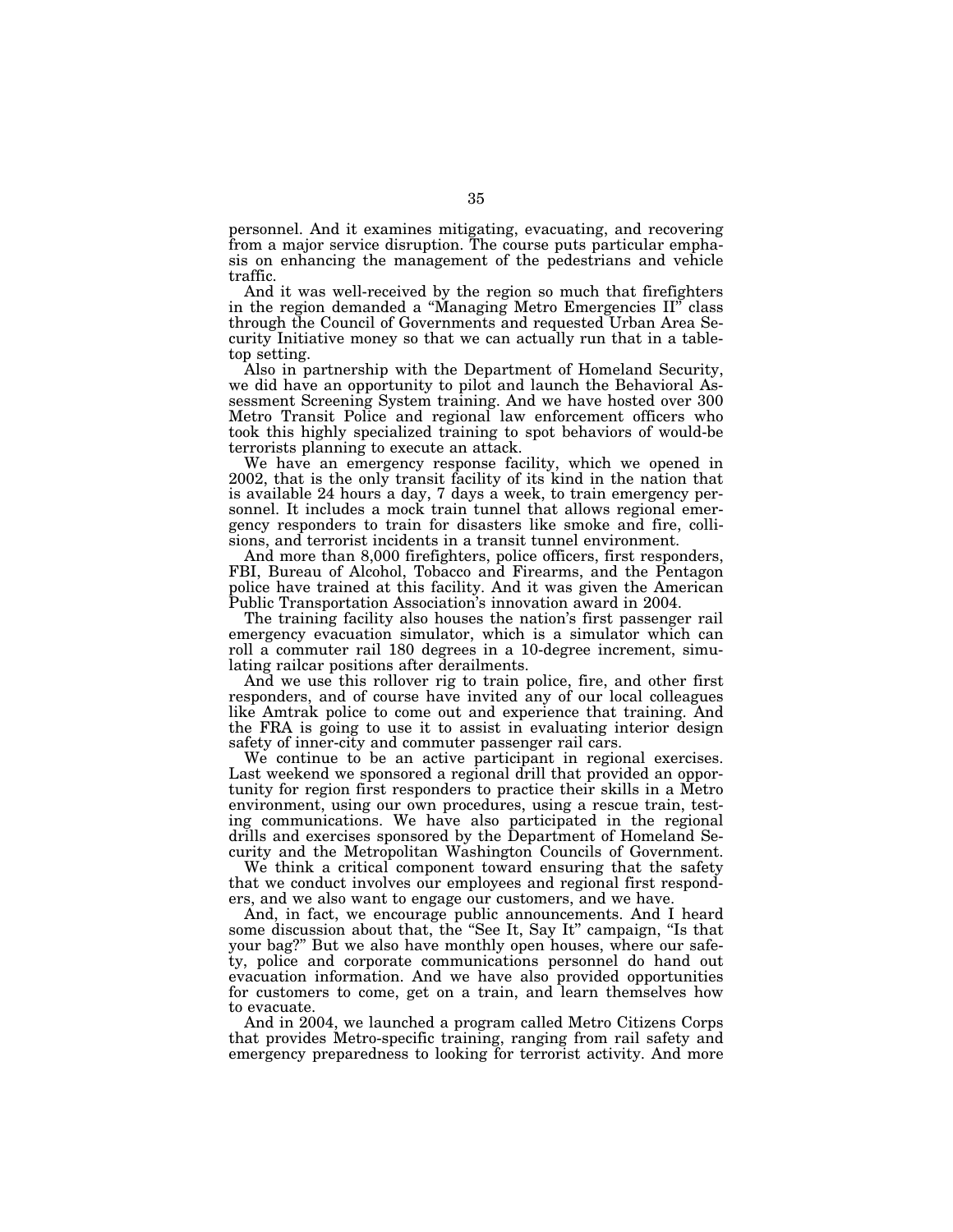personnel. And it examines mitigating, evacuating, and recovering from a major service disruption. The course puts particular emphasis on enhancing the management of the pedestrians and vehicle traffic.

And it was well-received by the region so much that firefighters in the region demanded a "Managing Metro Emergencies II" class through the Council of Governments and requested Urban Area Security Initiative money so that we can actually run that in a tabletop setting.

Also in partnership with the Department of Homeland Security, we did have an opportunity to pilot and launch the Behavioral Assessment Screening System training. And we have hosted over 300 Metro Transit Police and regional law enforcement officers who took this highly specialized training to spot behaviors of would-be terrorists planning to execute an attack.

We have an emergency response facility, which we opened in 2002, that is the only transit facility of its kind in the nation that is available 24 hours a day, 7 days a week, to train emergency personnel. It includes a mock train tunnel that allows regional emergency responders to train for disasters like smoke and fire, collisions, and terrorist incidents in a transit tunnel environment.

And more than 8,000 firefighters, police officers, first responders, FBI, Bureau of Alcohol, Tobacco and Firearms, and the Pentagon police have trained at this facility. And it was given the American Public Transportation Association's innovation award in 2004.

The training facility also houses the nation's first passenger rail emergency evacuation simulator, which is a simulator which can roll a commuter rail 180 degrees in a 10-degree increment, simulating railcar positions after derailments.

And we use this rollover rig to train police, fire, and other first responders, and of course have invited any of our local colleagues like Amtrak police to come out and experience that training. And the FRA is going to use it to assist in evaluating interior design safety of inner-city and commuter passenger rail cars.

We continue to be an active participant in regional exercises. Last weekend we sponsored a regional drill that provided an opportunity for region first responders to practice their skills in a Metro environment, using our own procedures, using a rescue train, testing communications. We have also participated in the regional drills and exercises sponsored by the Department of Homeland Security and the Metropolitan Washington Councils of Government.

We think a critical component toward ensuring that the safety that we conduct involves our employees and regional first responders, and we also want to engage our customers, and we have.

And, in fact, we encourage public announcements. And I heard some discussion about that, the "See It, Say It" campaign, "Is that your bag?" But we also have monthly open houses, where our safety, police and corporate communications personnel do hand out evacuation information. And we have also provided opportunities for customers to come, get on a train, and learn themselves how to evacuate.

And in 2004, we launched a program called Metro Citizens Corps that provides Metro-specific training, ranging from rail safety and emergency preparedness to looking for terrorist activity. And more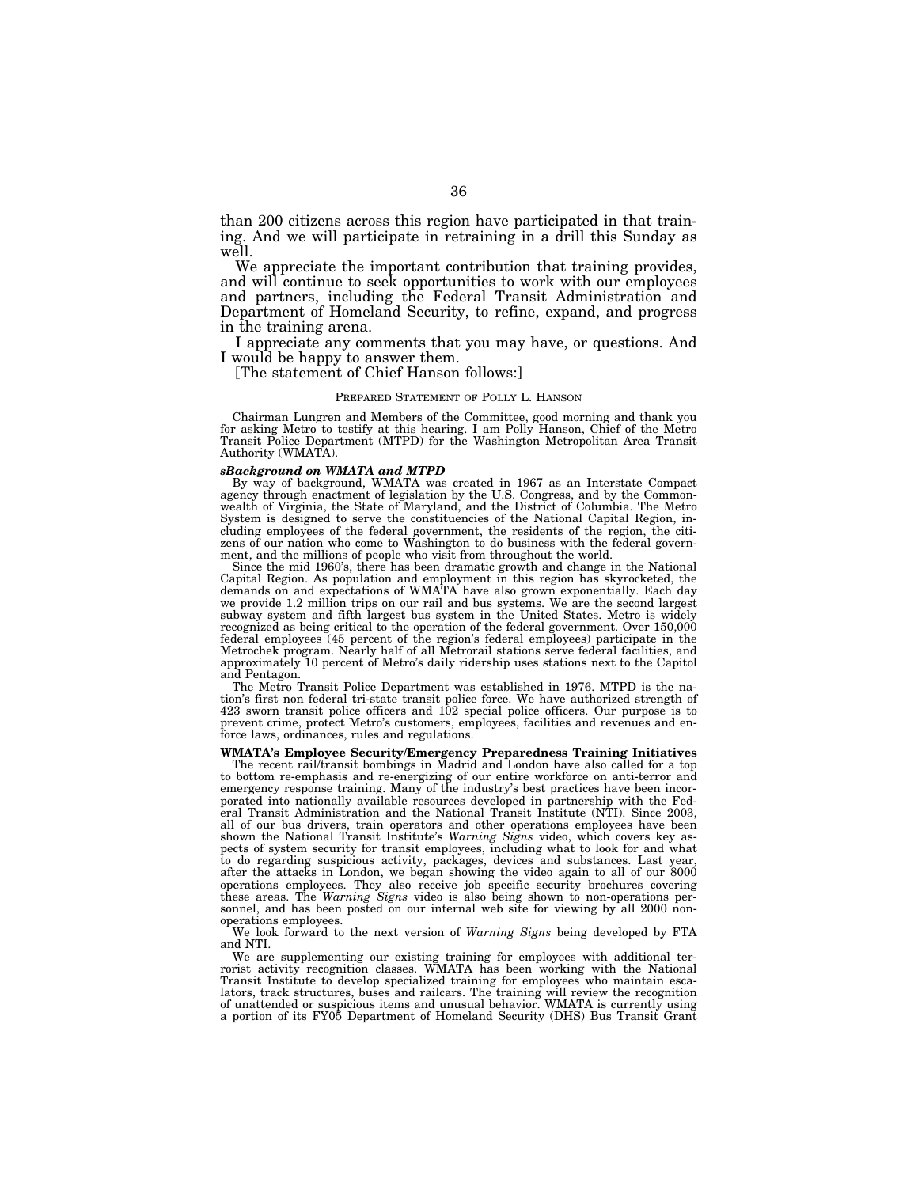than 200 citizens across this region have participated in that training. And we will participate in retraining in a drill this Sunday as well.

We appreciate the important contribution that training provides, and will continue to seek opportunities to work with our employees and partners, including the Federal Transit Administration and Department of Homeland Security, to refine, expand, and progress in the training arena.

I appreciate any comments that you may have, or questions. And I would be happy to answer them.

[The statement of Chief Hanson follows:]

PREPARED STATEMENT OF POLLY L. HANSON

Chairman Lungren and Members of the Committee, good morning and thank you for asking Metro to testify at this hearing. I am Polly Hanson, Chief of the Metro Transit Police Department (MTPD) for the Washington Metropolitan Area Transit Authority (WMATA).

***sBackground on WMATA and MTPD***

By way of background, WMATA was created in 1967 as an Interstate Compact agency through enactment of legislation by the U.S. Congress, and by the Commonwealth of Virginia, the State of Maryland, and the District of Columbia. The Metro System is designed to serve the constituencies of the National Capital Region, including employees of the federal government, the residents of the region, the citizens of our nation who come to Washington to do business with the federal government, and the millions of people who visit from throughout the world.

Since the mid 1960's, there has been dramatic growth and change in the National Capital Region. As population and employment in this region has skyrocketed, the demands on and expectations of WMATA have also grown exponentially. Each day we provide 1.2 million trips on our rail and bus systems. We are the second largest subway system and fifth largest bus system in the United States. Metro is widely recognized as being critical to the operation of the federal government. Over 150,000 federal employees (45 percent of the region's federal employees) participate in the Metrochek program. Nearly half of all Metrorail stations serve federal facilities, and approximately 10 percent of Metro's daily ridership uses stations next to the Capitol and Pentagon.

The Metro Transit Police Department was established in 1976. MTPD is the nation's first non federal tri-state transit police force. We have authorized strength of 423 sworn transit police officers and 102 special police officers. Our purpose is to prevent crime, protect Metro's customers, employees, facilities and revenues and enforce laws, ordinances, rules and regulations.

**WMATA's Employee Security/Emergency Preparedness Training Initiatives**

The recent rail/transit bombings in Madrid and London have also called for a top to bottom re-emphasis and re-energizing of our entire workforce on anti-terror and emergency response training. Many of the industry's best practices have been incorporated into nationally available resources developed in partnership with the Federal Transit Administration and the National Transit Institute (NTI). Since 2003, all of our bus drivers, train operators and other operations employees have been shown the National Transit Institute's *Warning Signs* video, which covers key aspects of system security for transit employees, including what to look for and what to do regarding suspicious activity, packages, devices and substances. Last year, after the attacks in London, we began showing the video again to all of our 8000 operations employees. They also receive job specific security brochures covering these areas. The *Warning Signs* video is also being shown to non-operations personnel, and has been posted on our internal web site for viewing by all 2000 non-operations employees.

We look forward to the next version of *Warning Signs* being developed by FTA and NTI.

We are supplementing our existing training for employees with additional terrorist activity recognition classes. WMATA has been working with the National Transit Institute to develop specialized training for employees who maintain escalators, track structures, buses and railcars. The training will review the recognition of unattended or suspicious items and unusual behavior. WMATA is currently using a portion of its FY05 Department of Homeland Security (DHS) Bus Transit Grant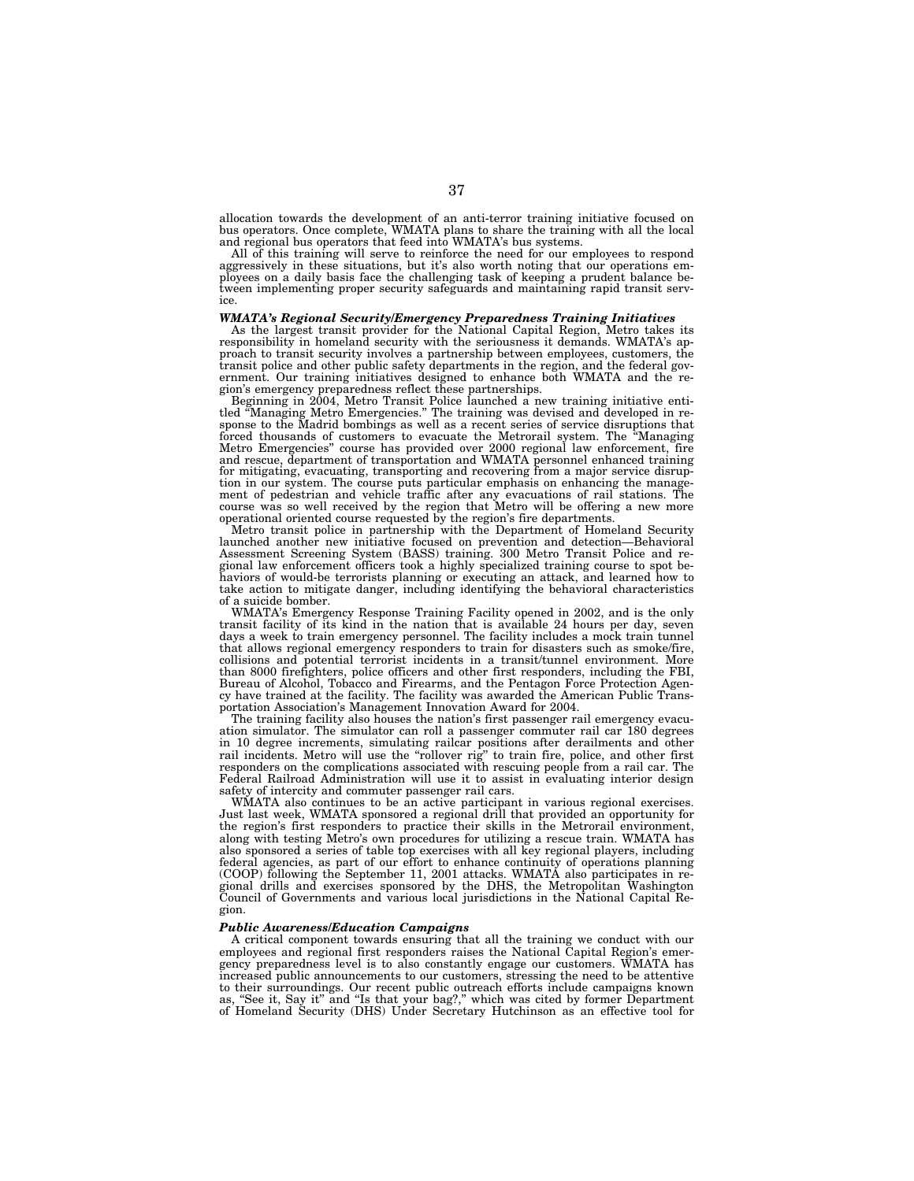allocation towards the development of an anti-terror training initiative focused on bus operators. Once complete, WMATA plans to share the training with all the local and regional bus operators that feed into WMATA's bus systems.

All of this training will serve to reinforce the need for our employees to respond aggressively in these situations, but it's also worth noting that our operations employees on a daily basis face the challenging task of keeping a prudent balance between implementing proper security safeguards and maintaining rapid transit service.

***WMATA's Regional Security/Emergency Preparedness Training Initiatives***

As the largest transit provider for the National Capital Region, Metro takes its responsibility in homeland security with the seriousness it demands. WMATA's approach to transit security involves a partnership between employees, customers, the transit police and other public safety departments in the region, and the federal government. Our training initiatives designed to enhance both WMATA and the region's emergency preparedness reflect these partnerships.

Beginning in 2004, Metro Transit Police launched a new training initiative entitled "Managing Metro Emergencies." The training was devised and developed in response to the Madrid bombings as well as a recent series of service disruptions that forced thousands of customers to evacuate the Metrorail system. The "Managing Metro Emergencies" course has provided over 2000 regional law enforcement, fire and rescue, department of transportation and WMATA personnel enhanced training for mitigating, evacuating, transporting and recovering from a major service disruption in our system. The course puts particular emphasis on enhancing the management of pedestrian and vehicle traffic after any evacuations of rail stations. The course was so well received by the region that Metro will be offering a new more operational oriented course requested by the region's fire departments.

Metro transit police in partnership with the Department of Homeland Security launched another new initiative focused on prevention and detection—Behavioral Assessment Screening System (BASS) training. 300 Metro Transit Police and regional law enforcement officers took a highly specialized training course to spot behaviors of would-be terrorists planning or executing an attack, and learned how to take action to mitigate danger, including identifying the behavioral characteristics of a suicide bomber.

WMATA's Emergency Response Training Facility opened in 2002, and is the only transit facility of its kind in the nation that is available 24 hours per day, seven days a week to train emergency personnel. The facility includes a mock train tunnel that allows regional emergency responders to train for disasters such as smoke/fire, collisions and potential terrorist incidents in a transit/tunnel environment. More than 8000 firefighters, police officers and other first responders, including the FBI, Bureau of Alcohol, Tobacco and Firearms, and the Pentagon Force Protection Agency have trained at the facility. The facility was awarded the American Public Transportation Association's Management Innovation Award for 2004.

The training facility also houses the nation's first passenger rail emergency evacuation simulator. The simulator can roll a passenger commuter rail car 180 degrees in 10 degree increments, simulating railcar positions after derailments and other rail incidents. Metro will use the "rollover rig" to train fire, police, and other first responders on the complications associated with rescuing people from a rail car. The Federal Railroad Administration will use it to assist in evaluating interior design safety of intercity and commuter passenger rail cars.

WMATA also continues to be an active participant in various regional exercises. Just last week, WMATA sponsored a regional drill that provided an opportunity for the region's first responders to practice their skills in the Metrorail environment, along with testing Metro's own procedures for utilizing a rescue train. WMATA has also sponsored a series of table top exercises with all key regional players, including federal agencies, as part of our effort to enhance continuity of operations planning (COOP) following the September 11, 2001 attacks. WMATA also participates in regional drills and exercises sponsored by the DHS, the Metropolitan Washington Council of Governments and various local jurisdictions in the National Capital Region.

***Public Awareness/Education Campaigns***

A critical component towards ensuring that all the training we conduct with our employees and regional first responders raises the National Capital Region's emergency preparedness level is to also constantly engage our customers. WMATA has increased public announcements to our customers, stressing the need to be attentive to their surroundings. Our recent public outreach efforts include campaigns known as, "See it, Say it" and "Is that your bag?," which was cited by former Department of Homeland Security (DHS) Under Secretary Hutchinson as an effective tool for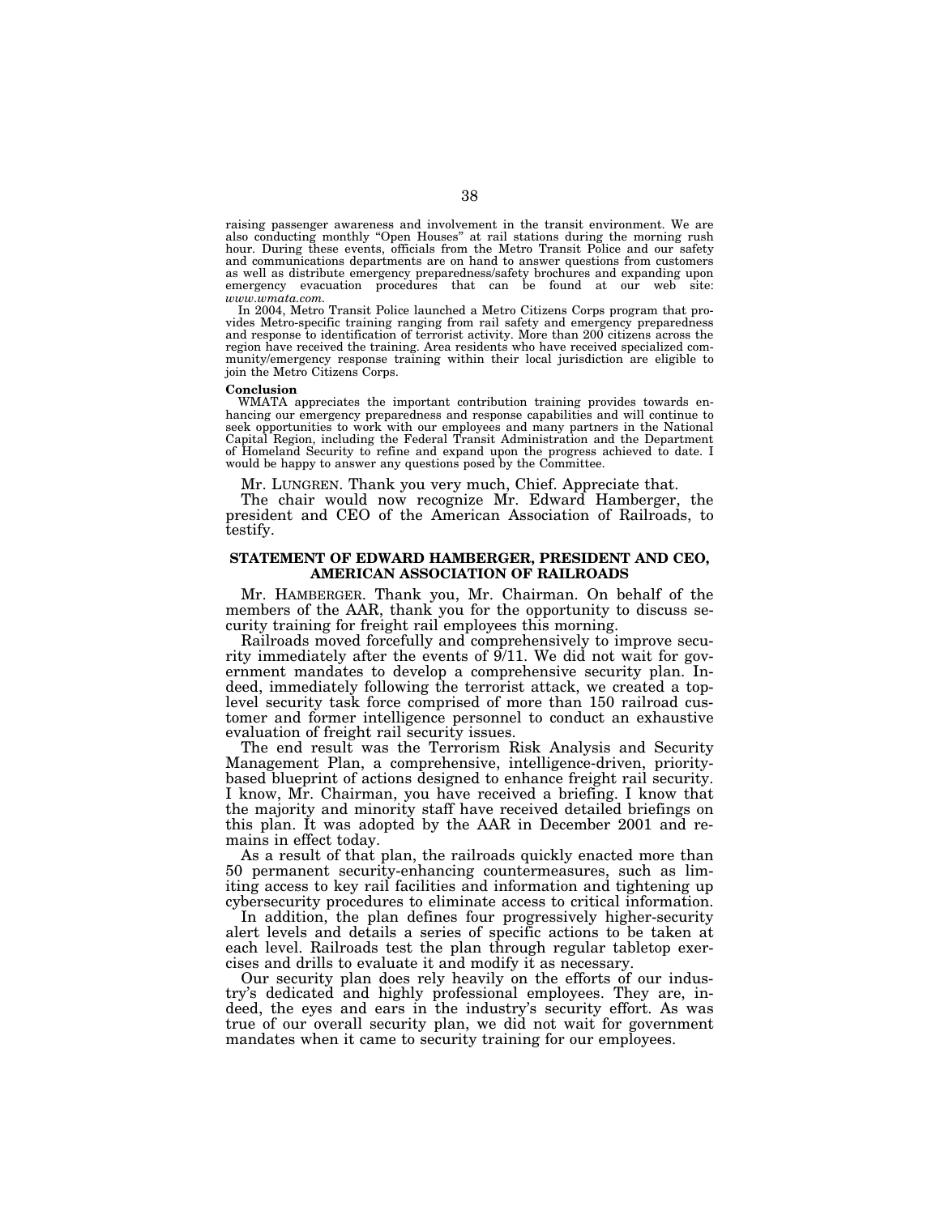raising passenger awareness and involvement in the transit environment. We are also conducting monthly "Open Houses" at rail stations during the morning rush hour. During these events, officials from the Metro Transit Police and our safety and communications departments are on hand to answer questions from customers as well as distribute emergency preparedness/safety brochures and expanding upon emergency evacuation procedures that can be found at our web site: *www.wmata.com.*

In 2004, Metro Transit Police launched a Metro Citizens Corps program that provides Metro-specific training ranging from rail safety and emergency preparedness and response to identification of terrorist activity. More than 200 citizens across the region have received the training. Area residents who have received specialized community/emergency response training within their local jurisdiction are eligible to join the Metro Citizens Corps.

**Conclusion**

WMATA appreciates the important contribution training provides towards enhancing our emergency preparedness and response capabilities and will continue to seek opportunities to work with our employees and many partners in the National Capital Region, including the Federal Transit Administration and the Department of Homeland Security to refine and expand upon the progress achieved to date. I would be happy to answer any questions posed by the Committee.

Mr. LUNGREN. Thank you very much, Chief. Appreciate that.

The chair would now recognize Mr. Edward Hamberger, the president and CEO of the American Association of Railroads, to testify.

### STATEMENT OF EDWARD HAMBERGER, PRESIDENT AND CEO, AMERICAN ASSOCIATION OF RAILROADS

Mr. HAMBERGER. Thank you, Mr. Chairman. On behalf of the members of the AAR, thank you for the opportunity to discuss security training for freight rail employees this morning.

Railroads moved forcefully and comprehensively to improve security immediately after the events of 9/11. We did not wait for government mandates to develop a comprehensive security plan. Indeed, immediately following the terrorist attack, we created a top-level security task force comprised of more than 150 railroad customer and former intelligence personnel to conduct an exhaustive evaluation of freight rail security issues.

The end result was the Terrorism Risk Analysis and Security Management Plan, a comprehensive, intelligence-driven, priority-based blueprint of actions designed to enhance freight rail security. I know, Mr. Chairman, you have received a briefing. I know that the majority and minority staff have received detailed briefings on this plan. It was adopted by the AAR in December 2001 and remains in effect today.

As a result of that plan, the railroads quickly enacted more than 50 permanent security-enhancing countermeasures, such as limiting access to key rail facilities and information and tightening up cybersecurity procedures to eliminate access to critical information.

In addition, the plan defines four progressively higher-security alert levels and details a series of specific actions to be taken at each level. Railroads test the plan through regular tabletop exercises and drills to evaluate it and modify it as necessary.

Our security plan does rely heavily on the efforts of our industry's dedicated and highly professional employees. They are, indeed, the eyes and ears in the industry's security effort. As was true of our overall security plan, we did not wait for government mandates when it came to security training for our employees.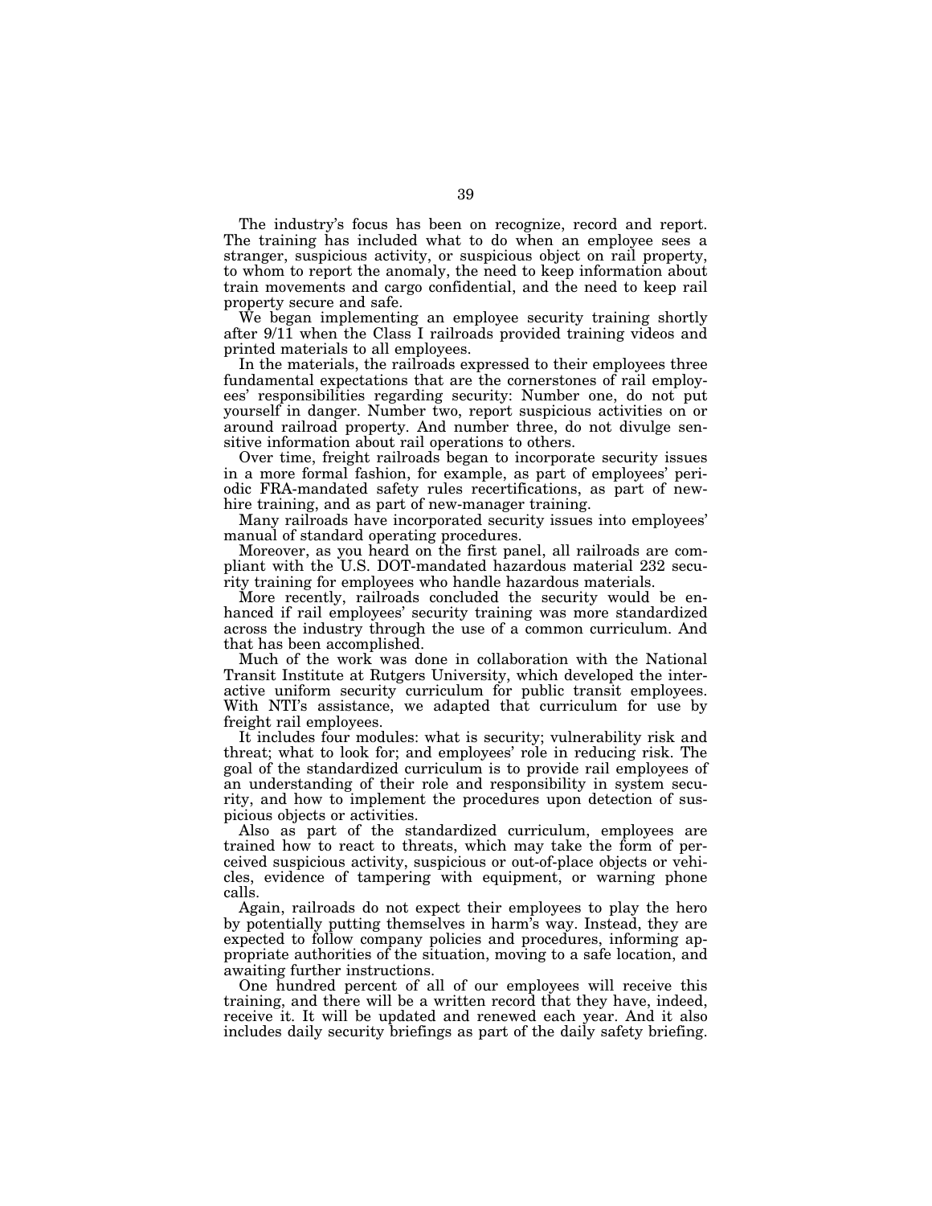The industry's focus has been on recognize, record and report. The training has included what to do when an employee sees a stranger, suspicious activity, or suspicious object on rail property, to whom to report the anomaly, the need to keep information about train movements and cargo confidential, and the need to keep rail property secure and safe.

We began implementing an employee security training shortly after 9/11 when the Class I railroads provided training videos and printed materials to all employees.

In the materials, the railroads expressed to their employees three fundamental expectations that are the cornerstones of rail employees' responsibilities regarding security: Number one, do not put yourself in danger. Number two, report suspicious activities on or around railroad property. And number three, do not divulge sensitive information about rail operations to others.

Over time, freight railroads began to incorporate security issues in a more formal fashion, for example, as part of employees' periodic FRA-mandated safety rules recertifications, as part of new-hire training, and as part of new-manager training.

Many railroads have incorporated security issues into employees' manual of standard operating procedures.

Moreover, as you heard on the first panel, all railroads are compliant with the U.S. DOT-mandated hazardous material 232 security training for employees who handle hazardous materials.

More recently, railroads concluded the security would be enhanced if rail employees' security training was more standardized across the industry through the use of a common curriculum. And that has been accomplished.

Much of the work was done in collaboration with the National Transit Institute at Rutgers University, which developed the interactive uniform security curriculum for public transit employees. With NTI's assistance, we adapted that curriculum for use by freight rail employees.

It includes four modules: what is security; vulnerability risk and threat; what to look for; and employees' role in reducing risk. The goal of the standardized curriculum is to provide rail employees of an understanding of their role and responsibility in system security, and how to implement the procedures upon detection of suspicious objects or activities.

Also as part of the standardized curriculum, employees are trained how to react to threats, which may take the form of perceived suspicious activity, suspicious or out-of-place objects or vehicles, evidence of tampering with equipment, or warning phone calls.

Again, railroads do not expect their employees to play the hero by potentially putting themselves in harm's way. Instead, they are expected to follow company policies and procedures, informing appropriate authorities of the situation, moving to a safe location, and awaiting further instructions.

One hundred percent of all of our employees will receive this training, and there will be a written record that they have, indeed, receive it. It will be updated and renewed each year. And it also includes daily security briefings as part of the daily safety briefing.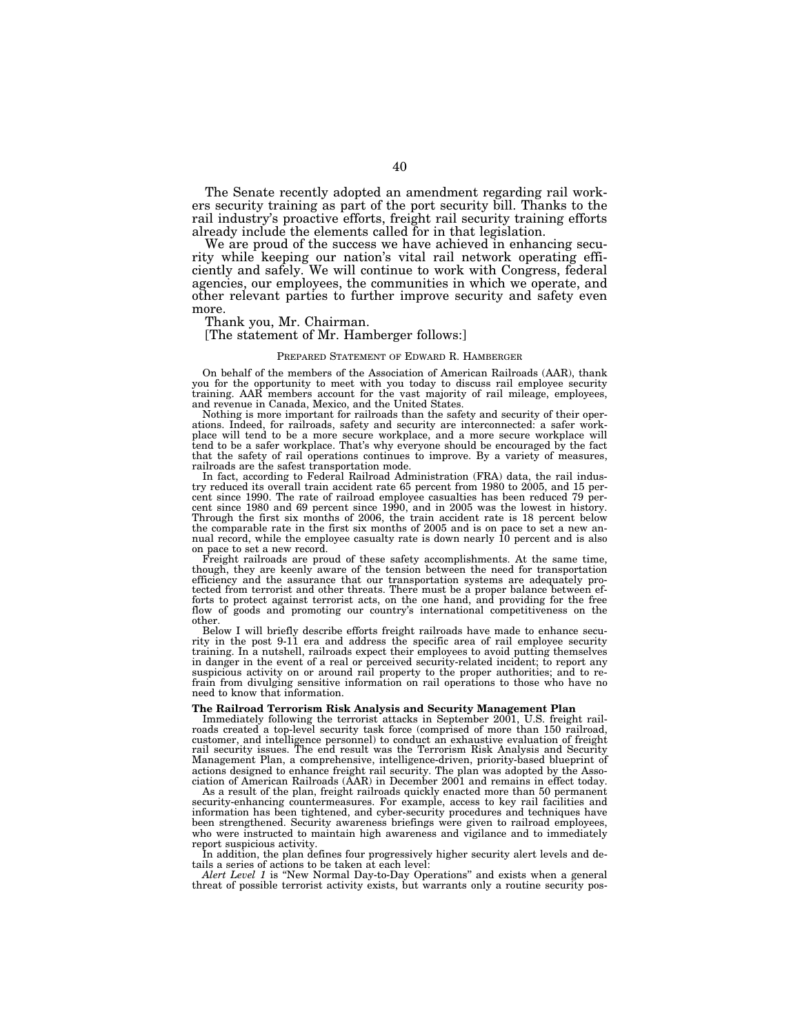The Senate recently adopted an amendment regarding rail workers security training as part of the port security bill. Thanks to the rail industry's proactive efforts, freight rail security training efforts already include the elements called for in that legislation.

We are proud of the success we have achieved in enhancing security while keeping our nation's vital rail network operating efficiently and safely. We will continue to work with Congress, federal agencies, our employees, the communities in which we operate, and other relevant parties to further improve security and safety even more.

Thank you, Mr. Chairman.

[The statement of Mr. Hamberger follows:]

PREPARED STATEMENT OF EDWARD R. HAMBERGER

On behalf of the members of the Association of American Railroads (AAR), thank you for the opportunity to meet with you today to discuss rail employee security training. AAR members account for the vast majority of rail mileage, employees, and revenue in Canada, Mexico, and the United States.

Nothing is more important for railroads than the safety and security of their operations. Indeed, for railroads, safety and security are interconnected: a safer workplace will tend to be a more secure workplace, and a more secure workplace will tend to be a safer workplace. That's why everyone should be encouraged by the fact that the safety of rail operations continues to improve. By a variety of measures, railroads are the safest transportation mode.

In fact, according to Federal Railroad Administration (FRA) data, the rail industry reduced its overall train accident rate 65 percent from 1980 to 2005, and 15 percent since 1990. The rate of railroad employee casualties has been reduced 79 percent since 1980 and 69 percent since 1990, and in 2005 was the lowest in history. Through the first six months of 2006, the train accident rate is 18 percent below the comparable rate in the first six months of 2005 and is on pace to set a new annual record, while the employee casualty rate is down nearly 10 percent and is also on pace to set a new record.

Freight railroads are proud of these safety accomplishments. At the same time, though, they are keenly aware of the tension between the need for transportation efficiency and the assurance that our transportation systems are adequately protected from terrorist and other threats. There must be a proper balance between efforts to protect against terrorist acts, on the one hand, and providing for the free flow of goods and promoting our country's international competitiveness on the other.

Below I will briefly describe efforts freight railroads have made to enhance security in the post 9-11 era and address the specific area of rail employee security training. In a nutshell, railroads expect their employees to avoid putting themselves in danger in the event of a real or perceived security-related incident; to report any suspicious activity on or around rail property to the proper authorities; and to refrain from divulging sensitive information on rail operations to those who have no need to know that information.

**The Railroad Terrorism Risk Analysis and Security Management Plan**

Immediately following the terrorist attacks in September 2001, U.S. freight railroads created a top-level security task force (comprised of more than 150 railroad, customer, and intelligence personnel) to conduct an exhaustive evaluation of freight rail security issues. The end result was the Terrorism Risk Analysis and Security Management Plan, a comprehensive, intelligence-driven, priority-based blueprint of actions designed to enhance freight rail security. The plan was adopted by the Association of American Railroads (AAR) in December 2001 and remains in effect today.

As a result of the plan, freight railroads quickly enacted more than 50 permanent security-enhancing countermeasures. For example, access to key rail facilities and information has been tightened, and cyber-security procedures and techniques have been strengthened. Security awareness briefings were given to railroad employees, who were instructed to maintain high awareness and vigilance and to immediately report suspicious activity.

In addition, the plan defines four progressively higher security alert levels and details a series of actions to be taken at each level:

*Alert Level 1* is "New Normal Day-to-Day Operations" and exists when a general threat of possible terrorist activity exists, but warrants only a routine security pos-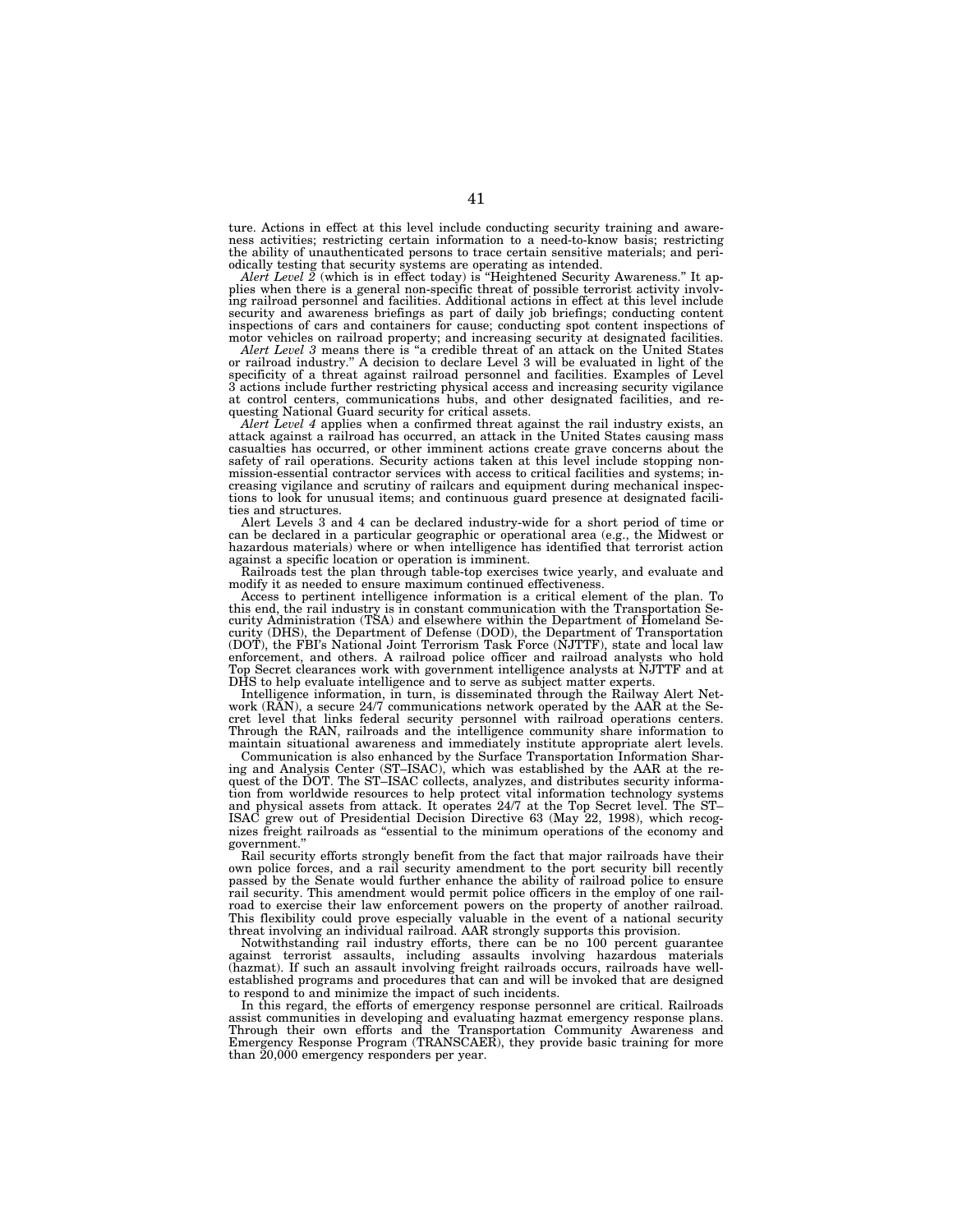ture. Actions in effect at this level include conducting security training and awareness activities; restricting certain information to a need-to-know basis; restricting the ability of unauthenticated persons to trace certain sensitive materials; and periodically testing that security systems are operating as intended.

*Alert Level 2* (which is in effect today) is "Heightened Security Awareness." It applies when there is a general non-specific threat of possible terrorist activity involving railroad personnel and facilities. Additional actions in effect at this level include security and awareness briefings as part of daily job briefings; conducting content inspections of cars and containers for cause; conducting spot content inspections of motor vehicles on railroad property; and increasing security at designated facilities.

*Alert Level 3* means there is "a credible threat of an attack on the United States or railroad industry." A decision to declare Level 3 will be evaluated in light of the specificity of a threat against railroad personnel and facilities. Examples of Level 3 actions include further restricting physical access and increasing security vigilance at control centers, communications hubs, and other designated facilities, and requesting National Guard security for critical assets.

*Alert Level 4* applies when a confirmed threat against the rail industry exists, an attack against a railroad has occurred, an attack in the United States causing mass casualties has occurred, or other imminent actions create grave concerns about the safety of rail operations. Security actions taken at this level include stopping non-mission-essential contractor services with access to critical facilities and systems; increasing vigilance and scrutiny of railcars and equipment during mechanical inspections to look for unusual items; and continuous guard presence at designated facilities and structures.

Alert Levels 3 and 4 can be declared industry-wide for a short period of time or can be declared in a particular geographic or operational area (e.g., the Midwest or hazardous materials) where or when intelligence has identified that terrorist action against a specific location or operation is imminent.

Railroads test the plan through table-top exercises twice yearly, and evaluate and modify it as needed to ensure maximum continued effectiveness.

Access to pertinent intelligence information is a critical element of the plan. To this end, the rail industry is in constant communication with the Transportation Security Administration (TSA) and elsewhere within the Department of Homeland Security (DHS), the Department of Defense (DOD), the Department of Transportation (DOT), the FBI's National Joint Terrorism Task Force (NJTTF), state and local law enforcement, and others. A railroad police officer and railroad analysts who hold Top Secret clearances work with government intelligence analysts at NJTTF and at DHS to help evaluate intelligence and to serve as subject matter experts.

Intelligence information, in turn, is disseminated through the Railway Alert Network (RAN), a secure 24/7 communications network operated by the AAR at the Secret level that links federal security personnel with railroad operations centers. Through the RAN, railroads and the intelligence community share information to maintain situational awareness and immediately institute appropriate alert levels.

Communication is also enhanced by the Surface Transportation Information Sharing and Analysis Center (ST–ISAC), which was established by the AAR at the request of the DOT. The ST–ISAC collects, analyzes, and distributes security information from worldwide resources to help protect vital information technology systems and physical assets from attack. It operates 24/7 at the Top Secret level. The ST–ISAC grew out of Presidential Decision Directive 63 (May 22, 1998), which recognizes freight railroads as "essential to the minimum operations of the economy and government."

Rail security efforts strongly benefit from the fact that major railroads have their own police forces, and a rail security amendment to the port security bill recently passed by the Senate would further enhance the ability of railroad police to ensure rail security. This amendment would permit police officers in the employ of one railroad to exercise their law enforcement powers on the property of another railroad. This flexibility could prove especially valuable in the event of a national security threat involving an individual railroad. AAR strongly supports this provision.

Notwithstanding rail industry efforts, there can be no 100 percent guarantee against terrorist assaults, including assaults involving hazardous materials (hazmat). If such an assault involving freight railroads occurs, railroads have well-established programs and procedures that can and will be invoked that are designed to respond to and minimize the impact of such incidents.

In this regard, the efforts of emergency response personnel are critical. Railroads assist communities in developing and evaluating hazmat emergency response plans. Through their own efforts and the Transportation Community Awareness and Emergency Response Program (TRANSCAER), they provide basic training for more than 20,000 emergency responders per year.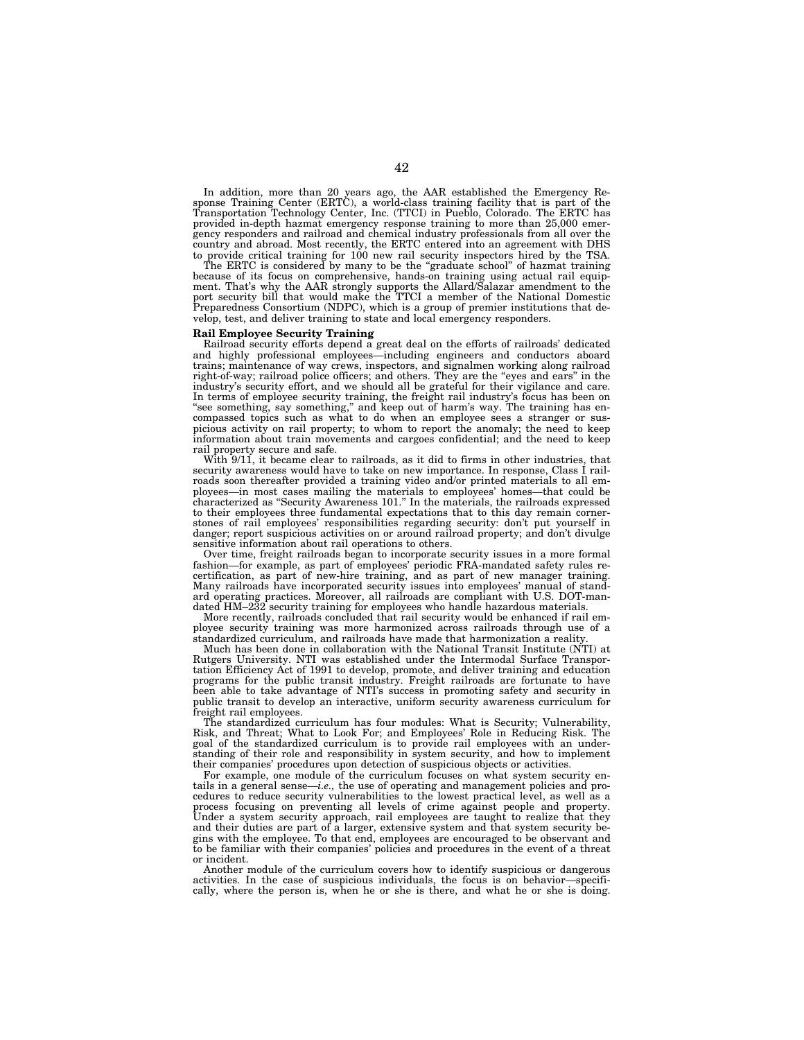In addition, more than 20 years ago, the AAR established the Emergency Response Training Center (ERTC), a world-class training facility that is part of the Transportation Technology Center, Inc. (TTCI) in Pueblo, Colorado. The ERTC has provided in-depth hazmat emergency response training to more than 25,000 emergency responders and railroad and chemical industry professionals from all over the country and abroad. Most recently, the ERTC entered into an agreement with DHS to provide critical training for 100 new rail security inspectors hired by the TSA.

The ERTC is considered by many to be the "graduate school" of hazmat training because of its focus on comprehensive, hands-on training using actual rail equipment. That's why the AAR strongly supports the Allard/Salazar amendment to the port security bill that would make the TTCI a member of the National Domestic Preparedness Consortium (NDPC), which is a group of premier institutions that develop, test, and deliver training to state and local emergency responders.

**Rail Employee Security Training**

Railroad security efforts depend a great deal on the efforts of railroads' dedicated and highly professional employees—including engineers and conductors aboard trains; maintenance of way crews, inspectors, and signalmen working along railroad right-of-way; railroad police officers; and others. They are the "eyes and ears" in the industry's security effort, and we should all be grateful for their vigilance and care. In terms of employee security training, the freight rail industry's focus has been on "see something, say something," and keep out of harm's way. The training has encompassed topics such as what to do when an employee sees a stranger or suspicious activity on rail property; to whom to report the anomaly; the need to keep information about train movements and cargoes confidential; and the need to keep rail property secure and safe.

With 9/11, it became clear to railroads, as it did to firms in other industries, that security awareness would have to take on new importance. In response, Class I railroads soon thereafter provided a training video and/or printed materials to all employees—in most cases mailing the materials to employees' homes—that could be characterized as "Security Awareness 101." In the materials, the railroads expressed to their employees three fundamental expectations that to this day remain cornerstones of rail employees' responsibilities regarding security: don't put yourself in danger; report suspicious activities on or around railroad property; and don't divulge sensitive information about rail operations to others.

Over time, freight railroads began to incorporate security issues in a more formal fashion—for example, as part of employees' periodic FRA-mandated safety rules recertification, as part of new-hire training, and as part of new manager training. Many railroads have incorporated security issues into employees' manual of standard operating practices. Moreover, all railroads are compliant with U.S. DOT-mandated HM–232 security training for employees who handle hazardous materials.

More recently, railroads concluded that rail security would be enhanced if rail employee security training was more harmonized across railroads through use of a standardized curriculum, and railroads have made that harmonization a reality.

Much has been done in collaboration with the National Transit Institute (NTI) at Rutgers University. NTI was established under the Intermodal Surface Transportation Efficiency Act of 1991 to develop, promote, and deliver training and education programs for the public transit industry. Freight railroads are fortunate to have been able to take advantage of NTI's success in promoting safety and security in public transit to develop an interactive, uniform security awareness curriculum for freight rail employees.

The standardized curriculum has four modules: What is Security; Vulnerability, Risk, and Threat; What to Look For; and Employees' Role in Reducing Risk. The goal of the standardized curriculum is to provide rail employees with an understanding of their role and responsibility in system security, and how to implement their companies' procedures upon detection of suspicious objects or activities.

For example, one module of the curriculum focuses on what system security entails in a general sense—*i.e.,* the use of operating and management policies and procedures to reduce security vulnerabilities to the lowest practical level, as well as a process focusing on preventing all levels of crime against people and property. Under a system security approach, rail employees are taught to realize that they and their duties are part of a larger, extensive system and that system security begins with the employee. To that end, employees are encouraged to be observant and to be familiar with their companies' policies and procedures in the event of a threat or incident.

Another module of the curriculum covers how to identify suspicious or dangerous activities. In the case of suspicious individuals, the focus is on behavior—specifically, where the person is, when he or she is there, and what he or she is doing.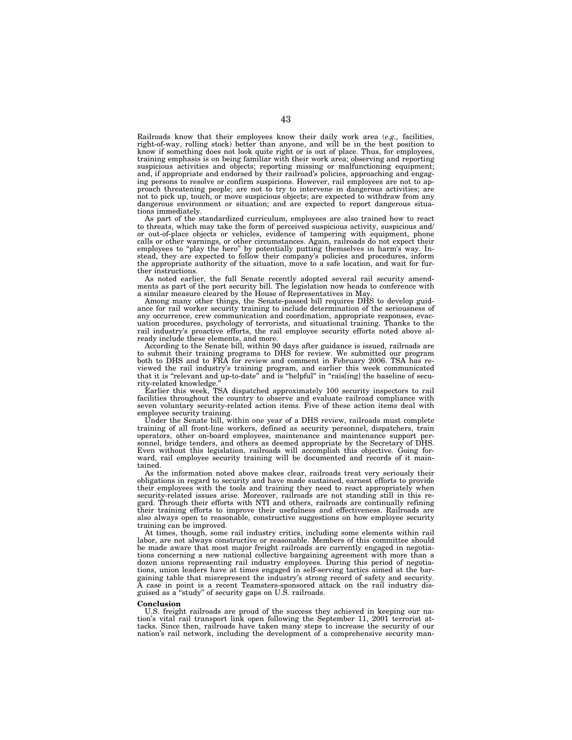Railroads know that their employees know their daily work area (*e.g.,* facilities, right-of-way, rolling stock) better than anyone, and will be in the best position to know if something does not look quite right or is out of place. Thus, for employees, training emphasis is on being familiar with their work area; observing and reporting suspicious activities and objects; reporting missing or malfunctioning equipment; and, if appropriate and endorsed by their railroad's policies, approaching and engaging persons to resolve or confirm suspicions. However, rail employees are not to approach threatening people; are not to try to intervene in dangerous activities; are not to pick up, touch, or move suspicious objects; are expected to withdraw from any dangerous environment or situation; and are expected to report dangerous situations immediately.

As part of the standardized curriculum, employees are also trained how to react to threats, which may take the form of perceived suspicious activity, suspicious and/or out-of-place objects or vehicles, evidence of tampering with equipment, phone calls or other warnings, or other circumstances. Again, railroads do not expect their employees to "play the hero" by potentially putting themselves in harm's way. Instead, they are expected to follow their company's policies and procedures, inform the appropriate authority of the situation, move to a safe location, and wait for further instructions.

As noted earlier, the full Senate recently adopted several rail security amendments as part of the port security bill. The legislation now heads to conference with a similar measure cleared by the House of Representatives in May.

Among many other things, the Senate-passed bill requires DHS to develop guidance for rail worker security training to include determination of the seriousness of any occurrence, crew communication and coordination, appropriate responses, evacuation procedures, psychology of terrorists, and situational training. Thanks to the rail industry's proactive efforts, the rail employee security efforts noted above already include these elements, and more.

According to the Senate bill, within 90 days after guidance is issued, railroads are to submit their training programs to DHS for review. We submitted our program both to DHS and to FRA for review and comment in February 2006. TSA has reviewed the rail industry's training program, and earlier this week communicated that it is "relevant and up-to-date" and is "helpful" in "rais[ing] the baseline of security-related knowledge."

Earlier this week, TSA dispatched approximately 100 security inspectors to rail facilities throughout the country to observe and evaluate railroad compliance with seven voluntary security-related action items. Five of these action items deal with employee security training.

Under the Senate bill, within one year of a DHS review, railroads must complete training of all front-line workers, defined as security personnel, dispatchers, train operators, other on-board employees, maintenance and maintenance support personnel, bridge tenders, and others as deemed appropriate by the Secretary of DHS. Even without this legislation, railroads will accomplish this objective. Going forward, rail employee security training will be documented and records of it maintained.

As the information noted above makes clear, railroads treat very seriously their obligations in regard to security and have made sustained, earnest efforts to provide their employees with the tools and training they need to react appropriately when security-related issues arise. Moreover, railroads are not standing still in this regard. Through their efforts with NTI and others, railroads are continually refining their training efforts to improve their usefulness and effectiveness. Railroads are also always open to reasonable, constructive suggestions on how employee security training can be improved.

At times, though, some rail industry critics, including some elements within rail labor, are not always constructive or reasonable. Members of this committee should be made aware that most major freight railroads are currently engaged in negotiations concerning a new national collective bargaining agreement with more than a dozen unions representing rail industry employees. During this period of negotiations, union leaders have at times engaged in self-serving tactics aimed at the bargaining table that misrepresent the industry's strong record of safety and security. A case in point is a recent Teamsters-sponsored attack on the rail industry disguised as a "study" of security gaps on U.S. railroads.

**Conclusion**

U.S. freight railroads are proud of the success they achieved in keeping our nation's vital rail transport link open following the September 11, 2001 terrorist attacks. Since then, railroads have taken many steps to increase the security of our nation's rail network, including the development of a comprehensive security man-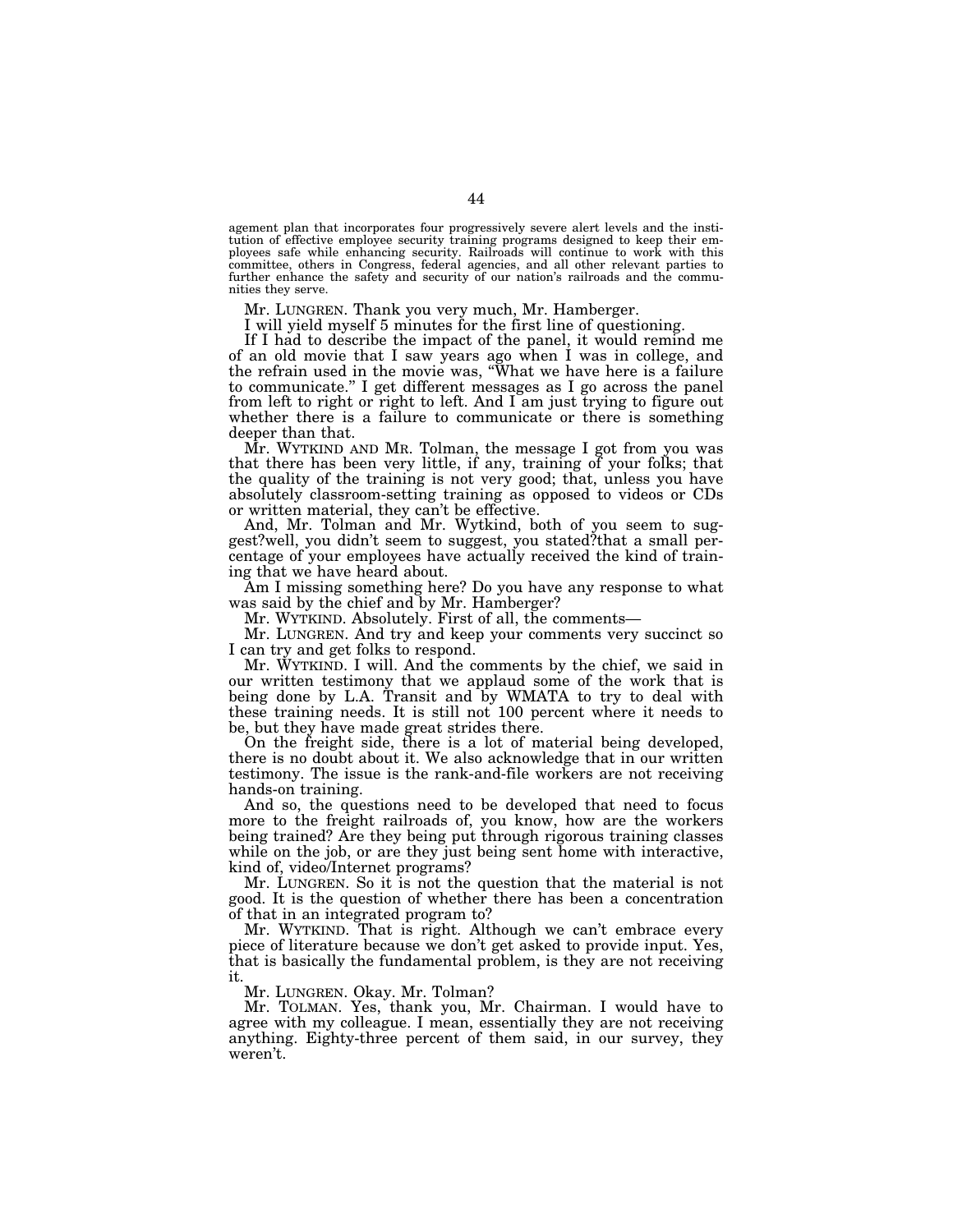agement plan that incorporates four progressively severe alert levels and the institution of effective employee security training programs designed to keep their employees safe while enhancing security. Railroads will continue to work with this committee, others in Congress, federal agencies, and all other relevant parties to further enhance the safety and security of our nation's railroads and the communities they serve.

Mr. LUNGREN. Thank you very much, Mr. Hamberger.

I will yield myself 5 minutes for the first line of questioning.

If I had to describe the impact of the panel, it would remind me of an old movie that I saw years ago when I was in college, and the refrain used in the movie was, "What we have here is a failure to communicate." I get different messages as I go across the panel from left to right or right to left. And I am just trying to figure out whether there is a failure to communicate or there is something deeper than that.

Mr. WYTKIND AND MR. Tolman, the message I got from you was that there has been very little, if any, training of your folks; that the quality of the training is not very good; that, unless you have absolutely classroom-setting training as opposed to videos or CDs or written material, they can't be effective.

And, Mr. Tolman and Mr. Wytkind, both of you seem to suggest?well, you didn't seem to suggest, you stated?that a small percentage of your employees have actually received the kind of training that we have heard about.

Am I missing something here? Do you have any response to what was said by the chief and by Mr. Hamberger?

Mr. WYTKIND. Absolutely. First of all, the comments—

Mr. LUNGREN. And try and keep your comments very succinct so I can try and get folks to respond.

Mr. WYTKIND. I will. And the comments by the chief, we said in our written testimony that we applaud some of the work that is being done by L.A. Transit and by WMATA to try to deal with these training needs. It is still not 100 percent where it needs to be, but they have made great strides there.

On the freight side, there is a lot of material being developed, there is no doubt about it. We also acknowledge that in our written testimony. The issue is the rank-and-file workers are not receiving hands-on training.

And so, the questions need to be developed that need to focus more to the freight railroads of, you know, how are the workers being trained? Are they being put through rigorous training classes while on the job, or are they just being sent home with interactive, kind of, video/Internet programs?

Mr. LUNGREN. So it is not the question that the material is not good. It is the question of whether there has been a concentration of that in an integrated program to?

Mr. WYTKIND. That is right. Although we can't embrace every piece of literature because we don't get asked to provide input. Yes, that is basically the fundamental problem, is they are not receiving it.

Mr. LUNGREN. Okay. Mr. Tolman?

Mr. TOLMAN. Yes, thank you, Mr. Chairman. I would have to agree with my colleague. I mean, essentially they are not receiving anything. Eighty-three percent of them said, in our survey, they weren't.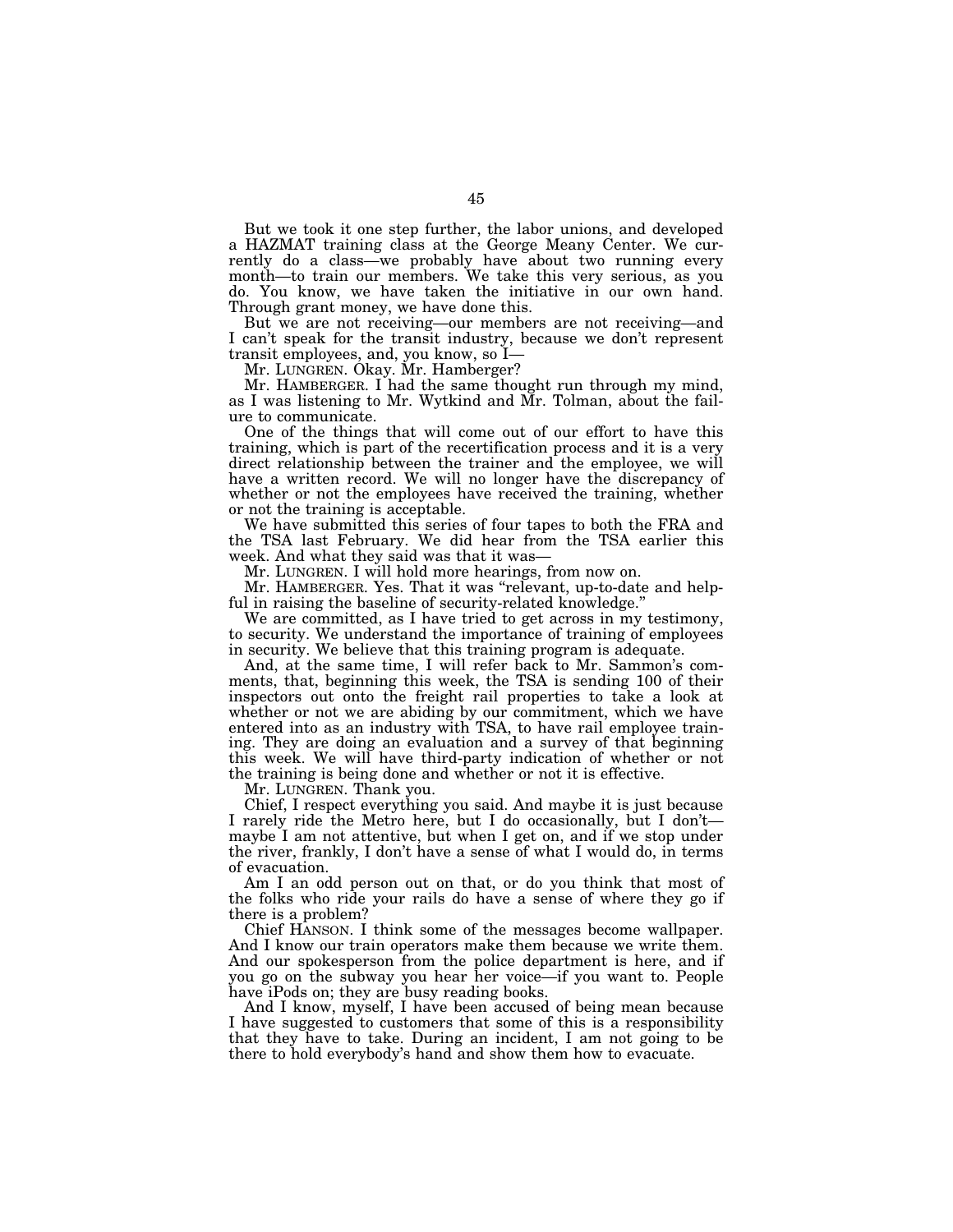But we took it one step further, the labor unions, and developed a HAZMAT training class at the George Meany Center. We currently do a class—we probably have about two running every month—to train our members. We take this very serious, as you do. You know, we have taken the initiative in our own hand. Through grant money, we have done this.

But we are not receiving—our members are not receiving—and I can't speak for the transit industry, because we don't represent transit employees, and, you know, so I—

Mr. LUNGREN. Okay. Mr. Hamberger?

Mr. HAMBERGER. I had the same thought run through my mind, as I was listening to Mr. Wytkind and Mr. Tolman, about the failure to communicate.

One of the things that will come out of our effort to have this training, which is part of the recertification process and it is a very direct relationship between the trainer and the employee, we will have a written record. We will no longer have the discrepancy of whether or not the employees have received the training, whether or not the training is acceptable.

We have submitted this series of four tapes to both the FRA and the TSA last February. We did hear from the TSA earlier this week. And what they said was that it was—

Mr. LUNGREN. I will hold more hearings, from now on.

Mr. HAMBERGER. Yes. That it was "relevant, up-to-date and helpful in raising the baseline of security-related knowledge."

We are committed, as I have tried to get across in my testimony, to security. We understand the importance of training of employees in security. We believe that this training program is adequate.

And, at the same time, I will refer back to Mr. Sammon's comments, that, beginning this week, the TSA is sending 100 of their inspectors out onto the freight rail properties to take a look at whether or not we are abiding by our commitment, which we have entered into as an industry with TSA, to have rail employee training. They are doing an evaluation and a survey of that beginning this week. We will have third-party indication of whether or not the training is being done and whether or not it is effective.

Mr. LUNGREN. Thank you.

Chief, I respect everything you said. And maybe it is just because I rarely ride the Metro here, but I do occasionally, but I don't—maybe I am not attentive, but when I get on, and if we stop under the river, frankly, I don't have a sense of what I would do, in terms of evacuation.

Am I an odd person out on that, or do you think that most of the folks who ride your rails do have a sense of where they go if there is a problem?

Chief HANSON. I think some of the messages become wallpaper. And I know our train operators make them because we write them. And our spokesperson from the police department is here, and if you go on the subway you hear her voice—if you want to. People have iPods on; they are busy reading books.

And I know, myself, I have been accused of being mean because I have suggested to customers that some of this is a responsibility that they have to take. During an incident, I am not going to be there to hold everybody's hand and show them how to evacuate.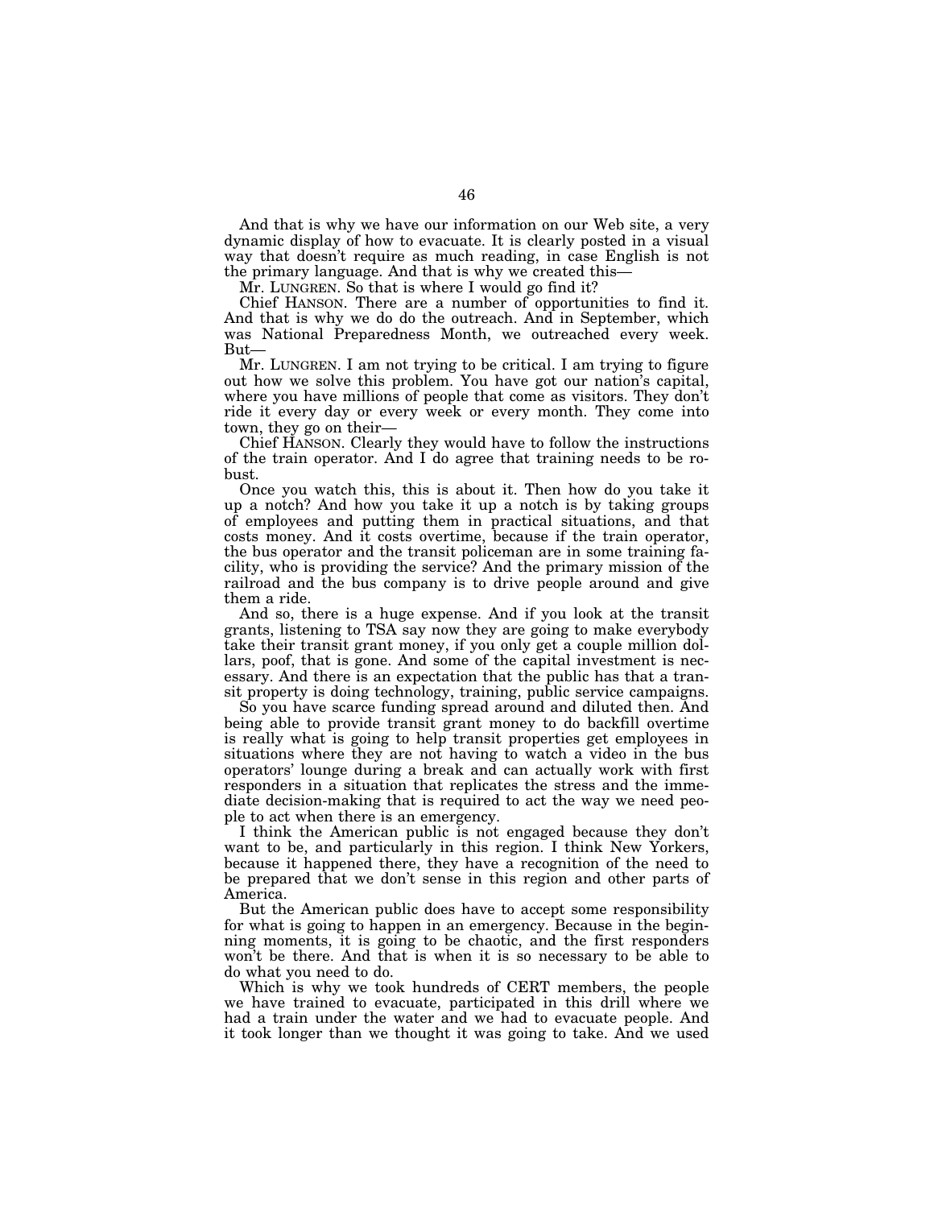And that is why we have our information on our Web site, a very dynamic display of how to evacuate. It is clearly posted in a visual way that doesn't require as much reading, in case English is not the primary language. And that is why we created this—

Mr. LUNGREN. So that is where I would go find it?

Chief HANSON. There are a number of opportunities to find it. And that is why we do do the outreach. And in September, which was National Preparedness Month, we outreached every week. But—

Mr. LUNGREN. I am not trying to be critical. I am trying to figure out how we solve this problem. You have got our nation's capital, where you have millions of people that come as visitors. They don't ride it every day or every week or every month. They come into town, they go on their—

Chief HANSON. Clearly they would have to follow the instructions of the train operator. And I do agree that training needs to be robust.

Once you watch this, this is about it. Then how do you take it up a notch? And how you take it up a notch is by taking groups of employees and putting them in practical situations, and that costs money. And it costs overtime, because if the train operator, the bus operator and the transit policeman are in some training facility, who is providing the service? And the primary mission of the railroad and the bus company is to drive people around and give them a ride.

And so, there is a huge expense. And if you look at the transit grants, listening to TSA say now they are going to make everybody take their transit grant money, if you only get a couple million dollars, poof, that is gone. And some of the capital investment is necessary. And there is an expectation that the public has that a transit property is doing technology, training, public service campaigns.

So you have scarce funding spread around and diluted then. And being able to provide transit grant money to do backfill overtime is really what is going to help transit properties get employees in situations where they are not having to watch a video in the bus operators' lounge during a break and can actually work with first responders in a situation that replicates the stress and the immediate decision-making that is required to act the way we need people to act when there is an emergency.

I think the American public is not engaged because they don't want to be, and particularly in this region. I think New Yorkers, because it happened there, they have a recognition of the need to be prepared that we don't sense in this region and other parts of America.

But the American public does have to accept some responsibility for what is going to happen in an emergency. Because in the beginning moments, it is going to be chaotic, and the first responders won't be there. And that is when it is so necessary to be able to do what you need to do.

Which is why we took hundreds of CERT members, the people we have trained to evacuate, participated in this drill where we had a train under the water and we had to evacuate people. And it took longer than we thought it was going to take. And we used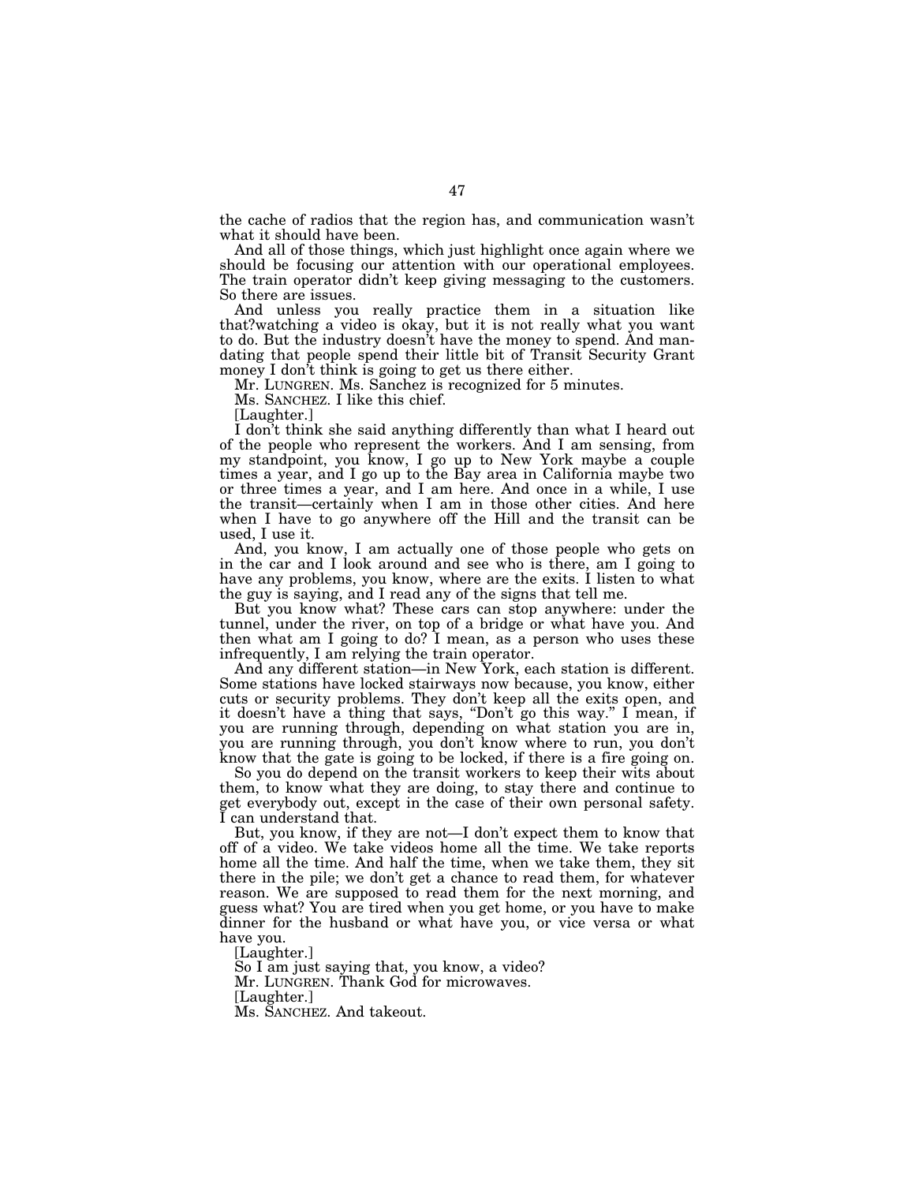the cache of radios that the region has, and communication wasn't what it should have been.

And all of those things, which just highlight once again where we should be focusing our attention with our operational employees. The train operator didn't keep giving messaging to the customers. So there are issues.

And unless you really practice them in a situation like that?watching a video is okay, but it is not really what you want to do. But the industry doesn't have the money to spend. And mandating that people spend their little bit of Transit Security Grant money I don't think is going to get us there either.

Mr. LUNGREN. Ms. Sanchez is recognized for 5 minutes.

Ms. SANCHEZ. I like this chief.

[Laughter.]

I don't think she said anything differently than what I heard out of the people who represent the workers. And I am sensing, from my standpoint, you know, I go up to New York maybe a couple times a year, and I go up to the Bay area in California maybe two or three times a year, and I am here. And once in a while, I use the transit—certainly when I am in those other cities. And here when I have to go anywhere off the Hill and the transit can be used, I use it.

And, you know, I am actually one of those people who gets on in the car and I look around and see who is there, am I going to have any problems, you know, where are the exits. I listen to what the guy is saying, and I read any of the signs that tell me.

But you know what? These cars can stop anywhere: under the tunnel, under the river, on top of a bridge or what have you. And then what am I going to do? I mean, as a person who uses these infrequently, I am relying the train operator.

And any different station—in New York, each station is different. Some stations have locked stairways now because, you know, either cuts or security problems. They don't keep all the exits open, and it doesn't have a thing that says, "Don't go this way." I mean, if you are running through, depending on what station you are in, you are running through, you don't know where to run, you don't know that the gate is going to be locked, if there is a fire going on.

So you do depend on the transit workers to keep their wits about them, to know what they are doing, to stay there and continue to get everybody out, except in the case of their own personal safety. I can understand that.

But, you know, if they are not—I don't expect them to know that off of a video. We take videos home all the time. We take reports home all the time. And half the time, when we take them, they sit there in the pile; we don't get a chance to read them, for whatever reason. We are supposed to read them for the next morning, and guess what? You are tired when you get home, or you have to make dinner for the husband or what have you, or vice versa or what have you.

[Laughter.]

So I am just saying that, you know, a video?

Mr. LUNGREN. Thank God for microwaves.

[Laughter.]

Ms. SANCHEZ. And takeout.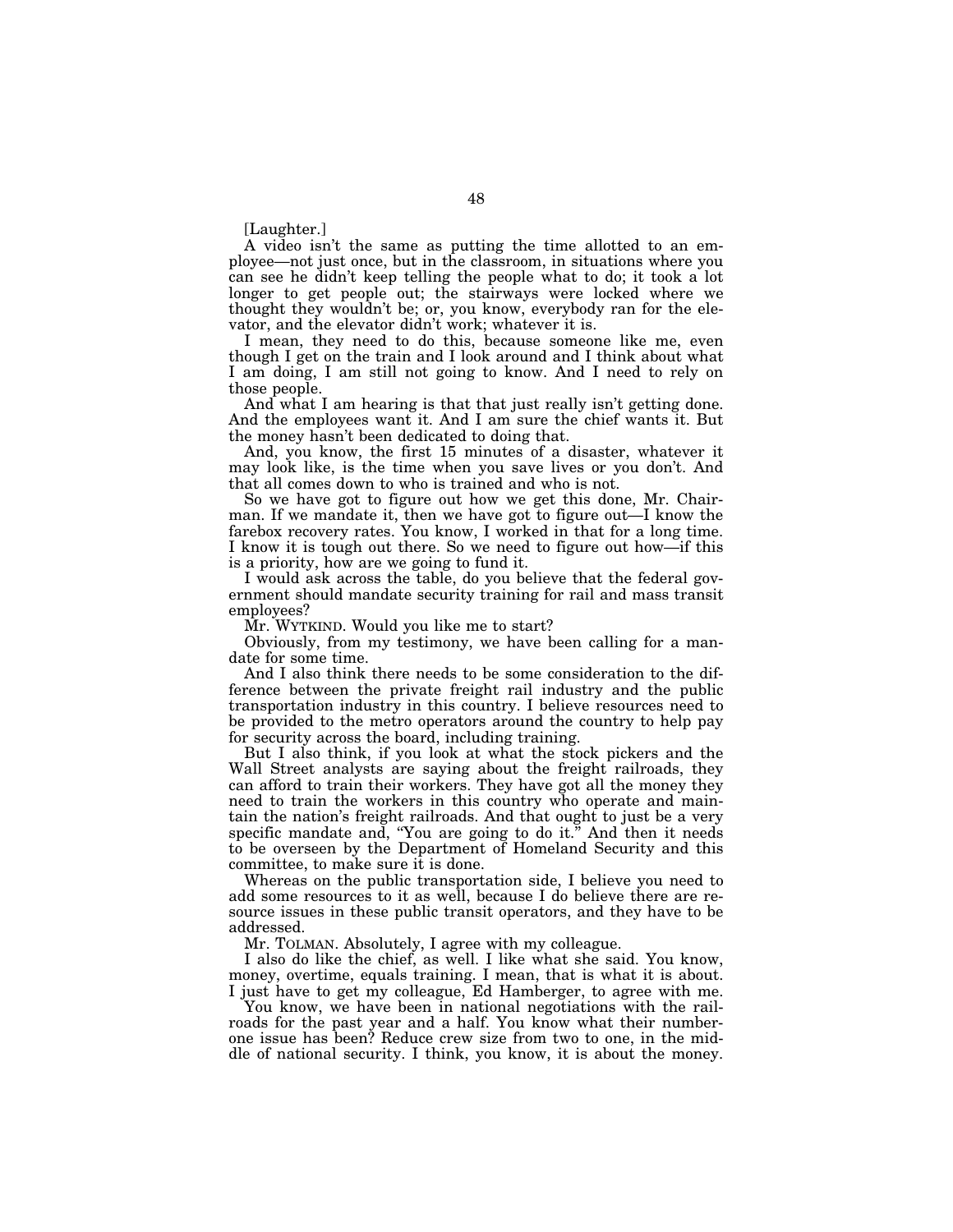[Laughter.]

A video isn't the same as putting the time allotted to an employee—not just once, but in the classroom, in situations where you can see he didn't keep telling the people what to do; it took a lot longer to get people out; the stairways were locked where we thought they wouldn't be; or, you know, everybody ran for the elevator, and the elevator didn't work; whatever it is.

I mean, they need to do this, because someone like me, even though I get on the train and I look around and I think about what I am doing, I am still not going to know. And I need to rely on those people.

And what I am hearing is that that just really isn't getting done. And the employees want it. And I am sure the chief wants it. But the money hasn't been dedicated to doing that.

And, you know, the first 15 minutes of a disaster, whatever it may look like, is the time when you save lives or you don't. And that all comes down to who is trained and who is not.

So we have got to figure out how we get this done, Mr. Chairman. If we mandate it, then we have got to figure out—I know the farebox recovery rates. You know, I worked in that for a long time. I know it is tough out there. So we need to figure out how—if this is a priority, how are we going to fund it.

I would ask across the table, do you believe that the federal government should mandate security training for rail and mass transit employees?

Mr. WYTKIND. Would you like me to start?

Obviously, from my testimony, we have been calling for a mandate for some time.

And I also think there needs to be some consideration to the difference between the private freight rail industry and the public transportation industry in this country. I believe resources need to be provided to the metro operators around the country to help pay for security across the board, including training.

But I also think, if you look at what the stock pickers and the Wall Street analysts are saying about the freight railroads, they can afford to train their workers. They have got all the money they need to train the workers in this country who operate and maintain the nation's freight railroads. And that ought to just be a very specific mandate and, "You are going to do it." And then it needs to be overseen by the Department of Homeland Security and this committee, to make sure it is done.

Whereas on the public transportation side, I believe you need to add some resources to it as well, because I do believe there are resource issues in these public transit operators, and they have to be addressed.

Mr. TOLMAN. Absolutely, I agree with my colleague.

I also do like the chief, as well. I like what she said. You know, money, overtime, equals training. I mean, that is what it is about. I just have to get my colleague, Ed Hamberger, to agree with me.

You know, we have been in national negotiations with the railroads for the past year and a half. You know what their number-one issue has been? Reduce crew size from two to one, in the middle of national security. I think, you know, it is about the money.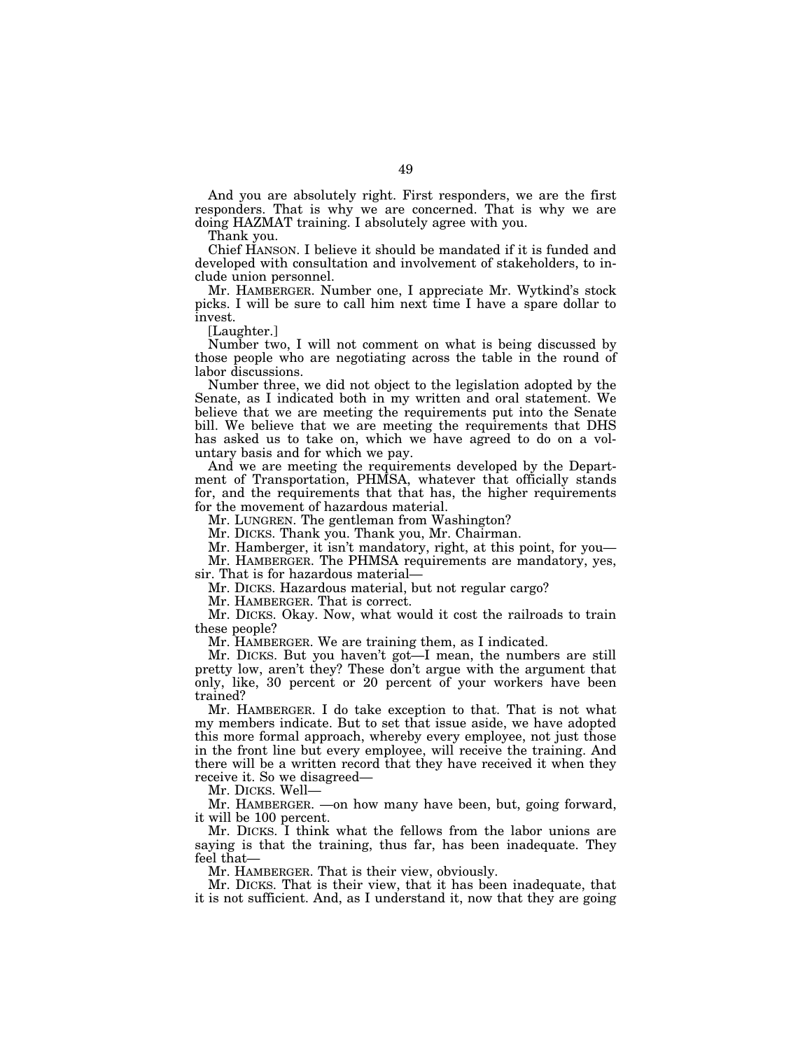And you are absolutely right. First responders, we are the first responders. That is why we are concerned. That is why we are doing HAZMAT training. I absolutely agree with you.

Thank you.

Chief HANSON. I believe it should be mandated if it is funded and developed with consultation and involvement of stakeholders, to include union personnel.

Mr. HAMBERGER. Number one, I appreciate Mr. Wytkind's stock picks. I will be sure to call him next time I have a spare dollar to invest.

[Laughter.]

Number two, I will not comment on what is being discussed by those people who are negotiating across the table in the round of labor discussions.

Number three, we did not object to the legislation adopted by the Senate, as I indicated both in my written and oral statement. We believe that we are meeting the requirements put into the Senate bill. We believe that we are meeting the requirements that DHS has asked us to take on, which we have agreed to do on a voluntary basis and for which we pay.

And we are meeting the requirements developed by the Department of Transportation, PHMSA, whatever that officially stands for, and the requirements that that has, the higher requirements for the movement of hazardous material.

Mr. LUNGREN. The gentleman from Washington?

Mr. DICKS. Thank you. Thank you, Mr. Chairman.

Mr. Hamberger, it isn't mandatory, right, at this point, for you—

Mr. HAMBERGER. The PHMSA requirements are mandatory, yes, sir. That is for hazardous material—

Mr. DICKS. Hazardous material, but not regular cargo?

Mr. HAMBERGER. That is correct.

Mr. DICKS. Okay. Now, what would it cost the railroads to train these people?

Mr. HAMBERGER. We are training them, as I indicated.

Mr. DICKS. But you haven't got—I mean, the numbers are still pretty low, aren't they? These don't argue with the argument that only, like, 30 percent or 20 percent of your workers have been trained?

Mr. HAMBERGER. I do take exception to that. That is not what my members indicate. But to set that issue aside, we have adopted this more formal approach, whereby every employee, not just those in the front line but every employee, will receive the training. And there will be a written record that they have received it when they receive it. So we disagreed—

Mr. DICKS. Well—

Mr. HAMBERGER. —on how many have been, but, going forward, it will be 100 percent.

Mr. DICKS. I think what the fellows from the labor unions are saying is that the training, thus far, has been inadequate. They feel that—

Mr. HAMBERGER. That is their view, obviously.

Mr. DICKS. That is their view, that it has been inadequate, that it is not sufficient. And, as I understand it, now that they are going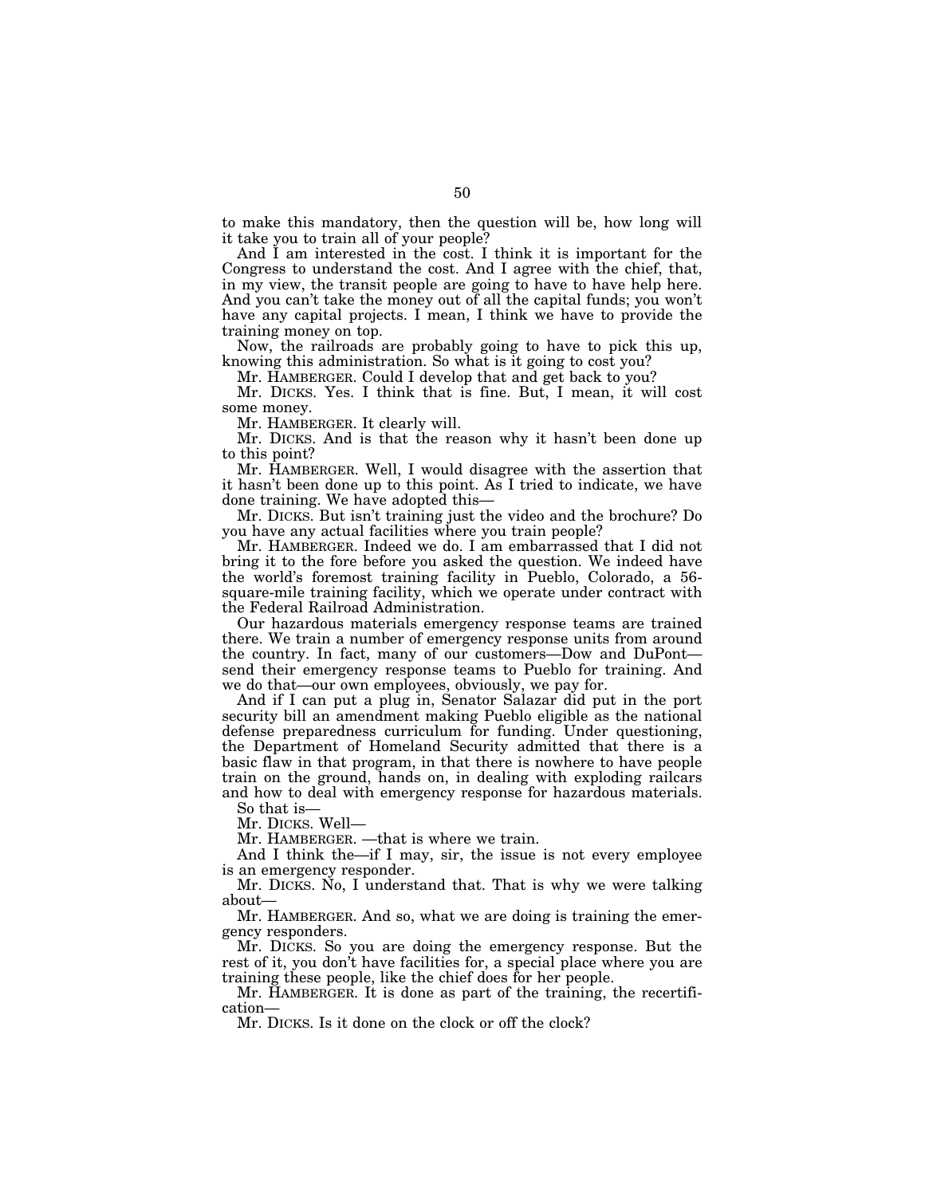to make this mandatory, then the question will be, how long will it take you to train all of your people?

And I am interested in the cost. I think it is important for the Congress to understand the cost. And I agree with the chief, that, in my view, the transit people are going to have to have help here. And you can't take the money out of all the capital funds; you won't have any capital projects. I mean, I think we have to provide the training money on top.

Now, the railroads are probably going to have to pick this up, knowing this administration. So what is it going to cost you?

Mr. HAMBERGER. Could I develop that and get back to you?

Mr. DICKS. Yes. I think that is fine. But, I mean, it will cost some money.

Mr. HAMBERGER. It clearly will.

Mr. DICKS. And is that the reason why it hasn't been done up to this point?

Mr. HAMBERGER. Well, I would disagree with the assertion that it hasn't been done up to this point. As I tried to indicate, we have done training. We have adopted this—

Mr. DICKS. But isn't training just the video and the brochure? Do you have any actual facilities where you train people?

Mr. HAMBERGER. Indeed we do. I am embarrassed that I did not bring it to the fore before you asked the question. We indeed have the world's foremost training facility in Pueblo, Colorado, a 56-square-mile training facility, which we operate under contract with the Federal Railroad Administration.

Our hazardous materials emergency response teams are trained there. We train a number of emergency response units from around the country. In fact, many of our customers—Dow and DuPont—send their emergency response teams to Pueblo for training. And we do that—our own employees, obviously, we pay for.

And if I can put a plug in, Senator Salazar did put in the port security bill an amendment making Pueblo eligible as the national defense preparedness curriculum for funding. Under questioning, the Department of Homeland Security admitted that there is a basic flaw in that program, in that there is nowhere to have people train on the ground, hands on, in dealing with exploding railcars and how to deal with emergency response for hazardous materials. So that is—

Mr. DICKS. Well—

Mr. HAMBERGER. —that is where we train.

And I think the—if I may, sir, the issue is not every employee is an emergency responder.

Mr. DICKS. No, I understand that. That is why we were talking about—

Mr. HAMBERGER. And so, what we are doing is training the emergency responders.

Mr. DICKS. So you are doing the emergency response. But the rest of it, you don't have facilities for, a special place where you are training these people, like the chief does for her people.

Mr. HAMBERGER. It is done as part of the training, the recertification—

Mr. DICKS. Is it done on the clock or off the clock?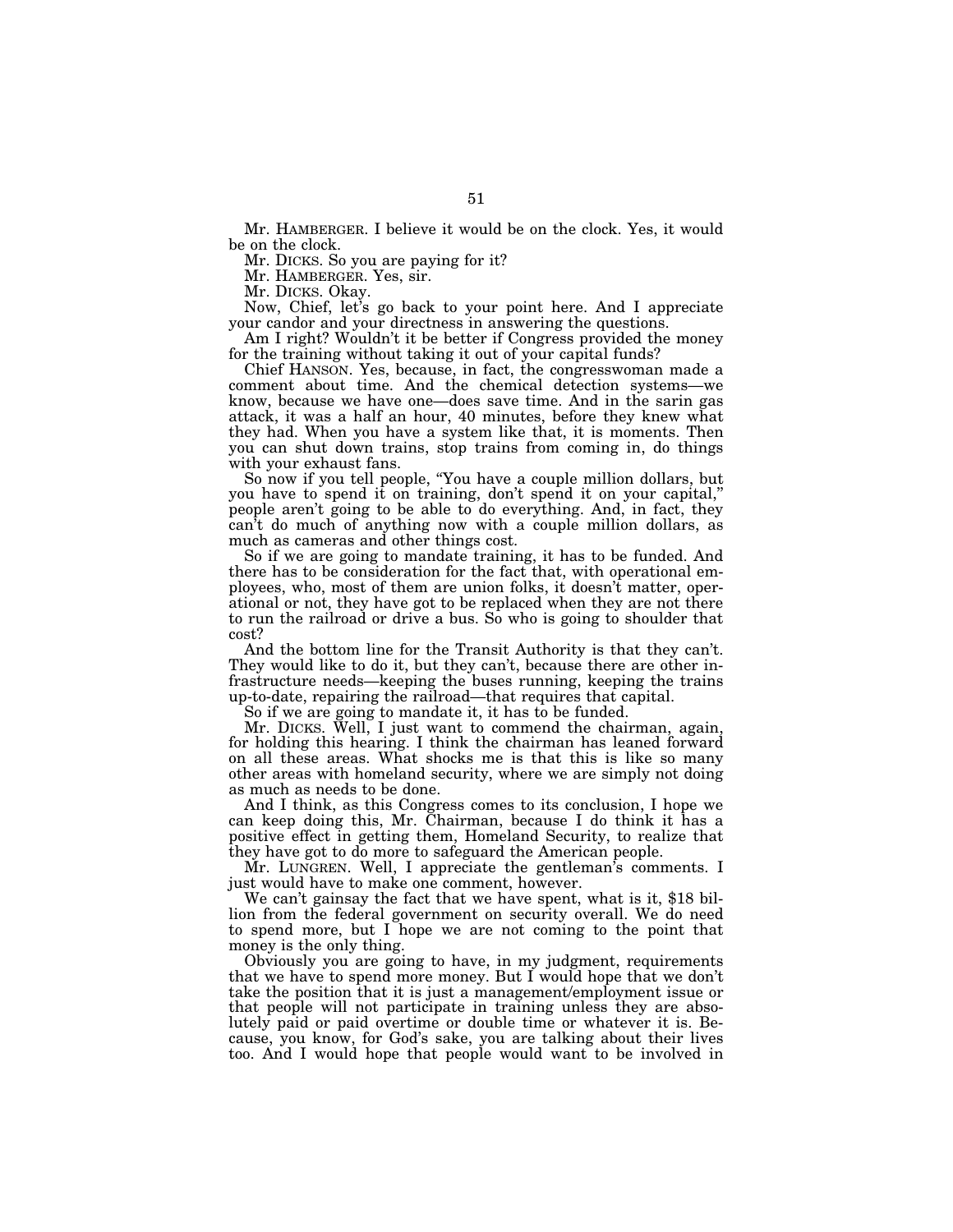Mr. HAMBERGER. I believe it would be on the clock. Yes, it would be on the clock.

Mr. DICKS. So you are paying for it?

Mr. HAMBERGER. Yes, sir.

Mr. DICKS. Okay.

Now, Chief, let's go back to your point here. And I appreciate your candor and your directness in answering the questions.

Am I right? Wouldn't it be better if Congress provided the money for the training without taking it out of your capital funds?

Chief HANSON. Yes, because, in fact, the congresswoman made a comment about time. And the chemical detection systems—we know, because we have one—does save time. And in the sarin gas attack, it was a half an hour, 40 minutes, before they knew what they had. When you have a system like that, it is moments. Then you can shut down trains, stop trains from coming in, do things with your exhaust fans.

So now if you tell people, "You have a couple million dollars, but you have to spend it on training, don't spend it on your capital," people aren't going to be able to do everything. And, in fact, they can't do much of anything now with a couple million dollars, as much as cameras and other things cost.

So if we are going to mandate training, it has to be funded. And there has to be consideration for the fact that, with operational employees, who, most of them are union folks, it doesn't matter, operational or not, they have got to be replaced when they are not there to run the railroad or drive a bus. So who is going to shoulder that cost?

And the bottom line for the Transit Authority is that they can't. They would like to do it, but they can't, because there are other infrastructure needs—keeping the buses running, keeping the trains up-to-date, repairing the railroad—that requires that capital.

So if we are going to mandate it, it has to be funded.

Mr. DICKS. Well, I just want to commend the chairman, again, for holding this hearing. I think the chairman has leaned forward on all these areas. What shocks me is that this is like so many other areas with homeland security, where we are simply not doing as much as needs to be done.

And I think, as this Congress comes to its conclusion, I hope we can keep doing this, Mr. Chairman, because I do think it has a positive effect in getting them, Homeland Security, to realize that they have got to do more to safeguard the American people.

Mr. LUNGREN. Well, I appreciate the gentleman's comments. I just would have to make one comment, however.

We can't gainsay the fact that we have spent, what is it, $18 billion from the federal government on security overall. We do need to spend more, but I hope we are not coming to the point that money is the only thing.

Obviously you are going to have, in my judgment, requirements that we have to spend more money. But I would hope that we don't take the position that it is just a management/employment issue or that people will not participate in training unless they are absolutely paid or paid overtime or double time or whatever it is. Because, you know, for God's sake, you are talking about their lives too. And I would hope that people would want to be involved in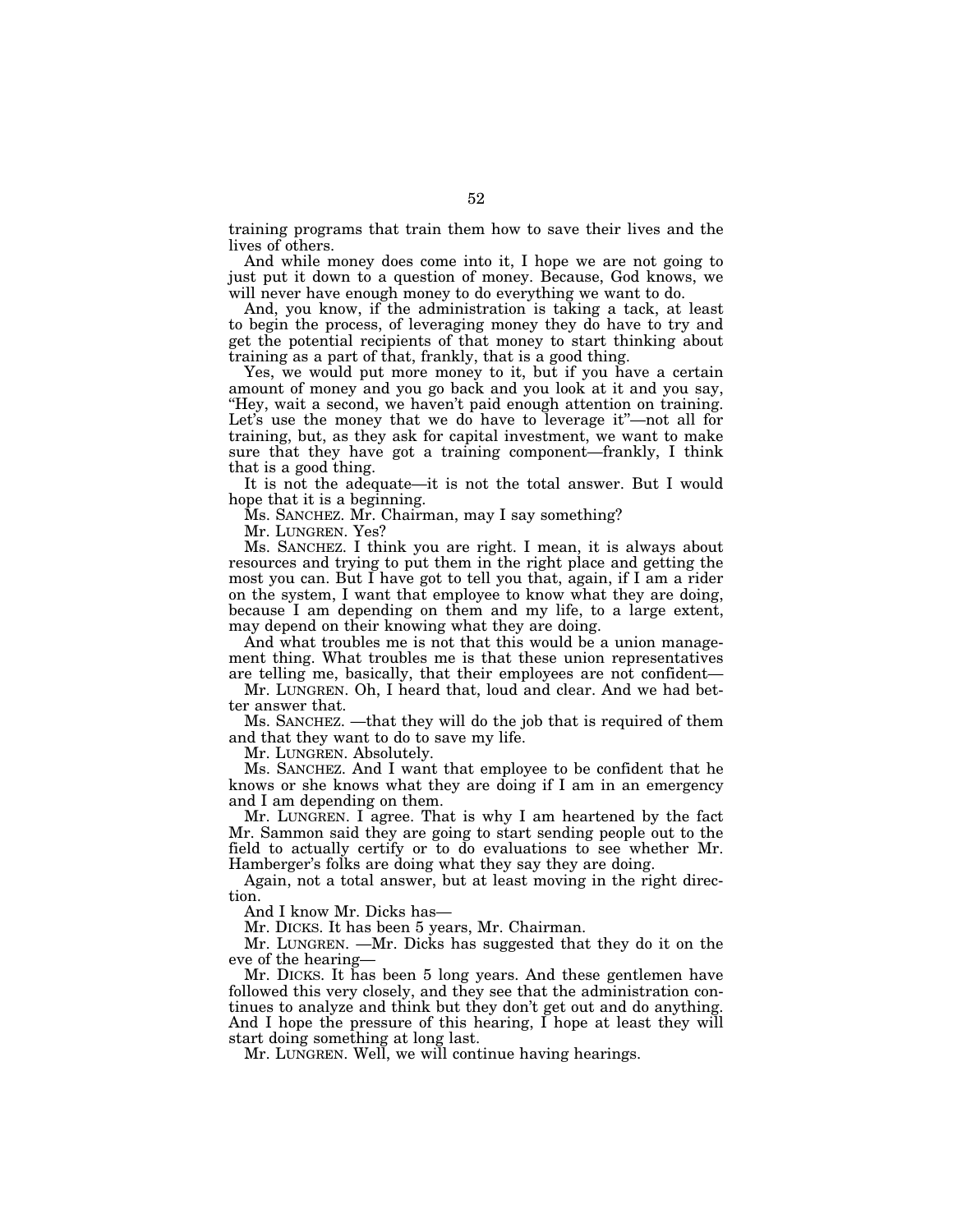training programs that train them how to save their lives and the lives of others.

And while money does come into it, I hope we are not going to just put it down to a question of money. Because, God knows, we will never have enough money to do everything we want to do.

And, you know, if the administration is taking a tack, at least to begin the process, of leveraging money they do have to try and get the potential recipients of that money to start thinking about training as a part of that, frankly, that is a good thing.

Yes, we would put more money to it, but if you have a certain amount of money and you go back and you look at it and you say, "Hey, wait a second, we haven't paid enough attention on training. Let's use the money that we do have to leverage it"—not all for training, but, as they ask for capital investment, we want to make sure that they have got a training component—frankly, I think that is a good thing.

It is not the adequate—it is not the total answer. But I would hope that it is a beginning.

Ms. SANCHEZ. Mr. Chairman, may I say something?

Mr. LUNGREN. Yes?

Ms. SANCHEZ. I think you are right. I mean, it is always about resources and trying to put them in the right place and getting the most you can. But I have got to tell you that, again, if I am a rider on the system, I want that employee to know what they are doing, because I am depending on them and my life, to a large extent, may depend on their knowing what they are doing.

And what troubles me is not that this would be a union management thing. What troubles me is that these union representatives are telling me, basically, that their employees are not confident—

Mr. LUNGREN. Oh, I heard that, loud and clear. And we had better answer that.

Ms. SANCHEZ. —that they will do the job that is required of them and that they want to do to save my life.

Mr. LUNGREN. Absolutely.

Ms. SANCHEZ. And I want that employee to be confident that he knows or she knows what they are doing if I am in an emergency and I am depending on them.

Mr. LUNGREN. I agree. That is why I am heartened by the fact Mr. Sammon said they are going to start sending people out to the field to actually certify or to do evaluations to see whether Mr. Hamberger's folks are doing what they say they are doing.

Again, not a total answer, but at least moving in the right direction.

And I know Mr. Dicks has—

Mr. DICKS. It has been 5 years, Mr. Chairman.

Mr. LUNGREN. —Mr. Dicks has suggested that they do it on the eve of the hearing—

Mr. DICKS. It has been 5 long years. And these gentlemen have followed this very closely, and they see that the administration continues to analyze and think but they don't get out and do anything. And I hope the pressure of this hearing, I hope at least they will start doing something at long last.

Mr. LUNGREN. Well, we will continue having hearings.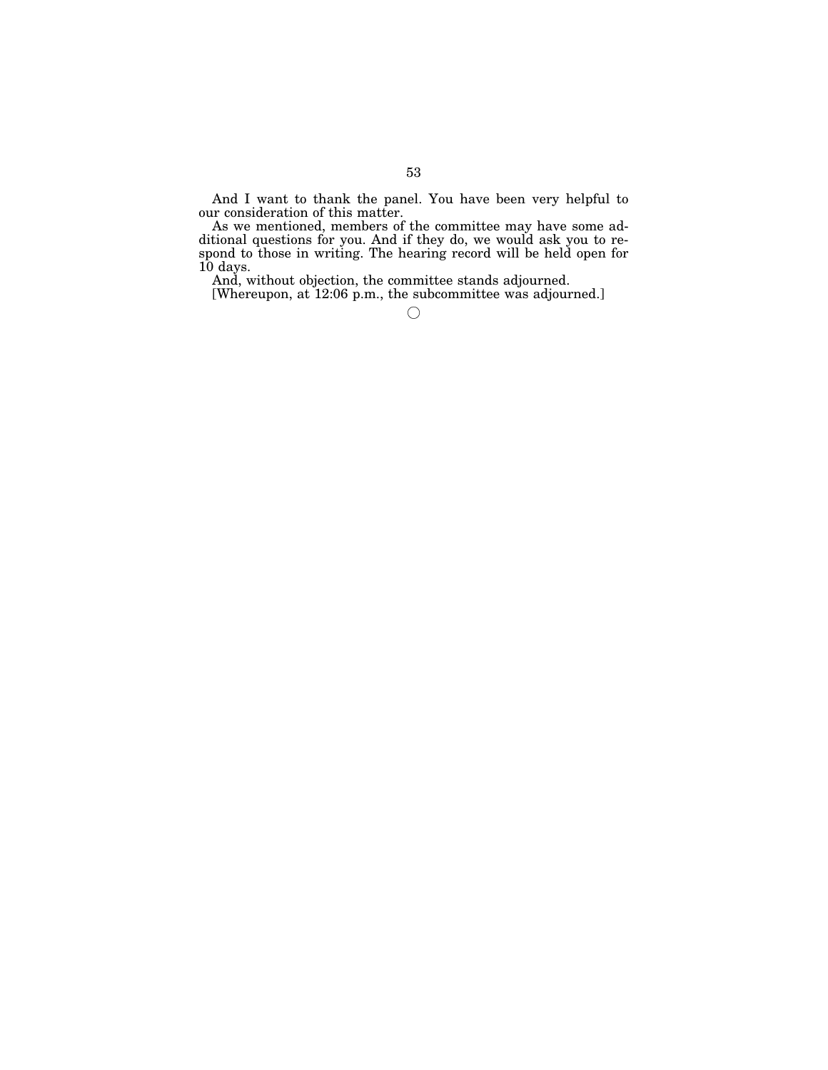And I want to thank the panel. You have been very helpful to our consideration of this matter.

As we mentioned, members of the committee may have some additional questions for you. And if they do, we would ask you to respond to those in writing. The hearing record will be held open for 10 days.

And, without objection, the committee stands adjourned.

[Whereupon, at 12:06 p.m., the subcommittee was adjourned.]

○